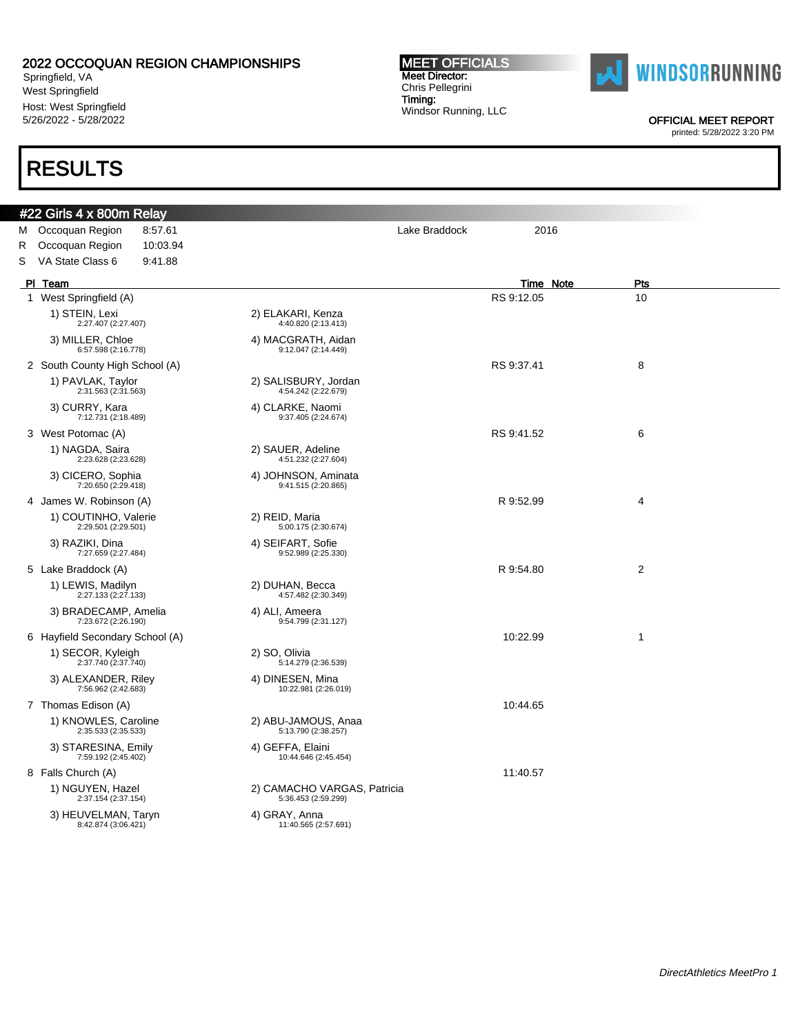**2022 OCCOQUAN REGION CHAMPIONSHIPS**
Springfield, VA
West Springfield
Host: West Springfield
5/26/2022 - 5/28/2022

**MEET OFFICIALS**
Meet Director:
Chris Pellegrini
Timing:
Windsor Running, LLC

WINDSORRUNNING

OFFICIAL MEET REPORT
printed: 5/28/2022 3:20 PM

# RESULTS

## #22 Girls 4 x 800m Relay

| | | | | |
|---|---|---|---|---|
| M | Occoquan Region | 8:57.61 | Lake Braddock | 2016 |
| R | Occoquan Region | 10:03.94 | | |
| S | VA State Class 6 | 9:41.88 | | |

| Pl | Team | | Time | Note | Pts |
|---|---|---|---|---|---|
| 1 | West Springfield (A) | | RS 9:12.05 | | 10 |
| | 1) STEIN, Lexi 2:27.407 (2:27.407) | 2) ELAKARI, Kenza 4:40.820 (2:13.413) | | | |
| | 3) MILLER, Chloe 6:57.598 (2:16.778) | 4) MACGRATH, Aidan 9:12.047 (2:14.449) | | | |
| 2 | South County High School (A) | | RS 9:37.41 | | 8 |
| | 1) PAVLAK, Taylor 2:31.563 (2:31.563) | 2) SALISBURY, Jordan 4:54.242 (2:22.679) | | | |
| | 3) CURRY, Kara 7:12.731 (2:18.489) | 4) CLARKE, Naomi 9:37.405 (2:24.674) | | | |
| 3 | West Potomac (A) | | RS 9:41.52 | | 6 |
| | 1) NAGDA, Saira 2:23.628 (2:23.628) | 2) SAUER, Adeline 4:51.232 (2:27.604) | | | |
| | 3) CICERO, Sophia 7:20.650 (2:29.418) | 4) JOHNSON, Aminata 9:41.515 (2:20.865) | | | |
| 4 | James W. Robinson (A) | | R 9:52.99 | | 4 |
| | 1) COUTINHO, Valerie 2:29.501 (2:29.501) | 2) REID, Maria 5:00.175 (2:30.674) | | | |
| | 3) RAZIKI, Dina 7:27.659 (2:27.484) | 4) SEIFART, Sofie 9:52.989 (2:25.330) | | | |
| 5 | Lake Braddock (A) | | R 9:54.80 | | 2 |
| | 1) LEWIS, Madilyn 2:27.133 (2:27.133) | 2) DUHAN, Becca 4:57.482 (2:30.349) | | | |
| | 3) BRADECAMP, Amelia 7:23.672 (2:26.190) | 4) ALI, Ameera 9:54.799 (2:31.127) | | | |
| 6 | Hayfield Secondary School (A) | | 10:22.99 | | 1 |
| | 1) SECOR, Kyleigh 2:37.740 (2:37.740) | 2) SO, Olivia 5:14.279 (2:36.539) | | | |
| | 3) ALEXANDER, Riley 7:56.962 (2:42.683) | 4) DINESEN, Mina 10:22.981 (2:26.019) | | | |
| 7 | Thomas Edison (A) | | 10:44.65 | | |
| | 1) KNOWLES, Caroline 2:35.533 (2:35.533) | 2) ABU-JAMOUS, Anaa 5:13.790 (2:38.257) | | | |
| | 3) STARESINA, Emily 7:59.192 (2:45.402) | 4) GEFFA, Elaini 10:44.646 (2:45.454) | | | |
| 8 | Falls Church (A) | | 11:40.57 | | |
| | 1) NGUYEN, Hazel 2:37.154 (2:37.154) | 2) CAMACHO VARGAS, Patricia 5:36.453 (2:59.299) | | | |
| | 3) HEUVELMAN, Taryn 8:42.874 (3:06.421) | 4) GRAY, Anna 11:40.565 (2:57.691) | | | |

*DirectAthletics MeetPro 1*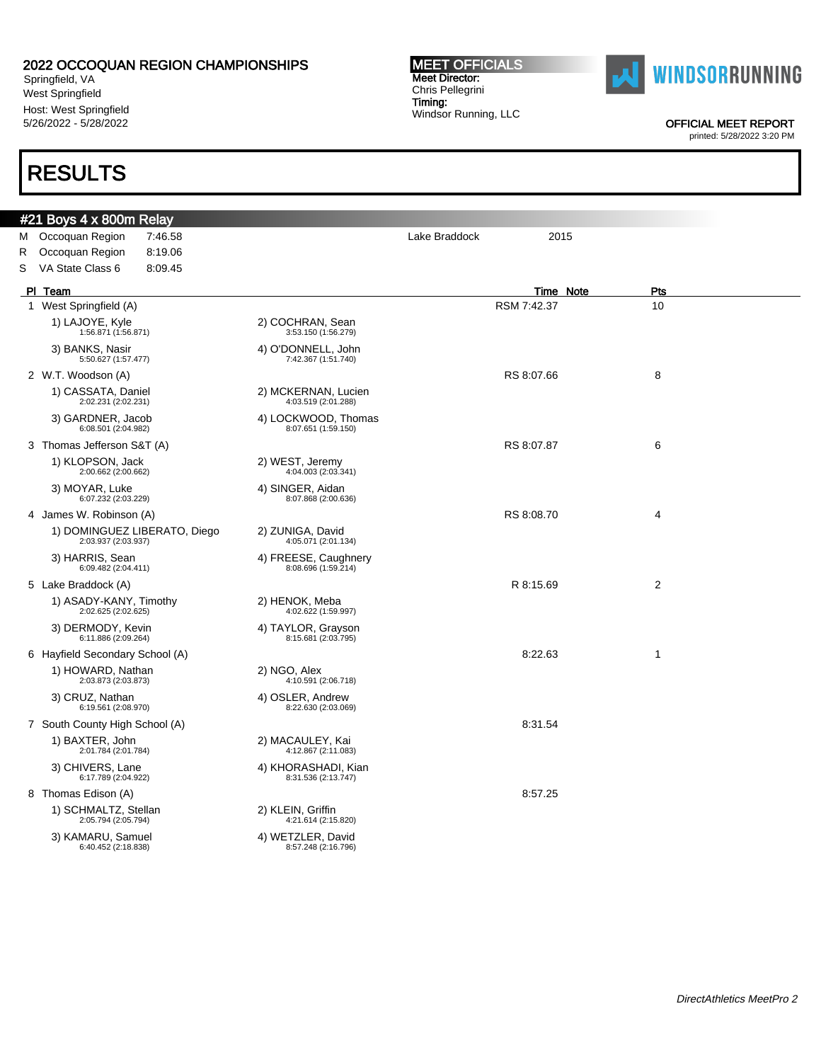# 2022 OCCOQUAN REGION CHAMPIONSHIPS

Springfield, VA
West Springfield
Host: West Springfield
5/26/2022 - 5/28/2022

**MEET OFFICIALS**
Meet Director:
Chris Pellegrini
Timing:
Windsor Running, LLC

WINDSORRUNNING

OFFICIAL MEET REPORT
printed: 5/28/2022 3:20 PM

# RESULTS

## #21 Boys 4 x 800m Relay

| | | | | |
|---|---|---|---|---|
| M | Occoquan Region | 7:46.58 | Lake Braddock | 2015 |
| R | Occoquan Region | 8:19.06 | | |
| S | VA State Class 6 | 8:09.45 | | |

| Pl | Team | | Time | Note | Pts |
|---|---|---|---|---|---|
| 1 | West Springfield (A) | | 7:42.37 | RSM | 10 |
| | 1) LAJOYE, Kyle 1:56.871 (1:56.871) | 2) COCHRAN, Sean 3:53.150 (1:56.279) | | | |
| | 3) BANKS, Nasir 5:50.627 (1:57.477) | 4) O'DONNELL, John 7:42.367 (1:51.740) | | | |
| 2 | W.T. Woodson (A) | | 8:07.66 | RS | 8 |
| | 1) CASSATA, Daniel 2:02.231 (2:02.231) | 2) MCKERNAN, Lucien 4:03.519 (2:01.288) | | | |
| | 3) GARDNER, Jacob 6:08.501 (2:04.982) | 4) LOCKWOOD, Thomas 8:07.651 (1:59.150) | | | |
| 3 | Thomas Jefferson S&T (A) | | 8:07.87 | RS | 6 |
| | 1) KLOPSON, Jack 2:00.662 (2:00.662) | 2) WEST, Jeremy 4:04.003 (2:03.341) | | | |
| | 3) MOYAR, Luke 6:07.232 (2:03.229) | 4) SINGER, Aidan 8:07.868 (2:00.636) | | | |
| 4 | James W. Robinson (A) | | 8:08.70 | RS | 4 |
| | 1) DOMINGUEZ LIBERATO, Diego 2:03.937 (2:03.937) | 2) ZUNIGA, David 4:05.071 (2:01.134) | | | |
| | 3) HARRIS, Sean 6:09.482 (2:04.411) | 4) FREESE, Caughnery 8:08.696 (1:59.214) | | | |
| 5 | Lake Braddock (A) | | 8:15.69 | R | 2 |
| | 1) ASADY-KANY, Timothy 2:02.625 (2:02.625) | 2) HENOK, Meba 4:02.622 (1:59.997) | | | |
| | 3) DERMODY, Kevin 6:11.886 (2:09.264) | 4) TAYLOR, Grayson 8:15.681 (2:03.795) | | | |
| 6 | Hayfield Secondary School (A) | | 8:22.63 | | 1 |
| | 1) HOWARD, Nathan 2:03.873 (2:03.873) | 2) NGO, Alex 4:10.591 (2:06.718) | | | |
| | 3) CRUZ, Nathan 6:19.561 (2:08.970) | 4) OSLER, Andrew 8:22.630 (2:03.069) | | | |
| 7 | South County High School (A) | | 8:31.54 | | |
| | 1) BAXTER, John 2:01.784 (2:01.784) | 2) MACAULEY, Kai 4:12.867 (2:11.083) | | | |
| | 3) CHIVERS, Lane 6:17.789 (2:04.922) | 4) KHORASHADI, Kian 8:31.536 (2:13.747) | | | |
| 8 | Thomas Edison (A) | | 8:57.25 | | |
| | 1) SCHMALTZ, Stellan 2:05.794 (2:05.794) | 2) KLEIN, Griffin 4:21.614 (2:15.820) | | | |
| | 3) KAMARU, Samuel 6:40.452 (2:18.838) | 4) WETZLER, David 8:57.248 (2:16.796) | | | |

*DirectAthletics MeetPro 2*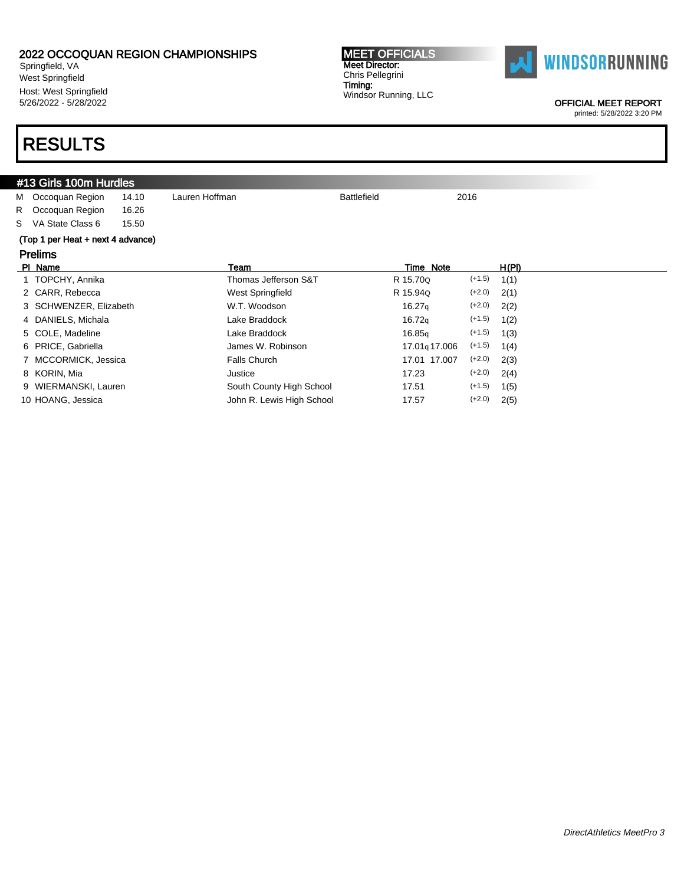2022 OCCOQUAN REGION CHAMPIONSHIPS
Springfield, VA
West Springfield
Host: West Springfield
5/26/2022 - 5/28/2022

**MEET OFFICIALS**
Meet Director:
Chris Pellegrini
Timing:
Windsor Running, LLC

WINDSORRUNNING

OFFICIAL MEET REPORT
printed: 5/28/2022 3:20 PM

# RESULTS

## #13 Girls 100m Hurdles

| | | | | | |
|---|---|---|---|---|---|
| M | Occoquan Region | 14.10 | Lauren Hoffman | Battlefield | 2016 |
| R | Occoquan Region | 16.26 | | | |
| S | VA State Class 6 | 15.50 | | | |

(Top 1 per Heat + next 4 advance)

### Prelims

| Pl | Name | Team | Time | Note | Wind | H(Pl) |
|---|---|---|---|---|---|---|
| 1 | TOPCHY, Annika | Thomas Jefferson S&T | R 15.70Q | | (+1.5) | 1(1) |
| 2 | CARR, Rebecca | West Springfield | R 15.94Q | | (+2.0) | 2(1) |
| 3 | SCHWENZER, Elizabeth | W.T. Woodson | 16.27q | | (+2.0) | 2(2) |
| 4 | DANIELS, Michala | Lake Braddock | 16.72q | | (+1.5) | 1(2) |
| 5 | COLE, Madeline | Lake Braddock | 16.85q | | (+1.5) | 1(3) |
| 6 | PRICE, Gabriella | James W. Robinson | 17.01q | 17.006 | (+1.5) | 1(4) |
| 7 | MCCORMICK, Jessica | Falls Church | 17.01 | 17.007 | (+2.0) | 2(3) |
| 8 | KORIN, Mia | Justice | 17.23 | | (+2.0) | 2(4) |
| 9 | WIERMANSKI, Lauren | South County High School | 17.51 | | (+1.5) | 1(5) |
| 10 | HOANG, Jessica | John R. Lewis High School | 17.57 | | (+2.0) | 2(5) |

*DirectAthletics MeetPro 3*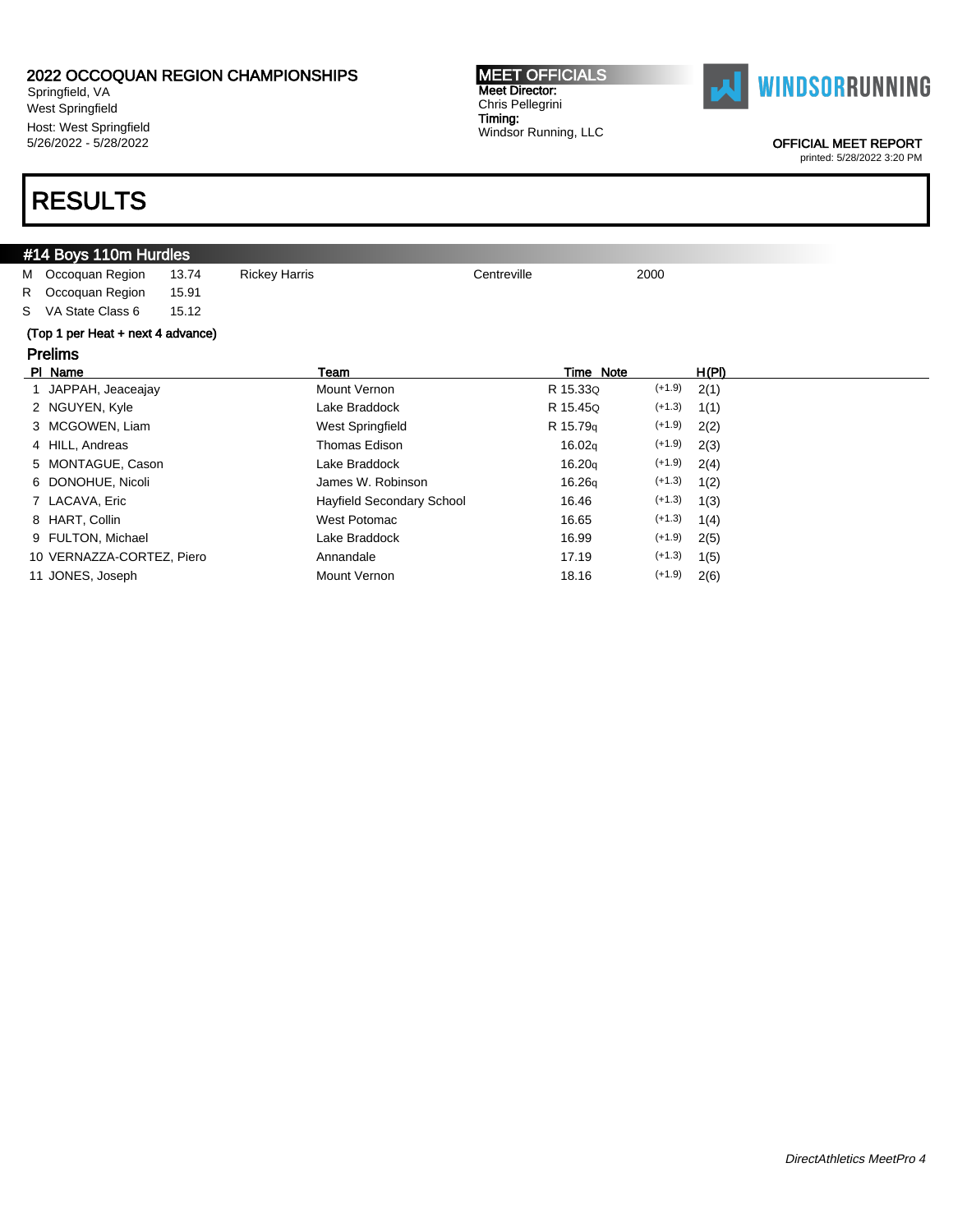2022 OCCOQUAN REGION CHAMPIONSHIPS
Springfield, VA
West Springfield
Host: West Springfield
5/26/2022 - 5/28/2022

**MEET OFFICIALS**
Meet Director:
Chris Pellegrini
Timing:
Windsor Running, LLC

WINDSORRUNNING

OFFICIAL MEET REPORT
printed: 5/28/2022 3:20 PM

# RESULTS

## #14 Boys 110m Hurdles

| | | | | | |
|---|---|---|---|---|---|
| M | Occoquan Region | 13.74 | Rickey Harris | Centreville | 2000 |
| R | Occoquan Region | 15.91 | | | |
| S | VA State Class 6 | 15.12 | | | |

**(Top 1 per Heat + next 4 advance)**

### Prelims

| Pl | Name | Team | Time | Note | | H(Pl) |
|---|---|---|---|---|---|---|
| 1 | JAPPAH, Jeaceajay | Mount Vernon | R 15.33Q | | (+1.9) | 2(1) |
| 2 | NGUYEN, Kyle | Lake Braddock | R 15.45Q | | (+1.3) | 1(1) |
| 3 | MCGOWEN, Liam | West Springfield | R 15.79q | | (+1.9) | 2(2) |
| 4 | HILL, Andreas | Thomas Edison | 16.02q | | (+1.9) | 2(3) |
| 5 | MONTAGUE, Cason | Lake Braddock | 16.20q | | (+1.9) | 2(4) |
| 6 | DONOHUE, Nicoli | James W. Robinson | 16.26q | | (+1.3) | 1(2) |
| 7 | LACAVA, Eric | Hayfield Secondary School | 16.46 | | (+1.3) | 1(3) |
| 8 | HART, Collin | West Potomac | 16.65 | | (+1.3) | 1(4) |
| 9 | FULTON, Michael | Lake Braddock | 16.99 | | (+1.9) | 2(5) |
| 10 | VERNAZZA-CORTEZ, Piero | Annandale | 17.19 | | (+1.3) | 1(5) |
| 11 | JONES, Joseph | Mount Vernon | 18.16 | | (+1.9) | 2(6) |

*DirectAthletics MeetPro 4*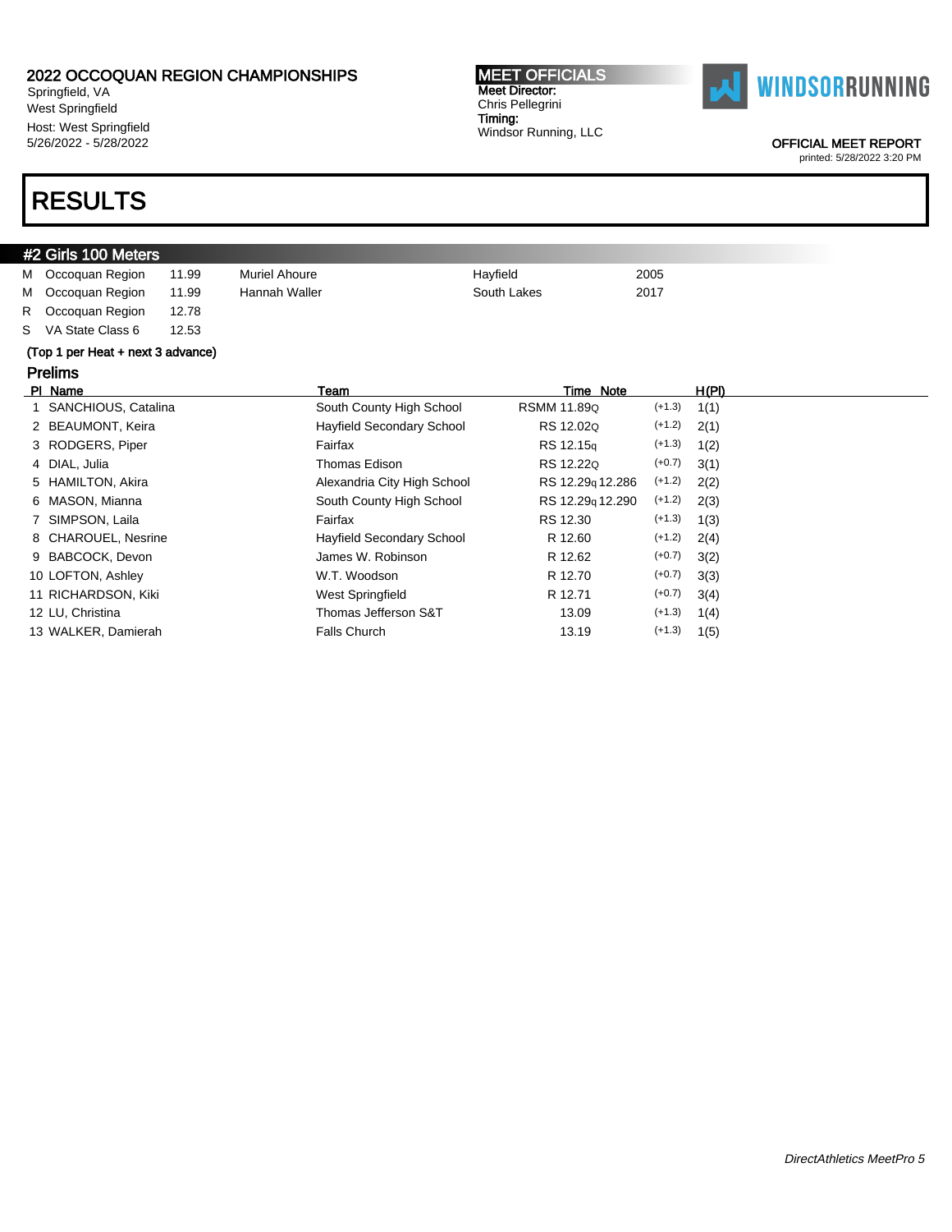2022 OCCOQUAN REGION CHAMPIONSHIPS
Springfield, VA
West Springfield
Host: West Springfield
5/26/2022 - 5/28/2022

**MEET OFFICIALS**
Meet Director:
Chris Pellegrini
Timing:
Windsor Running, LLC

WINDSORRUNNING

OFFICIAL MEET REPORT
printed: 5/28/2022 3:20 PM

# RESULTS

## #2 Girls 100 Meters

| | | | | | |
|---|---|---|---|---|---|
| M | Occoquan Region | 11.99 | Muriel Ahoure | Hayfield | 2005 |
| M | Occoquan Region | 11.99 | Hannah Waller | South Lakes | 2017 |
| R | Occoquan Region | 12.78 | | | |
| S | VA State Class 6 | 12.53 | | | |

**(Top 1 per Heat + next 3 advance)**

### Prelims

| Pl | Name | Team | Time | Note | | H(Pl) |
|---|---|---|---|---|---|---|
| 1 | SANCHIOUS, Catalina | South County High School | RSMM 11.89Q | | (+1.3) | 1(1) |
| 2 | BEAUMONT, Keira | Hayfield Secondary School | RS 12.02Q | | (+1.2) | 2(1) |
| 3 | RODGERS, Piper | Fairfax | RS 12.15q | | (+1.3) | 1(2) |
| 4 | DIAL, Julia | Thomas Edison | RS 12.22Q | | (+0.7) | 3(1) |
| 5 | HAMILTON, Akira | Alexandria City High School | RS 12.29q | 12.286 | (+1.2) | 2(2) |
| 6 | MASON, Mianna | South County High School | RS 12.29q | 12.290 | (+1.2) | 2(3) |
| 7 | SIMPSON, Laila | Fairfax | RS 12.30 | | (+1.3) | 1(3) |
| 8 | CHAROUEL, Nesrine | Hayfield Secondary School | R 12.60 | | (+1.2) | 2(4) |
| 9 | BABCOCK, Devon | James W. Robinson | R 12.62 | | (+0.7) | 3(2) |
| 10 | LOFTON, Ashley | W.T. Woodson | R 12.70 | | (+0.7) | 3(3) |
| 11 | RICHARDSON, Kiki | West Springfield | R 12.71 | | (+0.7) | 3(4) |
| 12 | LU, Christina | Thomas Jefferson S&T | 13.09 | | (+1.3) | 1(4) |
| 13 | WALKER, Damierah | Falls Church | 13.19 | | (+1.3) | 1(5) |

*DirectAthletics MeetPro 5*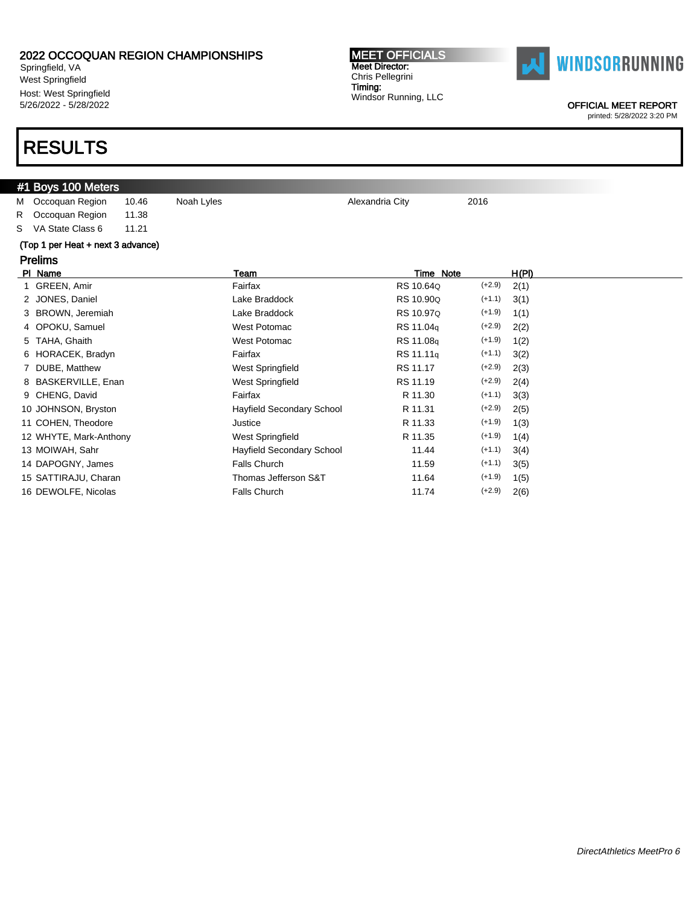2022 OCCOQUAN REGION CHAMPIONSHIPS
Springfield, VA
West Springfield
Host: West Springfield
5/26/2022 - 5/28/2022

**MEET OFFICIALS**
Meet Director:
Chris Pellegrini
Timing:
Windsor Running, LLC

OFFICIAL MEET REPORT
printed: 5/28/2022 3:20 PM

# RESULTS

## #1 Boys 100 Meters

| | | | | | |
|---|---|---|---|---|---|
| M | Occoquan Region | 10.46 | Noah Lyles | Alexandria City | 2016 |
| R | Occoquan Region | 11.38 | | | |
| S | VA State Class 6 | 11.21 | | | |

**(Top 1 per Heat + next 3 advance)**

### Prelims

| Pl | Name | Team | Time | Note | Wind | H(Pl) |
|---|---|---|---|---|---|---|
| 1 | GREEN, Amir | Fairfax | RS 10.64 | Q | (+2.9) | 2(1) |
| 2 | JONES, Daniel | Lake Braddock | RS 10.90 | Q | (+1.1) | 3(1) |
| 3 | BROWN, Jeremiah | Lake Braddock | RS 10.97 | Q | (+1.9) | 1(1) |
| 4 | OPOKU, Samuel | West Potomac | RS 11.04 | q | (+2.9) | 2(2) |
| 5 | TAHA, Ghaith | West Potomac | RS 11.08 | q | (+1.9) | 1(2) |
| 6 | HORACEK, Bradyn | Fairfax | RS 11.11 | q | (+1.1) | 3(2) |
| 7 | DUBE, Matthew | West Springfield | RS 11.17 | | (+2.9) | 2(3) |
| 8 | BASKERVILLE, Enan | West Springfield | RS 11.19 | | (+2.9) | 2(4) |
| 9 | CHENG, David | Fairfax | R 11.30 | | (+1.1) | 3(3) |
| 10 | JOHNSON, Bryston | Hayfield Secondary School | R 11.31 | | (+2.9) | 2(5) |
| 11 | COHEN, Theodore | Justice | R 11.33 | | (+1.9) | 1(3) |
| 12 | WHYTE, Mark-Anthony | West Springfield | R 11.35 | | (+1.9) | 1(4) |
| 13 | MOIWAH, Sahr | Hayfield Secondary School | 11.44 | | (+1.1) | 3(4) |
| 14 | DAPOGNY, James | Falls Church | 11.59 | | (+1.1) | 3(5) |
| 15 | SATTIRAJU, Charan | Thomas Jefferson S&T | 11.64 | | (+1.9) | 1(5) |
| 16 | DEWOLFE, Nicolas | Falls Church | 11.74 | | (+2.9) | 2(6) |

*DirectAthletics MeetPro 6*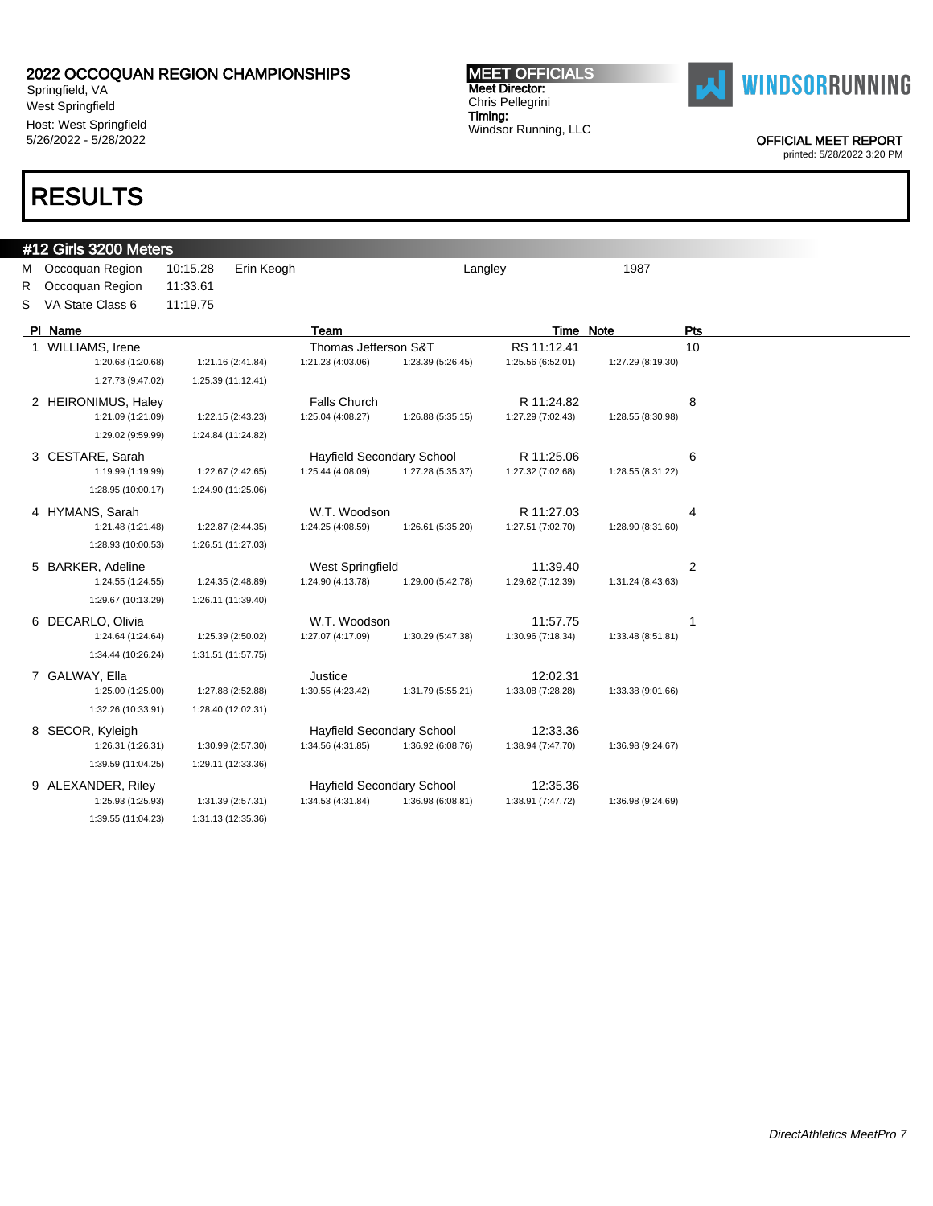# 2022 OCCOQUAN REGION CHAMPIONSHIPS

Springfield, VA
West Springfield
Host: West Springfield
5/26/2022 - 5/28/2022

**MEET OFFICIALS**
Meet Director:
Chris Pellegrini
Timing:
Windsor Running, LLC

WINDSORRUNNING

OFFICIAL MEET REPORT
printed: 5/28/2022 3:20 PM

# RESULTS

## #12 Girls 3200 Meters

| | | | | | |
|---|---|---|---|---|---|
| M | Occoquan Region | 10:15.28 | Erin Keogh | Langley | 1987 |
| R | Occoquan Region | 11:33.61 | | | |
| S | VA State Class 6 | 11:19.75 | | | |

| Pl | Name | Team | Time | Note | Pts |
|---|---|---|---|---|---|
| 1 | WILLIAMS, Irene | Thomas Jefferson S&T | RS 11:12.41 | | 10 |
| | 1:20.68 (1:20.68) 1:21.16 (2:41.84) 1:21.23 (4:03.06) 1:23.39 (5:26.45) 1:25.56 (6:52.01) 1:27.29 (8:19.30) 1:27.73 (9:47.02) 1:25.39 (11:12.41) | | | | |
| 2 | HEIRONIMUS, Haley | Falls Church | R 11:24.82 | | 8 |
| | 1:21.09 (1:21.09) 1:22.15 (2:43.23) 1:25.04 (4:08.27) 1:26.88 (5:35.15) 1:27.29 (7:02.43) 1:28.55 (8:30.98) 1:29.02 (9:59.99) 1:24.84 (11:24.82) | | | | |
| 3 | CESTARE, Sarah | Hayfield Secondary School | R 11:25.06 | | 6 |
| | 1:19.99 (1:19.99) 1:22.67 (2:42.65) 1:25.44 (4:08.09) 1:27.28 (5:35.37) 1:27.32 (7:02.68) 1:28.55 (8:31.22) 1:28.95 (10:00.17) 1:24.90 (11:25.06) | | | | |
| 4 | HYMANS, Sarah | W.T. Woodson | R 11:27.03 | | 4 |
| | 1:21.48 (1:21.48) 1:22.87 (2:44.35) 1:24.25 (4:08.59) 1:26.61 (5:35.20) 1:27.51 (7:02.70) 1:28.90 (8:31.60) 1:28.93 (10:00.53) 1:26.51 (11:27.03) | | | | |
| 5 | BARKER, Adeline | West Springfield | 11:39.40 | | 2 |
| | 1:24.55 (1:24.55) 1:24.35 (2:48.89) 1:24.90 (4:13.78) 1:29.00 (5:42.78) 1:29.62 (7:12.39) 1:31.24 (8:43.63) 1:29.67 (10:13.29) 1:26.11 (11:39.40) | | | | |
| 6 | DECARLO, Olivia | W.T. Woodson | 11:57.75 | | 1 |
| | 1:24.64 (1:24.64) 1:25.39 (2:50.02) 1:27.07 (4:17.09) 1:30.29 (5:47.38) 1:30.96 (7:18.34) 1:33.48 (8:51.81) 1:34.44 (10:26.24) 1:31.51 (11:57.75) | | | | |
| 7 | GALWAY, Ella | Justice | 12:02.31 | | |
| | 1:25.00 (1:25.00) 1:27.88 (2:52.88) 1:30.55 (4:23.42) 1:31.79 (5:55.21) 1:33.08 (7:28.28) 1:33.38 (9:01.66) 1:32.26 (10:33.91) 1:28.40 (12:02.31) | | | | |
| 8 | SECOR, Kyleigh | Hayfield Secondary School | 12:33.36 | | |
| | 1:26.31 (1:26.31) 1:30.99 (2:57.30) 1:34.56 (4:31.85) 1:36.92 (6:08.76) 1:38.94 (7:47.70) 1:36.98 (9:24.67) 1:39.59 (11:04.25) 1:29.11 (12:33.36) | | | | |
| 9 | ALEXANDER, Riley | Hayfield Secondary School | 12:35.36 | | |
| | 1:25.93 (1:25.93) 1:31.39 (2:57.31) 1:34.53 (4:31.84) 1:36.98 (6:08.81) 1:38.91 (7:47.72) 1:36.98 (9:24.69) 1:39.55 (11:04.23) 1:31.13 (12:35.36) | | | | |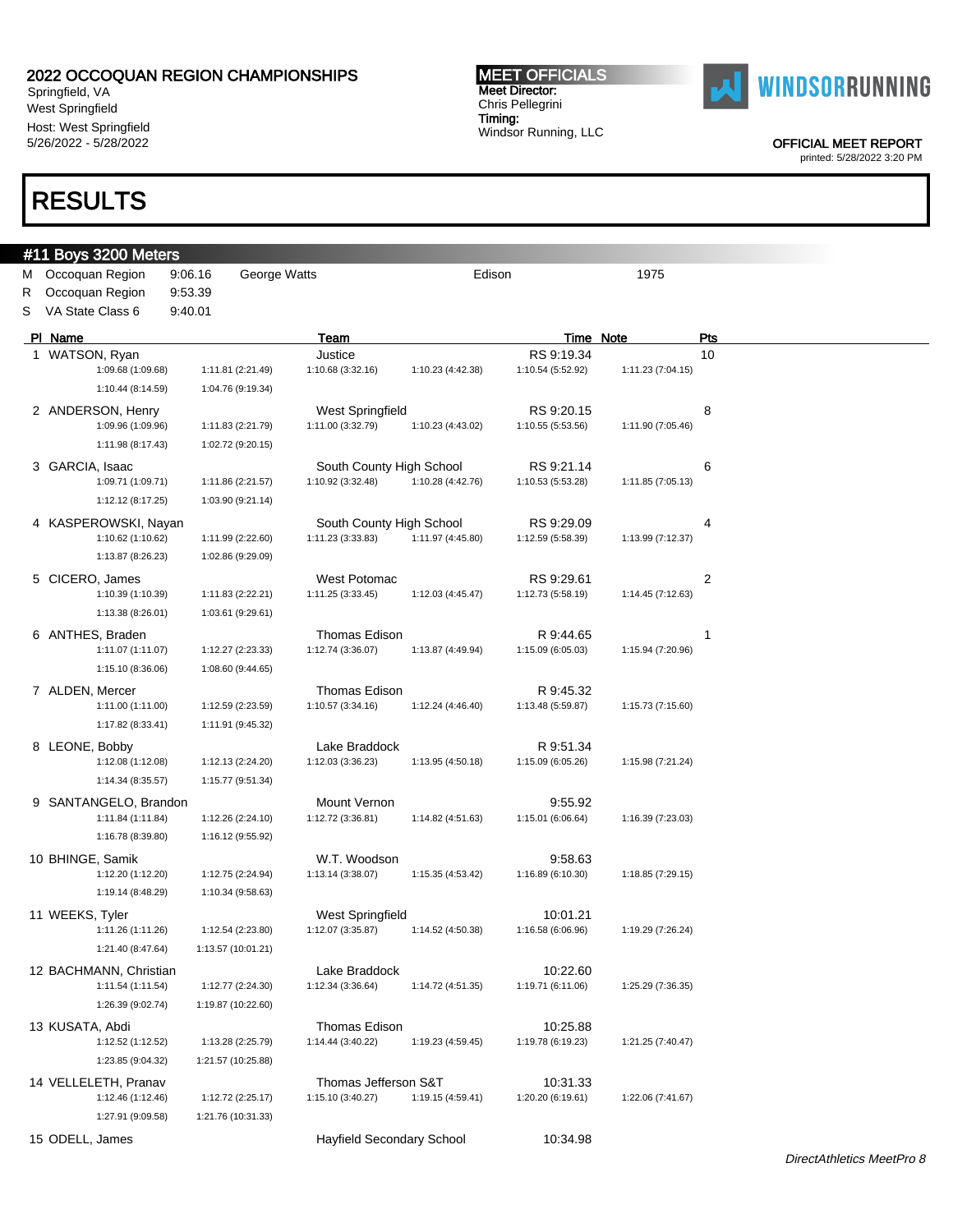# 2022 OCCOQUAN REGION CHAMPIONSHIPS

Springfield, VA
West Springfield
Host: West Springfield
5/26/2022 - 5/28/2022

**MEET OFFICIALS**
Meet Director:
Chris Pellegrini
Timing:
Windsor Running, LLC

OFFICIAL MEET REPORT
printed: 5/28/2022 3:20 PM

# RESULTS

## #11 Boys 3200 Meters

| | | | | | |
|---|---|---|---|---|---|
| M | Occoquan Region | 9:06.16 | George Watts | Edison | 1975 |
| R | Occoquan Region | 9:53.39 | | | |
| S | VA State Class 6 | 9:40.01 | | | |

| Pl | Name | Team | Time | Note | Pts |
|---|---|---|---|---|---|
| 1 | WATSON, Ryan | Justice | RS 9:19.34 | | 10 |
| | 1:09.68 (1:09.68), 1:11.81 (2:21.49), 1:10.68 (3:32.16), 1:10.23 (4:42.38), 1:10.54 (5:52.92), 1:11.23 (7:04.15), 1:10.44 (8:14.59), 1:04.76 (9:19.34) | | | | |
| 2 | ANDERSON, Henry | West Springfield | RS 9:20.15 | | 8 |
| | 1:09.96 (1:09.96), 1:11.83 (2:21.79), 1:11.00 (3:32.79), 1:10.23 (4:43.02), 1:10.55 (5:53.56), 1:11.90 (7:05.46), 1:11.98 (8:17.43), 1:02.72 (9:20.15) | | | | |
| 3 | GARCIA, Isaac | South County High School | RS 9:21.14 | | 6 |
| | 1:09.71 (1:09.71), 1:11.86 (2:21.57), 1:10.92 (3:32.48), 1:10.28 (4:42.76), 1:10.53 (5:53.28), 1:11.85 (7:05.13), 1:12.12 (8:17.25), 1:03.90 (9:21.14) | | | | |
| 4 | KASPEROWSKI, Nayan | South County High School | RS 9:29.09 | | 4 |
| | 1:10.62 (1:10.62), 1:11.99 (2:22.60), 1:11.23 (3:33.83), 1:11.97 (4:45.80), 1:12.59 (5:58.39), 1:13.99 (7:12.37), 1:13.87 (8:26.23), 1:02.86 (9:29.09) | | | | |
| 5 | CICERO, James | West Potomac | RS 9:29.61 | | 2 |
| | 1:10.39 (1:10.39), 1:11.83 (2:22.21), 1:11.25 (3:33.45), 1:12.03 (4:45.47), 1:12.73 (5:58.19), 1:14.45 (7:12.63), 1:13.38 (8:26.01), 1:03.61 (9:29.61) | | | | |
| 6 | ANTHES, Braden | Thomas Edison | R 9:44.65 | | 1 |
| | 1:11.07 (1:11.07), 1:12.27 (2:23.33), 1:12.74 (3:36.07), 1:13.87 (4:49.94), 1:15.09 (6:05.03), 1:15.94 (7:20.96), 1:15.10 (8:36.06), 1:08.60 (9:44.65) | | | | |
| 7 | ALDEN, Mercer | Thomas Edison | R 9:45.32 | | |
| | 1:11.00 (1:11.00), 1:12.59 (2:23.59), 1:10.57 (3:34.16), 1:12.24 (4:46.40), 1:13.48 (5:59.87), 1:15.73 (7:15.60), 1:17.82 (8:33.41), 1:11.91 (9:45.32) | | | | |
| 8 | LEONE, Bobby | Lake Braddock | R 9:51.34 | | |
| | 1:12.08 (1:12.08), 1:12.13 (2:24.20), 1:12.03 (3:36.23), 1:13.95 (4:50.18), 1:15.09 (6:05.26), 1:15.98 (7:21.24), 1:14.34 (8:35.57), 1:15.77 (9:51.34) | | | | |
| 9 | SANTANGELO, Brandon | Mount Vernon | 9:55.92 | | |
| | 1:11.84 (1:11.84), 1:12.26 (2:24.10), 1:12.72 (3:36.81), 1:14.82 (4:51.63), 1:15.01 (6:06.64), 1:16.39 (7:23.03), 1:16.78 (8:39.80), 1:16.12 (9:55.92) | | | | |
| 10 | BHINGE, Samik | W.T. Woodson | 9:58.63 | | |
| | 1:12.20 (1:12.20), 1:12.75 (2:24.94), 1:13.14 (3:38.07), 1:15.35 (4:53.42), 1:16.89 (6:10.30), 1:18.85 (7:29.15), 1:19.14 (8:48.29), 1:10.34 (9:58.63) | | | | |
| 11 | WEEKS, Tyler | West Springfield | 10:01.21 | | |
| | 1:11.26 (1:11.26), 1:12.54 (2:23.80), 1:12.07 (3:35.87), 1:14.52 (4:50.38), 1:16.58 (6:06.96), 1:19.29 (7:26.24), 1:21.40 (8:47.64), 1:13.57 (10:01.21) | | | | |
| 12 | BACHMANN, Christian | Lake Braddock | 10:22.60 | | |
| | 1:11.54 (1:11.54), 1:12.77 (2:24.30), 1:12.34 (3:36.64), 1:14.72 (4:51.35), 1:19.71 (6:11.06), 1:25.29 (7:36.35), 1:26.39 (9:02.74), 1:19.87 (10:22.60) | | | | |
| 13 | KUSATA, Abdi | Thomas Edison | 10:25.88 | | |
| | 1:12.52 (1:12.52), 1:13.28 (2:25.79), 1:14.44 (3:40.22), 1:19.23 (4:59.45), 1:19.78 (6:19.23), 1:21.25 (7:40.47), 1:23.85 (9:04.32), 1:21.57 (10:25.88) | | | | |
| 14 | VELLELETH, Pranav | Thomas Jefferson S&T | 10:31.33 | | |
| | 1:12.46 (1:12.46), 1:12.72 (2:25.17), 1:15.10 (3:40.27), 1:19.15 (4:59.41), 1:20.20 (6:19.61), 1:22.06 (7:41.67), 1:27.91 (9:09.58), 1:21.76 (10:31.33) | | | | |
| 15 | ODELL, James | Hayfield Secondary School | 10:34.98 | | |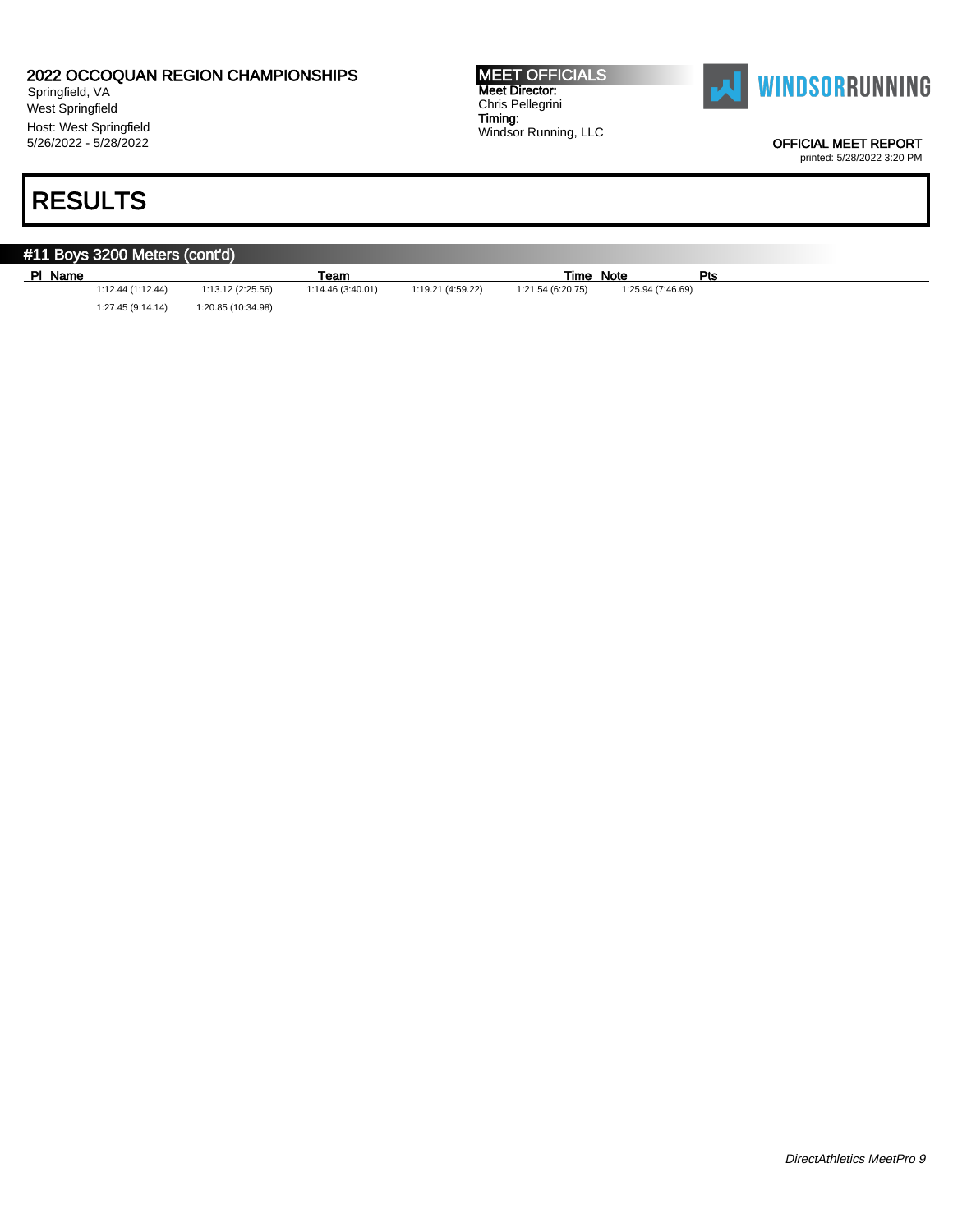# RESULTS

## #11 Boys 3200 Meters (cont'd)

| Pl | Name | Team | Time | Note | Pts |
|---|---|---|---|---|---|

1:12.44 (1:12.44) 1:13.12 (2:25.56) 1:14.46 (3:40.01) 1:19.21 (4:59.22) 1:21.54 (6:20.75) 1:25.94 (7:46.69)
1:27.45 (9:14.14) 1:20.85 (10:34.98)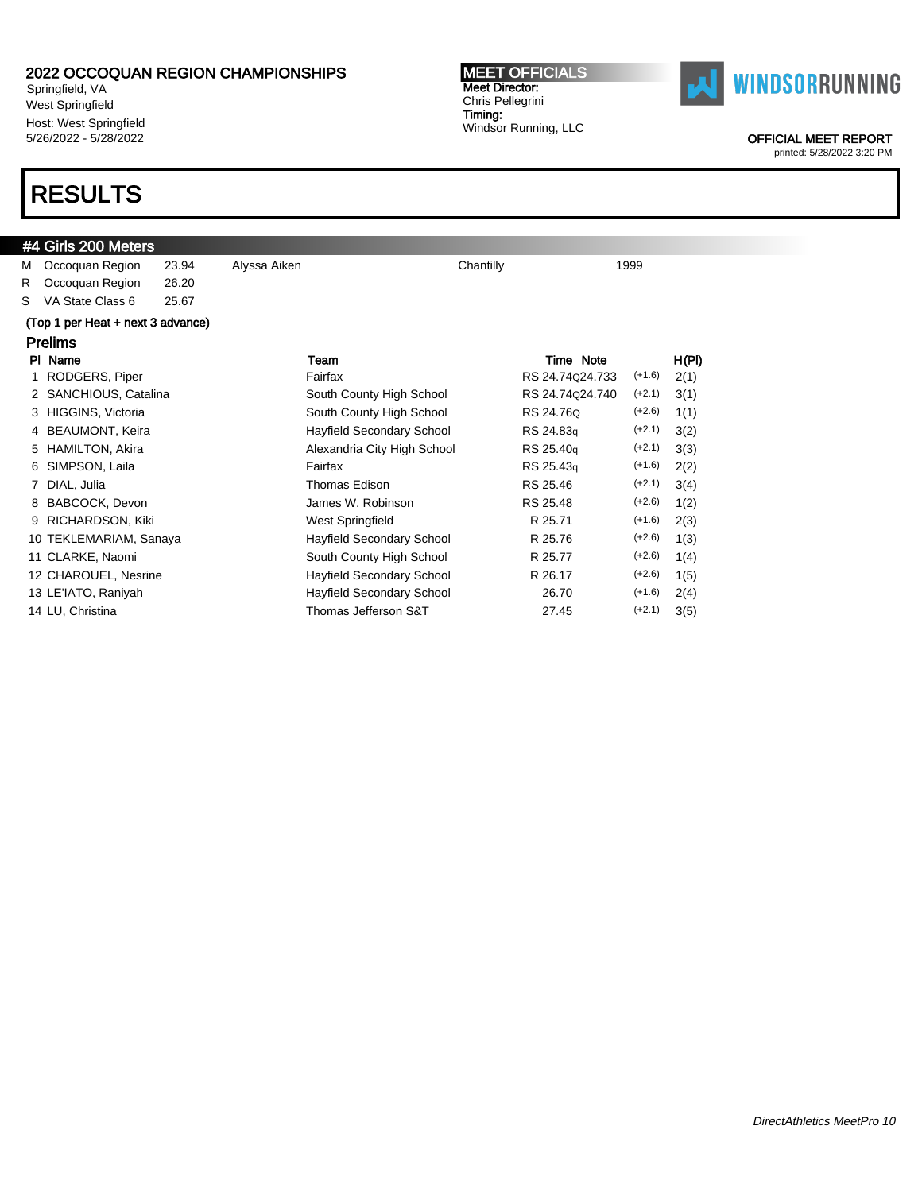2022 OCCOQUAN REGION CHAMPIONSHIPS
Springfield, VA
West Springfield
Host: West Springfield
5/26/2022 - 5/28/2022

**MEET OFFICIALS**
Meet Director:
Chris Pellegrini
Timing:
Windsor Running, LLC

WINDSORRUNNING

OFFICIAL MEET REPORT
printed: 5/28/2022 3:20 PM

# RESULTS

## #4 Girls 200 Meters

| | | | | | |
|---|---|---|---|---|---|
| M | Occoquan Region | 23.94 | Alyssa Aiken | Chantilly | 1999 |
| R | Occoquan Region | 26.20 | | | |
| S | VA State Class 6 | 25.67 | | | |

(Top 1 per Heat + next 3 advance)

### Prelims

| Pl | Name | Team | Time | Note | Wind | H(Pl) |
|---|---|---|---|---|---|---|
| 1 | RODGERS, Piper | Fairfax | RS 24.74 | Q24.733 | (+1.6) | 2(1) |
| 2 | SANCHIOUS, Catalina | South County High School | RS 24.74 | Q24.740 | (+2.1) | 3(1) |
| 3 | HIGGINS, Victoria | South County High School | RS 24.76 | Q | (+2.6) | 1(1) |
| 4 | BEAUMONT, Keira | Hayfield Secondary School | RS 24.83 | q | (+2.1) | 3(2) |
| 5 | HAMILTON, Akira | Alexandria City High School | RS 25.40 | q | (+2.1) | 3(3) |
| 6 | SIMPSON, Laila | Fairfax | RS 25.43 | q | (+1.6) | 2(2) |
| 7 | DIAL, Julia | Thomas Edison | RS 25.46 | | (+2.1) | 3(4) |
| 8 | BABCOCK, Devon | James W. Robinson | RS 25.48 | | (+2.6) | 1(2) |
| 9 | RICHARDSON, Kiki | West Springfield | R 25.71 | | (+1.6) | 2(3) |
| 10 | TEKLEMARIAM, Sanaya | Hayfield Secondary School | R 25.76 | | (+2.6) | 1(3) |
| 11 | CLARKE, Naomi | South County High School | R 25.77 | | (+2.6) | 1(4) |
| 12 | CHAROUEL, Nesrine | Hayfield Secondary School | R 26.17 | | (+2.6) | 1(5) |
| 13 | LE'IATO, Raniyah | Hayfield Secondary School | 26.70 | | (+1.6) | 2(4) |
| 14 | LU, Christina | Thomas Jefferson S&T | 27.45 | | (+2.1) | 3(5) |

*DirectAthletics MeetPro 10*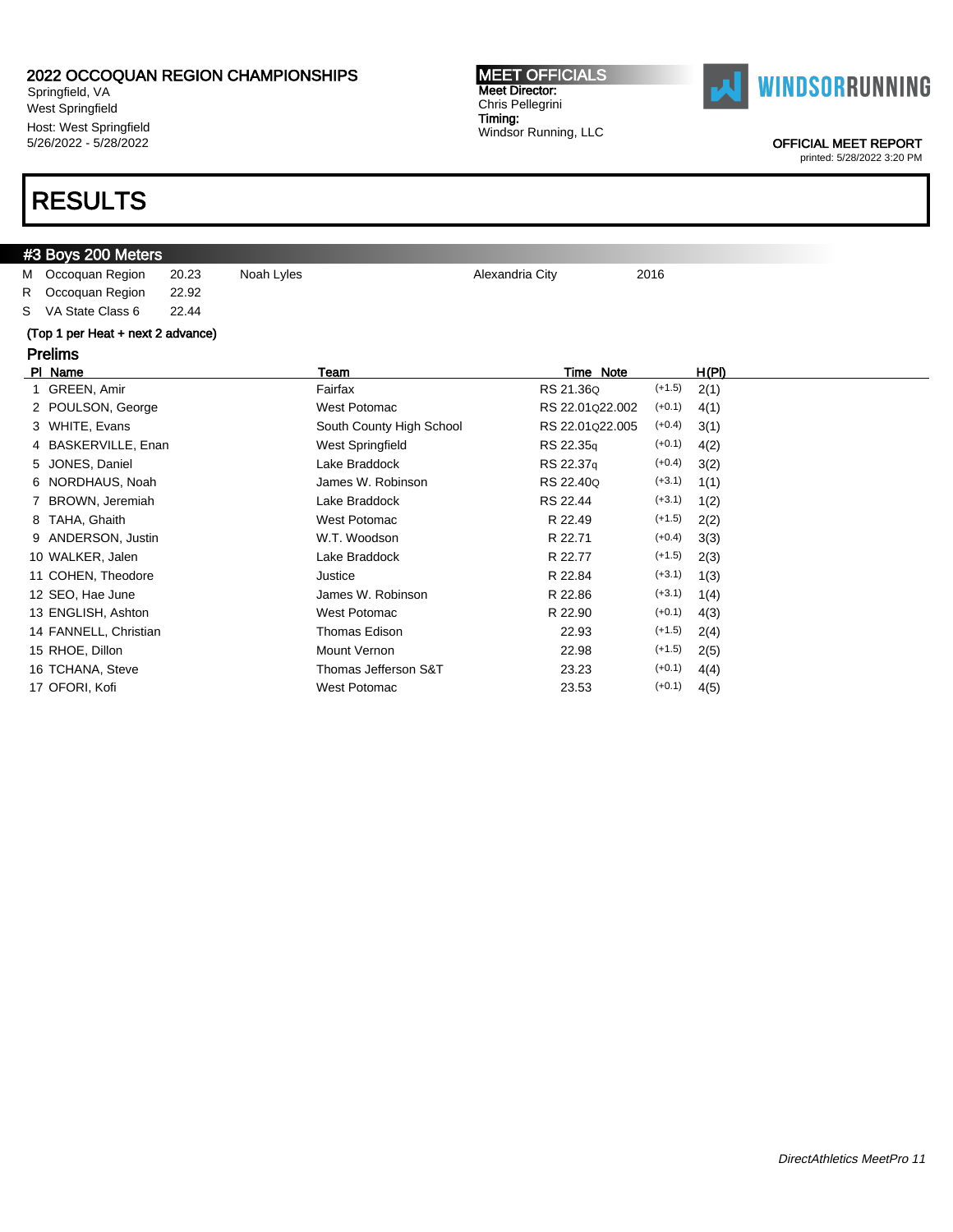2022 OCCOQUAN REGION CHAMPIONSHIPS
Springfield, VA
West Springfield
Host: West Springfield
5/26/2022 - 5/28/2022

**MEET OFFICIALS**
**Meet Director:**
Chris Pellegrini
**Timing:**
Windsor Running, LLC

WINDSORRUNNING

OFFICIAL MEET REPORT
printed: 5/28/2022 3:20 PM

# RESULTS

## #3 Boys 200 Meters

| | | | | | |
|---|---|---|---|---|---|
| M | Occoquan Region | 20.23 | Noah Lyles | Alexandria City | 2016 |
| R | Occoquan Region | 22.92 | | | |
| S | VA State Class 6 | 22.44 | | | |

**(Top 1 per Heat + next 2 advance)**

### Prelims

| Pl | Name | Team | Time | Note | Wind | H(Pl) |
|---|---|---|---|---|---|---|
| 1 | GREEN, Amir | Fairfax | RS 21.36 | Q | (+1.5) | 2(1) |
| 2 | POULSON, George | West Potomac | RS 22.01 | Q22.002 | (+0.1) | 4(1) |
| 3 | WHITE, Evans | South County High School | RS 22.01 | Q22.005 | (+0.4) | 3(1) |
| 4 | BASKERVILLE, Enan | West Springfield | RS 22.35 | q | (+0.1) | 4(2) |
| 5 | JONES, Daniel | Lake Braddock | RS 22.37 | q | (+0.4) | 3(2) |
| 6 | NORDHAUS, Noah | James W. Robinson | RS 22.40 | Q | (+3.1) | 1(1) |
| 7 | BROWN, Jeremiah | Lake Braddock | RS 22.44 | | (+3.1) | 1(2) |
| 8 | TAHA, Ghaith | West Potomac | R 22.49 | | (+1.5) | 2(2) |
| 9 | ANDERSON, Justin | W.T. Woodson | R 22.71 | | (+0.4) | 3(3) |
| 10 | WALKER, Jalen | Lake Braddock | R 22.77 | | (+1.5) | 2(3) |
| 11 | COHEN, Theodore | Justice | R 22.84 | | (+3.1) | 1(3) |
| 12 | SEO, Hae June | James W. Robinson | R 22.86 | | (+3.1) | 1(4) |
| 13 | ENGLISH, Ashton | West Potomac | R 22.90 | | (+0.1) | 4(3) |
| 14 | FANNELL, Christian | Thomas Edison | 22.93 | | (+1.5) | 2(4) |
| 15 | RHOE, Dillon | Mount Vernon | 22.98 | | (+1.5) | 2(5) |
| 16 | TCHANA, Steve | Thomas Jefferson S&T | 23.23 | | (+0.1) | 4(4) |
| 17 | OFORI, Kofi | West Potomac | 23.53 | | (+0.1) | 4(5) |

*DirectAthletics MeetPro 11*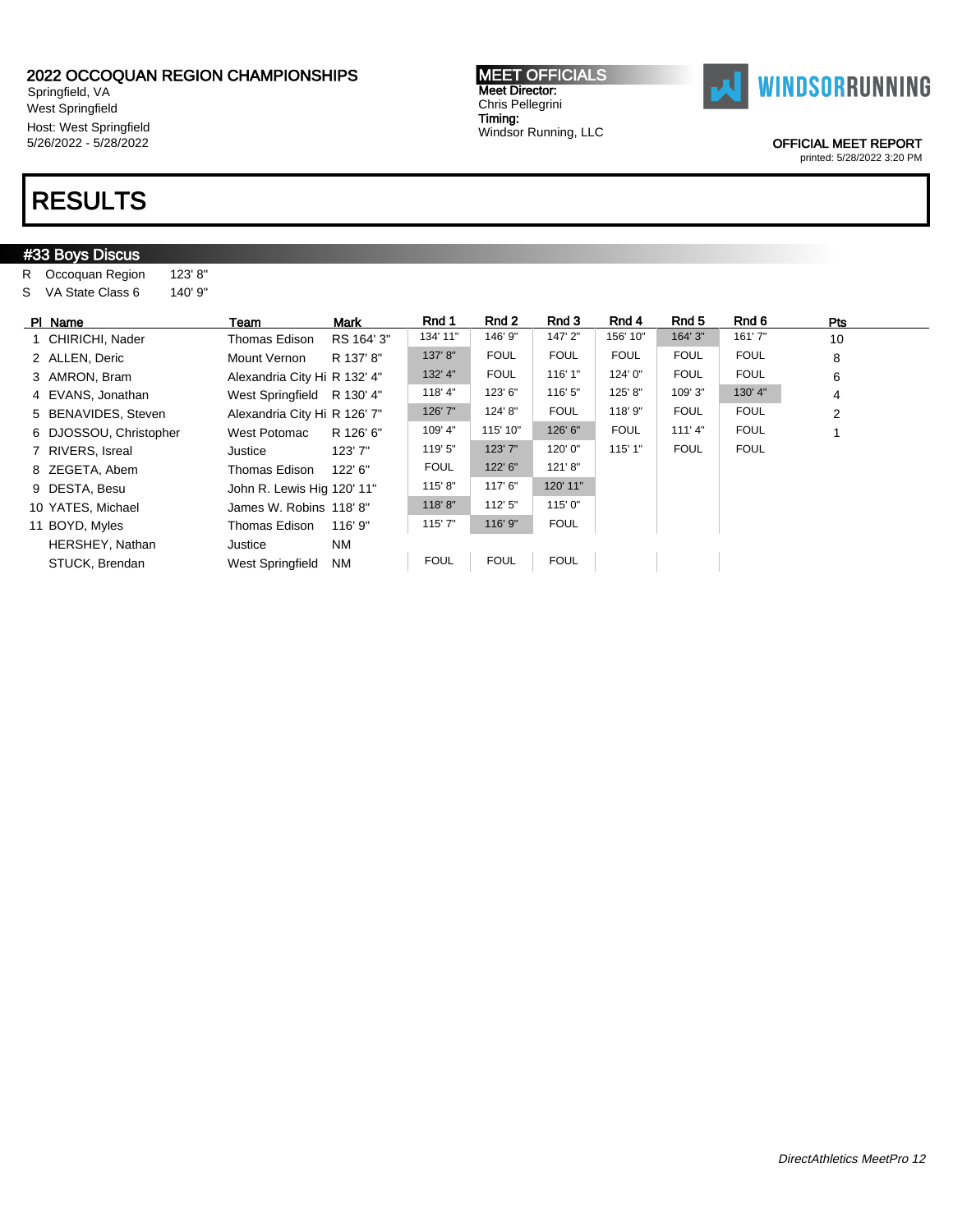# 2022 OCCOQUAN REGION CHAMPIONSHIPS

Springfield, VA
West Springfield
Host: West Springfield
5/26/2022 - 5/28/2022

**MEET OFFICIALS**
**Meet Director:**
Chris Pellegrini
**Timing:**
Windsor Running, LLC

WINDSORRUNNING

OFFICIAL MEET REPORT
printed: 5/28/2022 3:20 PM

# RESULTS

## #33 Boys Discus

| | | |
|---|---|---|
| R | Occoquan Region | 123' 8" |
| S | VA State Class 6 | 140' 9" |

| Pl | Name | Team | Mark | Rnd 1 | Rnd 2 | Rnd 3 | Rnd 4 | Rnd 5 | Rnd 6 | Pts |
|---|---|---|---|---|---|---|---|---|---|---|
| 1 | CHIRICHI, Nader | Thomas Edison | RS 164' 3" | 134' 11" | 146' 9" | 147' 2" | 156' 10" | 164' 3" | 161' 7" | 10 |
| 2 | ALLEN, Deric | Mount Vernon | R 137' 8" | 137' 8" | FOUL | FOUL | FOUL | FOUL | FOUL | 8 |
| 3 | AMRON, Bram | Alexandria City Hi | R 132' 4" | 132' 4" | FOUL | 116' 1" | 124' 0" | FOUL | FOUL | 6 |
| 4 | EVANS, Jonathan | West Springfield | R 130' 4" | 118' 4" | 123' 6" | 116' 5" | 125' 8" | 109' 3" | 130' 4" | 4 |
| 5 | BENAVIDES, Steven | Alexandria City Hi | R 126' 7" | 126' 7" | 124' 8" | FOUL | 118' 9" | FOUL | FOUL | 2 |
| 6 | DJOSSOU, Christopher | West Potomac | R 126' 6" | 109' 4" | 115' 10" | 126' 6" | FOUL | 111' 4" | FOUL | 1 |
| 7 | RIVERS, Isreal | Justice | 123' 7" | 119' 5" | 123' 7" | 120' 0" | 115' 1" | FOUL | FOUL | |
| 8 | ZEGETA, Abem | Thomas Edison | 122' 6" | FOUL | 122' 6" | 121' 8" | | | | |
| 9 | DESTA, Besu | John R. Lewis Hig | 120' 11" | 115' 8" | 117' 6" | 120' 11" | | | | |
| 10 | YATES, Michael | James W. Robins | 118' 8" | 118' 8" | 112' 5" | 115' 0" | | | | |
| 11 | BOYD, Myles | Thomas Edison | 116' 9" | 115' 7" | 116' 9" | FOUL | | | | |
| | HERSHEY, Nathan | Justice | NM | | | | | | | |
| | STUCK, Brendan | West Springfield | NM | FOUL | FOUL | FOUL | | | | |

*DirectAthletics MeetPro 12*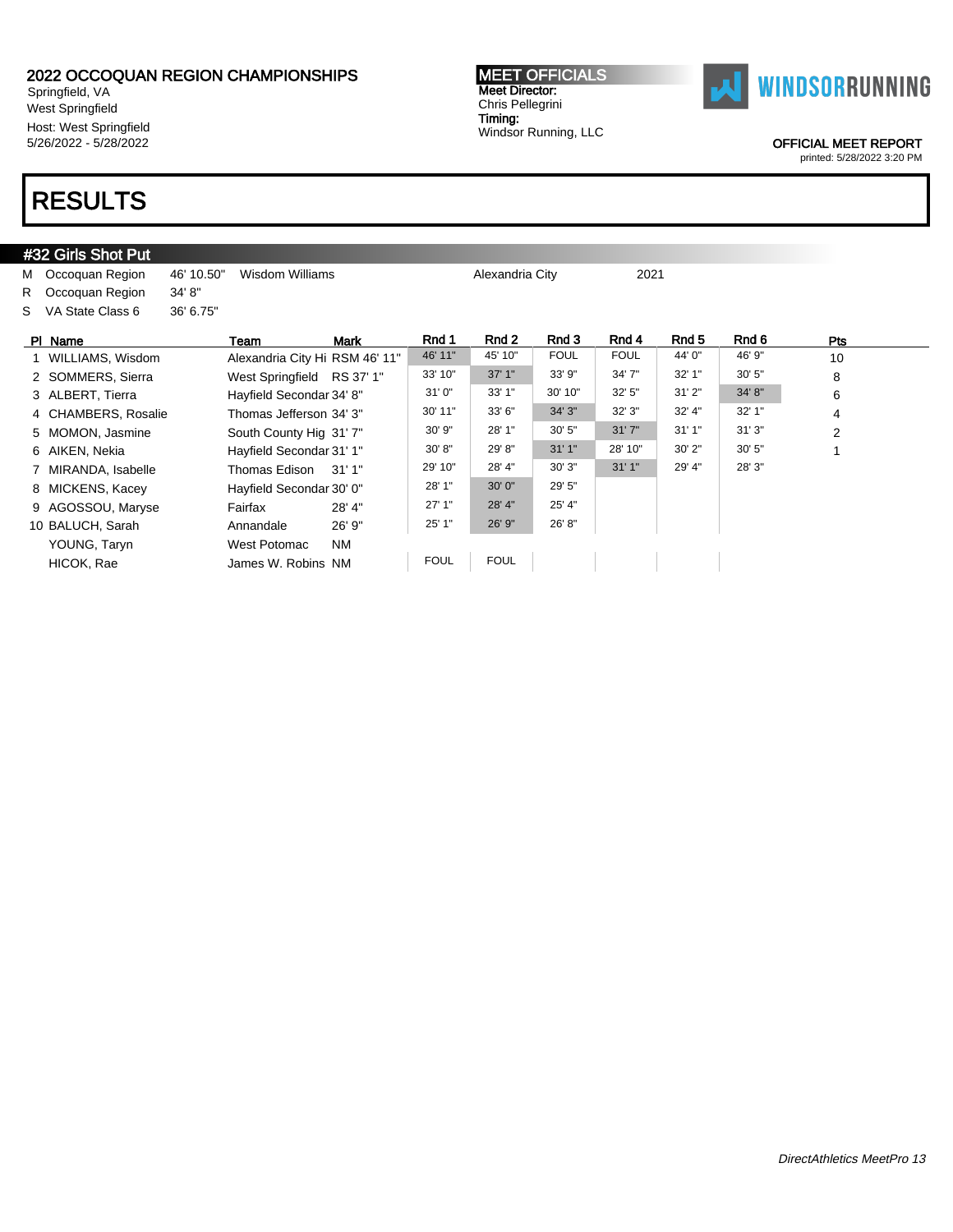# 2022 OCCOQUAN REGION CHAMPIONSHIPS

Springfield, VA
West Springfield
Host: West Springfield
5/26/2022 - 5/28/2022

**MEET OFFICIALS**
**Meet Director:**
Chris Pellegrini
**Timing:**
Windsor Running, LLC

WINDSORRUNNING

OFFICIAL MEET REPORT
printed: 5/28/2022 3:20 PM

# RESULTS

## #32 Girls Shot Put

| | | | | | |
|---|---|---|---|---|---|
| M | Occoquan Region | 46' 10.50" | Wisdom Williams | Alexandria City | 2021 |
| R | Occoquan Region | 34' 8" | | | |
| S | VA State Class 6 | 36' 6.75" | | | |

| Pl | Name | Team | Mark | Rnd 1 | Rnd 2 | Rnd 3 | Rnd 4 | Rnd 5 | Rnd 6 | Pts |
|---|---|---|---|---|---|---|---|---|---|---|
| 1 | WILLIAMS, Wisdom | Alexandria City Hi | RSM 46' 11" | 46' 11" | 45' 10" | FOUL | FOUL | 44' 0" | 46' 9" | 10 |
| 2 | SOMMERS, Sierra | West Springfield | RS 37' 1" | 33' 10" | 37' 1" | 33' 9" | 34' 7" | 32' 1" | 30' 5" | 8 |
| 3 | ALBERT, Tierra | Hayfield Secondar | 34' 8" | 31' 0" | 33' 1" | 30' 10" | 32' 5" | 31' 2" | 34' 8" | 6 |
| 4 | CHAMBERS, Rosalie | Thomas Jefferson | 34' 3" | 30' 11" | 33' 6" | 34' 3" | 32' 3" | 32' 4" | 32' 1" | 4 |
| 5 | MOMON, Jasmine | South County Hig | 31' 7" | 30' 9" | 28' 1" | 30' 5" | 31' 7" | 31' 1" | 31' 3" | 2 |
| 6 | AIKEN, Nekia | Hayfield Secondar | 31' 1" | 30' 8" | 29' 8" | 31' 1" | 28' 10" | 30' 2" | 30' 5" | 1 |
| 7 | MIRANDA, Isabelle | Thomas Edison | 31' 1" | 29' 10" | 28' 4" | 30' 3" | 31' 1" | 29' 4" | 28' 3" | |
| 8 | MICKENS, Kacey | Hayfield Secondar | 30' 0" | 28' 1" | 30' 0" | 29' 5" | | | | |
| 9 | AGOSSOU, Maryse | Fairfax | 28' 4" | 27' 1" | 28' 4" | 25' 4" | | | | |
| 10 | BALUCH, Sarah | Annandale | 26' 9" | 25' 1" | 26' 9" | 26' 8" | | | | |
| | YOUNG, Taryn | West Potomac | NM | | | | | | | |
| | HICOK, Rae | James W. Robins | NM | FOUL | FOUL | | | | | |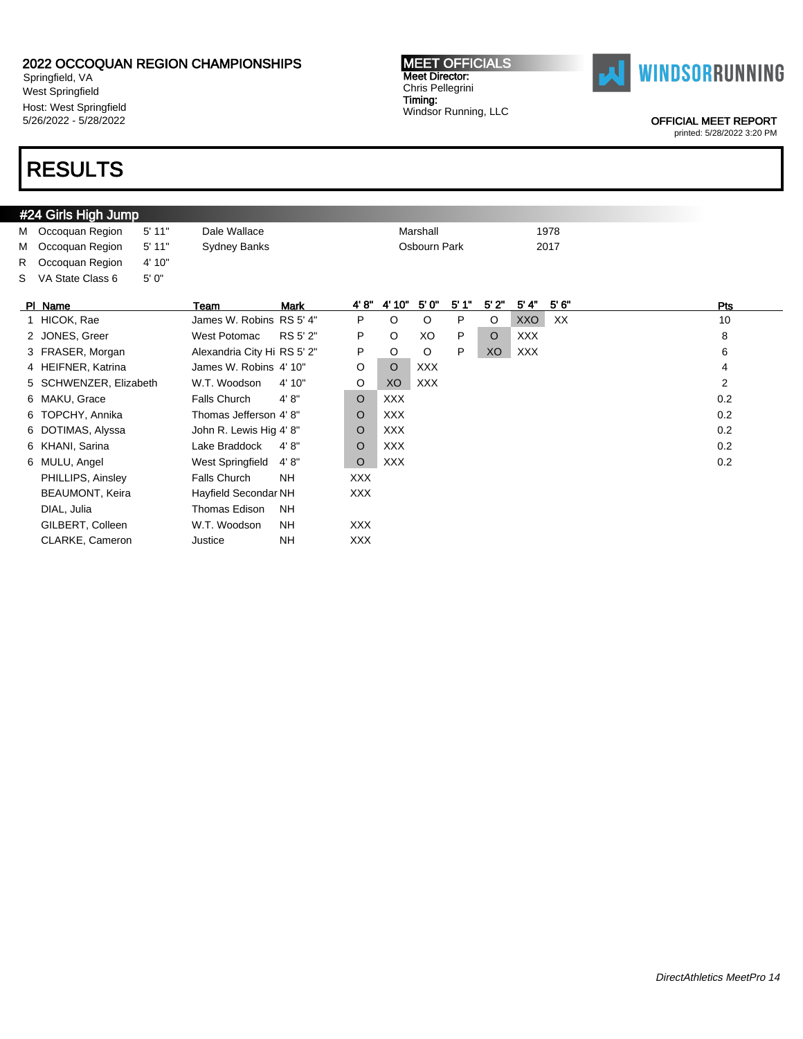2022 OCCOQUAN REGION CHAMPIONSHIPS
Springfield, VA
West Springfield
Host: West Springfield
5/26/2022 - 5/28/2022

**MEET OFFICIALS**
Meet Director:
Chris Pellegrini
Timing:
Windsor Running, LLC

WINDSORRUNNING

OFFICIAL MEET REPORT
printed: 5/28/2022 3:20 PM

# RESULTS

## #24 Girls High Jump

| | | | | | |
|---|---|---|---|---|---|
| M | Occoquan Region | 5' 11" | Dale Wallace | Marshall | 1978 |
| M | Occoquan Region | 5' 11" | Sydney Banks | Osbourn Park | 2017 |
| R | Occoquan Region | 4' 10" | | | |
| S | VA State Class 6 | 5' 0" | | | |

| Pl | Name | Team | Mark | 4' 8" | 4' 10" | 5' 0" | 5' 1" | 5' 2" | 5' 4" | 5' 6" | Pts |
|---|---|---|---|---|---|---|---|---|---|---|---|
| 1 | HICOK, Rae | James W. Robins | RS 5' 4" | P | O | O | P | O | XXO | XX | 10 |
| 2 | JONES, Greer | West Potomac | RS 5' 2" | P | O | XO | P | O | XXX | | 8 |
| 3 | FRASER, Morgan | Alexandria City Hi | RS 5' 2" | P | O | O | P | XO | XXX | | 6 |
| 4 | HEIFNER, Katrina | James W. Robins | 4' 10" | O | O | XXX | | | | | 4 |
| 5 | SCHWENZER, Elizabeth | W.T. Woodson | 4' 10" | O | XO | XXX | | | | | 2 |
| 6 | MAKU, Grace | Falls Church | 4' 8" | O | XXX | | | | | | 0.2 |
| 6 | TOPCHY, Annika | Thomas Jefferson | 4' 8" | O | XXX | | | | | | 0.2 |
| 6 | DOTIMAS, Alyssa | John R. Lewis Hig | 4' 8" | O | XXX | | | | | | 0.2 |
| 6 | KHANI, Sarina | Lake Braddock | 4' 8" | O | XXX | | | | | | 0.2 |
| 6 | MULU, Angel | West Springfield | 4' 8" | O | XXX | | | | | | 0.2 |
| | PHILLIPS, Ainsley | Falls Church | NH | XXX | | | | | | | |
| | BEAUMONT, Keira | Hayfield Secondar | NH | XXX | | | | | | | |
| | DIAL, Julia | Thomas Edison | NH | | | | | | | | |
| | GILBERT, Colleen | W.T. Woodson | NH | XXX | | | | | | | |
| | CLARKE, Cameron | Justice | NH | XXX | | | | | | | |

*DirectAthletics MeetPro 14*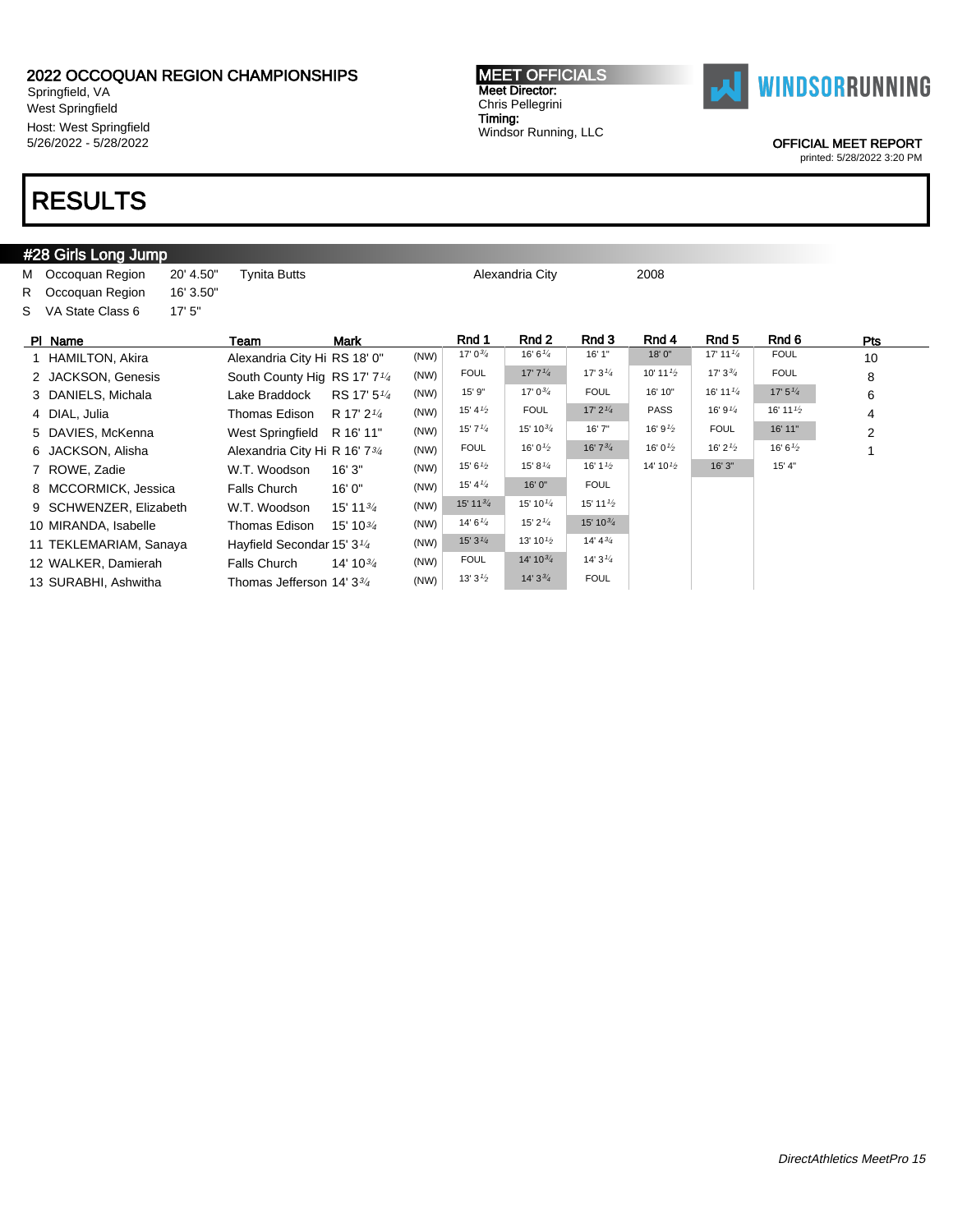# 2022 OCCOQUAN REGION CHAMPIONSHIPS

Springfield, VA
West Springfield
Host: West Springfield
5/26/2022 - 5/28/2022

**MEET OFFICIALS**
Meet Director:
Chris Pellegrini
Timing:
Windsor Running, LLC

WINDSORRUNNING

OFFICIAL MEET REPORT
printed: 5/28/2022 3:20 PM

# RESULTS

## #28 Girls Long Jump

| | | | | | |
|---|---|---|---|---|---|
| M | Occoquan Region | 20' 4.50" | Tynita Butts | Alexandria City | 2008 |
| R | Occoquan Region | 16' 3.50" | | | |
| S | VA State Class 6 | 17' 5" | | | |

| Pl | Name | Team | Mark | | Rnd 1 | Rnd 2 | Rnd 3 | Rnd 4 | Rnd 5 | Rnd 6 | Pts |
|---|---|---|---|---|---|---|---|---|---|---|---|
| 1 | HAMILTON, Akira | Alexandria City Hi | RS 18' 0" | (NW) | 17' 0 3/4 | 16' 6 1/4 | 16' 1" | 18' 0" | 17' 11 1/4 | FOUL | 10 |
| 2 | JACKSON, Genesis | South County Hig | RS 17' 7 1/4 | (NW) | FOUL | 17' 7 1/4 | 17' 3 1/4 | 10' 11 1/2 | 17' 3 3/4 | FOUL | 8 |
| 3 | DANIELS, Michala | Lake Braddock | RS 17' 5 1/4 | (NW) | 15' 9" | 17' 0 3/4 | FOUL | 16' 10" | 16' 11 1/4 | 17' 5 1/4 | 6 |
| 4 | DIAL, Julia | Thomas Edison | R 17' 2 1/4 | (NW) | 15' 4 1/2 | FOUL | 17' 2 1/4 | PASS | 16' 9 1/4 | 16' 11 1/2 | 4 |
| 5 | DAVIES, McKenna | West Springfield | R 16' 11" | (NW) | 15' 7 1/4 | 15' 10 3/4 | 16' 7" | 16' 9 1/2 | FOUL | 16' 11" | 2 |
| 6 | JACKSON, Alisha | Alexandria City Hi | R 16' 7 3/4 | (NW) | FOUL | 16' 0 1/2 | 16' 7 3/4 | 16' 0 1/2 | 16' 2 1/2 | 16' 6 1/2 | 1 |
| 7 | ROWE, Zadie | W.T. Woodson | 16' 3" | (NW) | 15' 6 1/2 | 15' 8 1/4 | 16' 1 1/2 | 14' 10 1/2 | 16' 3" | 15' 4" | |
| 8 | MCCORMICK, Jessica | Falls Church | 16' 0" | (NW) | 15' 4 1/4 | 16' 0" | FOUL | | | | |
| 9 | SCHWENZER, Elizabeth | W.T. Woodson | 15' 11 3/4 | (NW) | 15' 11 3/4 | 15' 10 1/4 | 15' 11 1/2 | | | | |
| 10 | MIRANDA, Isabelle | Thomas Edison | 15' 10 3/4 | (NW) | 14' 6 1/4 | 15' 2 1/4 | 15' 10 3/4 | | | | |
| 11 | TEKLEMARIAM, Sanaya | Hayfield Secondar | 15' 3 1/4 | (NW) | 15' 3 1/4 | 13' 10 1/2 | 14' 4 3/4 | | | | |
| 12 | WALKER, Damierah | Falls Church | 14' 10 3/4 | (NW) | FOUL | 14' 10 3/4 | 14' 3 1/4 | | | | |
| 13 | SURABHI, Ashwitha | Thomas Jefferson | 14' 3 3/4 | (NW) | 13' 3 1/2 | 14' 3 3/4 | FOUL | | | | |

*DirectAthletics MeetPro 15*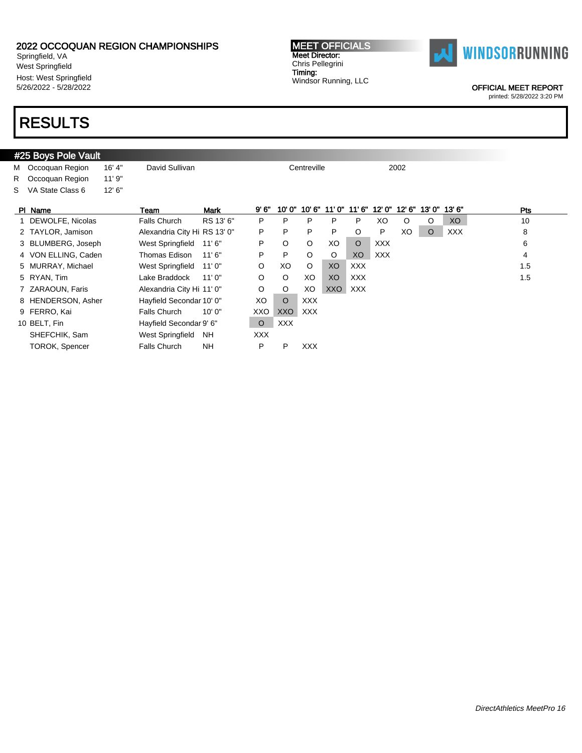# 2022 OCCOQUAN REGION CHAMPIONSHIPS

Springfield, VA
West Springfield
Host: West Springfield
5/26/2022 - 5/28/2022

**MEET OFFICIALS**
Meet Director:
Chris Pellegrini
Timing:
Windsor Running, LLC

WINDSORRUNNING

OFFICIAL MEET REPORT
printed: 5/28/2022 3:20 PM

# RESULTS

## #25 Boys Pole Vault

| | | | | | |
|---|---|---|---|---|---|
| M | Occoquan Region | 16' 4" | David Sullivan | Centreville | 2002 |
| R | Occoquan Region | 11' 9" | | | |
| S | VA State Class 6 | 12' 6" | | | |

| Pl | Name | Team | Mark | 9' 6" | 10' 0" | 10' 6" | 11' 0" | 11' 6" | 12' 0" | 12' 6" | 13' 0" | 13' 6" | Pts |
|---|---|---|---|---|---|---|---|---|---|---|---|---|---|
| 1 | DEWOLFE, Nicolas | Falls Church | RS 13' 6" | P | P | P | P | P | XO | O | O | XO | 10 |
| 2 | TAYLOR, Jamison | Alexandria City Hi | RS 13' 0" | P | P | P | P | O | P | XO | O | XXX | 8 |
| 3 | BLUMBERG, Joseph | West Springfield | 11' 6" | P | O | O | XO | O | XXX | | | | 6 |
| 4 | VON ELLING, Caden | Thomas Edison | 11' 6" | P | P | O | O | XO | XXX | | | | 4 |
| 5 | MURRAY, Michael | West Springfield | 11' 0" | O | XO | O | XO | XXX | | | | | 1.5 |
| 5 | RYAN, Tim | Lake Braddock | 11' 0" | O | O | XO | XO | XXX | | | | | 1.5 |
| 7 | ZARAOUN, Faris | Alexandria City Hi | 11' 0" | O | O | XO | XXO | XXX | | | | | |
| 8 | HENDERSON, Asher | Hayfield Secondar | 10' 0" | XO | O | XXX | | | | | | | |
| 9 | FERRO, Kai | Falls Church | 10' 0" | XXO | XXO | XXX | | | | | | | |
| 10 | BELT, Fin | Hayfield Secondar | 9' 6" | O | XXX | | | | | | | | |
| | SHEFCHIK, Sam | West Springfield | NH | XXX | | | | | | | | | |
| | TOROK, Spencer | Falls Church | NH | P | P | XXX | | | | | | | |

*DirectAthletics MeetPro 16*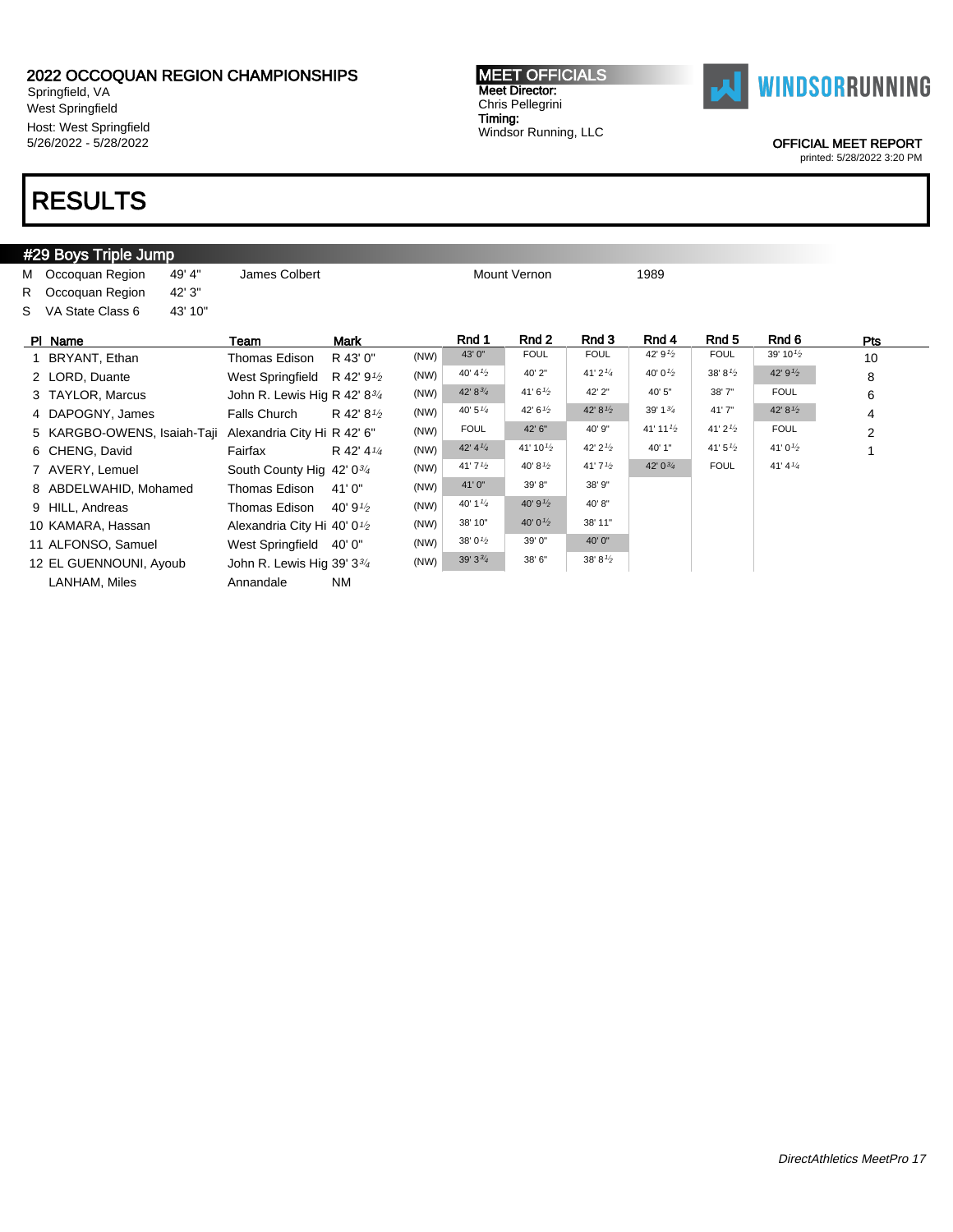## 2022 OCCOQUAN REGION CHAMPIONSHIPS

Springfield, VA
West Springfield
Host: West Springfield
5/26/2022 - 5/28/2022

**MEET OFFICIALS**
Meet Director:
Chris Pellegrini
Timing:
Windsor Running, LLC

WINDSORRUNNING

OFFICIAL MEET REPORT
printed: 5/28/2022 3:20 PM

# RESULTS

## #29 Boys Triple Jump

| | | | | | |
|---|---|---|---|---|---|
| M | Occoquan Region | 49' 4" | James Colbert | Mount Vernon | 1989 |
| R | Occoquan Region | 42' 3" | | | |
| S | VA State Class 6 | 43' 10" | | | |

| Pl | Name | Team | Mark | | Rnd 1 | Rnd 2 | Rnd 3 | Rnd 4 | Rnd 5 | Rnd 6 | Pts |
|---|---|---|---|---|---|---|---|---|---|---|---|
| 1 | BRYANT, Ethan | Thomas Edison | R 43' 0" | (NW) | 43' 0" | FOUL | FOUL | 42' 9½ | FOUL | 39' 10½ | 10 |
| 2 | LORD, Duante | West Springfield | R 42' 9½ | (NW) | 40' 4½ | 40' 2" | 41' 2¼ | 40' 0½ | 38' 8½ | 42' 9½ | 8 |
| 3 | TAYLOR, Marcus | John R. Lewis Hig | R 42' 8¾ | (NW) | 42' 8¾ | 41' 6½ | 42' 2" | 40' 5" | 38' 7" | FOUL | 6 |
| 4 | DAPOGNY, James | Falls Church | R 42' 8½ | (NW) | 40' 5¼ | 42' 6½ | 42' 8½ | 39' 1¾ | 41' 7" | 42' 8½ | 4 |
| 5 | KARGBO-OWENS, Isaiah-Taji | Alexandria City Hi | R 42' 6" | (NW) | FOUL | 42' 6" | 40' 9" | 41' 11½ | 41' 2½ | FOUL | 2 |
| 6 | CHENG, David | Fairfax | R 42' 4¼ | (NW) | 42' 4¼ | 41' 10½ | 42' 2½ | 40' 1" | 41' 5½ | 41' 0½ | 1 |
| 7 | AVERY, Lemuel | South County Hig | 42' 0¾ | (NW) | 41' 7½ | 40' 8½ | 41' 7½ | 42' 0¾ | FOUL | 41' 4¼ | |
| 8 | ABDELWAHID, Mohamed | Thomas Edison | 41' 0" | (NW) | 41' 0" | 39' 8" | 38' 9" | | | | |
| 9 | HILL, Andreas | Thomas Edison | 40' 9½ | (NW) | 40' 1¼ | 40' 9½ | 40' 8" | | | | |
| 10 | KAMARA, Hassan | Alexandria City Hi | 40' 0½ | (NW) | 38' 10" | 40' 0½ | 38' 11" | | | | |
| 11 | ALFONSO, Samuel | West Springfield | 40' 0" | (NW) | 38' 0½ | 39' 0" | 40' 0" | | | | |
| 12 | EL GUENNOUNI, Ayoub | John R. Lewis Hig | 39' 3¾ | (NW) | 39' 3¾ | 38' 6" | 38' 8½ | | | | |
| | LANHAM, Miles | Annandale | NM | | | | | | | | |

*DirectAthletics MeetPro 17*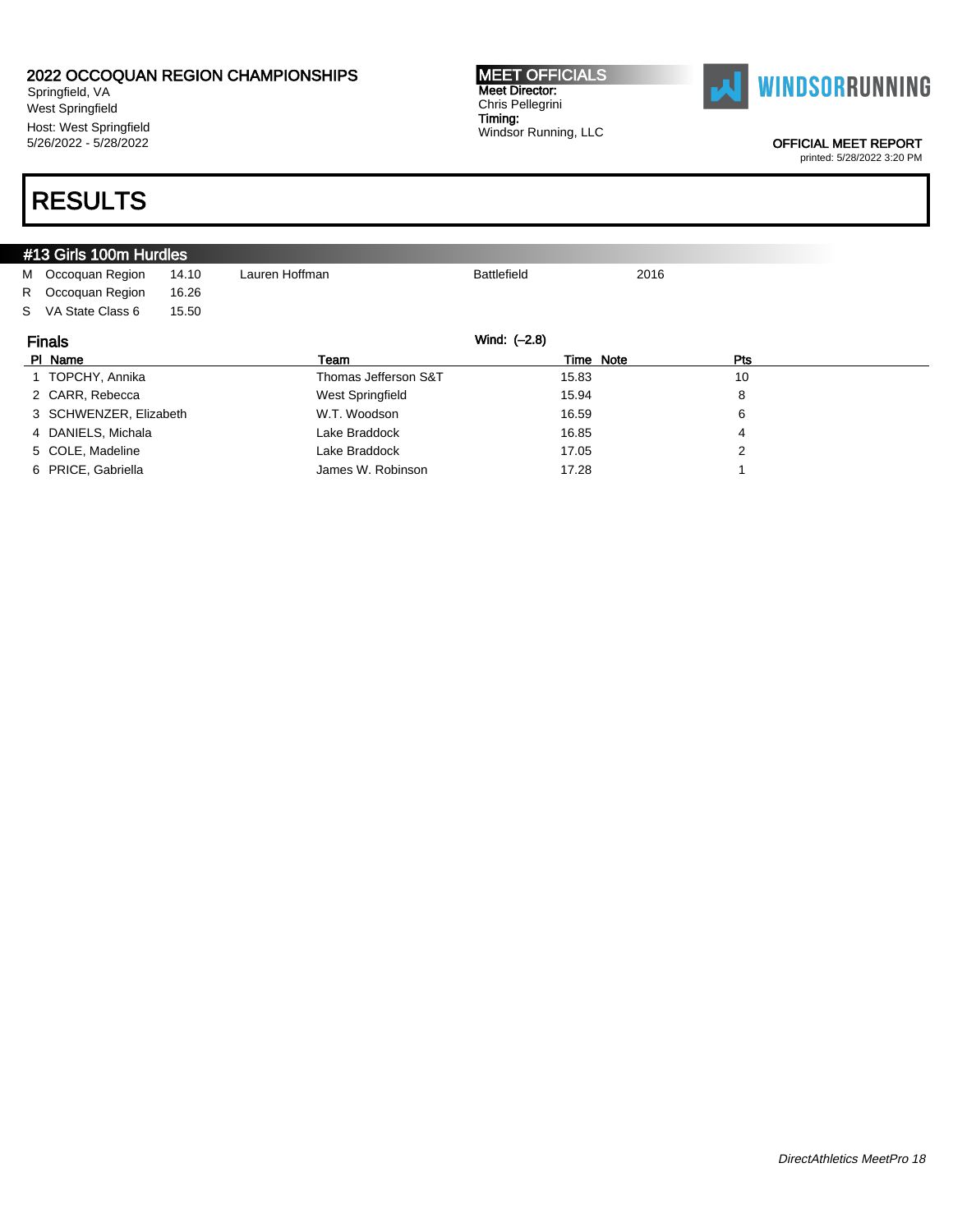2022 OCCOQUAN REGION CHAMPIONSHIPS
Springfield, VA
West Springfield
Host: West Springfield
5/26/2022 - 5/28/2022

**MEET OFFICIALS**
**Meet Director:**
Chris Pellegrini
**Timing:**
Windsor Running, LLC

WINDSORRUNNING

OFFICIAL MEET REPORT
printed: 5/28/2022 3:20 PM

# RESULTS

## #13 Girls 100m Hurdles

| | | | | | |
|---|---|---|---|---|---|
| M | Occoquan Region | 14.10 | Lauren Hoffman | Battlefield | 2016 |
| R | Occoquan Region | 16.26 | | | |
| S | VA State Class 6 | 15.50 | | | |

### Finals

Wind: (–2.8)

| Pl | Name | Team | Time | Note | Pts |
|---|---|---|---|---|---|
| 1 | TOPCHY, Annika | Thomas Jefferson S&T | 15.83 | | 10 |
| 2 | CARR, Rebecca | West Springfield | 15.94 | | 8 |
| 3 | SCHWENZER, Elizabeth | W.T. Woodson | 16.59 | | 6 |
| 4 | DANIELS, Michala | Lake Braddock | 16.85 | | 4 |
| 5 | COLE, Madeline | Lake Braddock | 17.05 | | 2 |
| 6 | PRICE, Gabriella | James W. Robinson | 17.28 | | 1 |

*DirectAthletics MeetPro 18*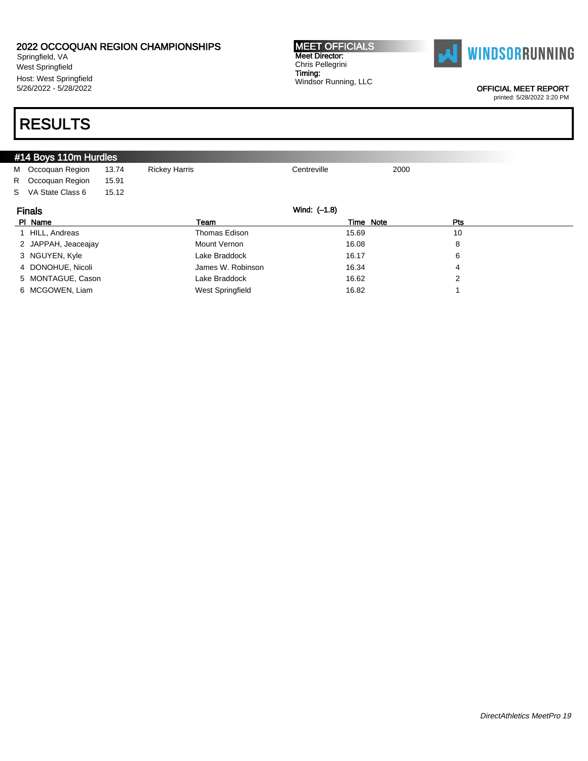2022 OCCOQUAN REGION CHAMPIONSHIPS
Springfield, VA
West Springfield
Host: West Springfield
5/26/2022 - 5/28/2022

**MEET OFFICIALS**
Meet Director:
Chris Pellegrini
Timing:
Windsor Running, LLC

WINDSORRUNNING

OFFICIAL MEET REPORT
printed: 5/28/2022 3:20 PM

# RESULTS

## #14 Boys 110m Hurdles

| | | | | | |
|---|---|---|---|---|---|
| M | Occoquan Region | 13.74 | Rickey Harris | Centreville | 2000 |
| R | Occoquan Region | 15.91 | | | |
| S | VA State Class 6 | 15.12 | | | |

### Finals

Wind: (–1.8)

| Pl | Name | Team | Time | Note | Pts |
|---|---|---|---|---|---|
| 1 | HILL, Andreas | Thomas Edison | 15.69 | | 10 |
| 2 | JAPPAH, Jeaceajay | Mount Vernon | 16.08 | | 8 |
| 3 | NGUYEN, Kyle | Lake Braddock | 16.17 | | 6 |
| 4 | DONOHUE, Nicoli | James W. Robinson | 16.34 | | 4 |
| 5 | MONTAGUE, Cason | Lake Braddock | 16.62 | | 2 |
| 6 | MCGOWEN, Liam | West Springfield | 16.82 | | 1 |

*DirectAthletics MeetPro 19*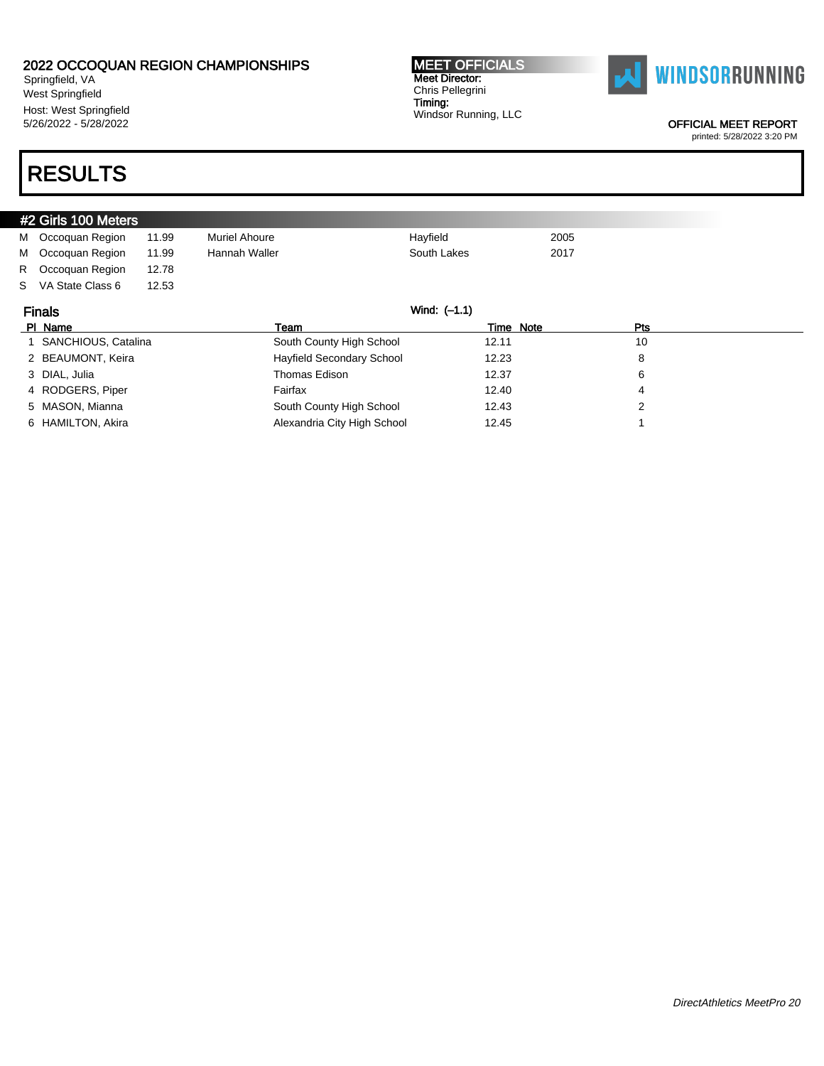2022 OCCOQUAN REGION CHAMPIONSHIPS
Springfield, VA
West Springfield
Host: West Springfield
5/26/2022 - 5/28/2022

**MEET OFFICIALS**
**Meet Director:**
Chris Pellegrini
**Timing:**
Windsor Running, LLC

WINDSORRUNNING

OFFICIAL MEET REPORT
printed: 5/28/2022 3:20 PM

# RESULTS

## #2 Girls 100 Meters

| | | | | | |
|---|---|---|---|---|---|
| M | Occoquan Region | 11.99 | Muriel Ahoure | Hayfield | 2005 |
| M | Occoquan Region | 11.99 | Hannah Waller | South Lakes | 2017 |
| R | Occoquan Region | 12.78 | | | |
| S | VA State Class 6 | 12.53 | | | |

### Finals

Wind: (-1.1)

| Pl | Name | Team | Time | Note | Pts |
|---|---|---|---|---|---|
| 1 | SANCHIOUS, Catalina | South County High School | 12.11 | | 10 |
| 2 | BEAUMONT, Keira | Hayfield Secondary School | 12.23 | | 8 |
| 3 | DIAL, Julia | Thomas Edison | 12.37 | | 6 |
| 4 | RODGERS, Piper | Fairfax | 12.40 | | 4 |
| 5 | MASON, Mianna | South County High School | 12.43 | | 2 |
| 6 | HAMILTON, Akira | Alexandria City High School | 12.45 | | 1 |

*DirectAthletics MeetPro 20*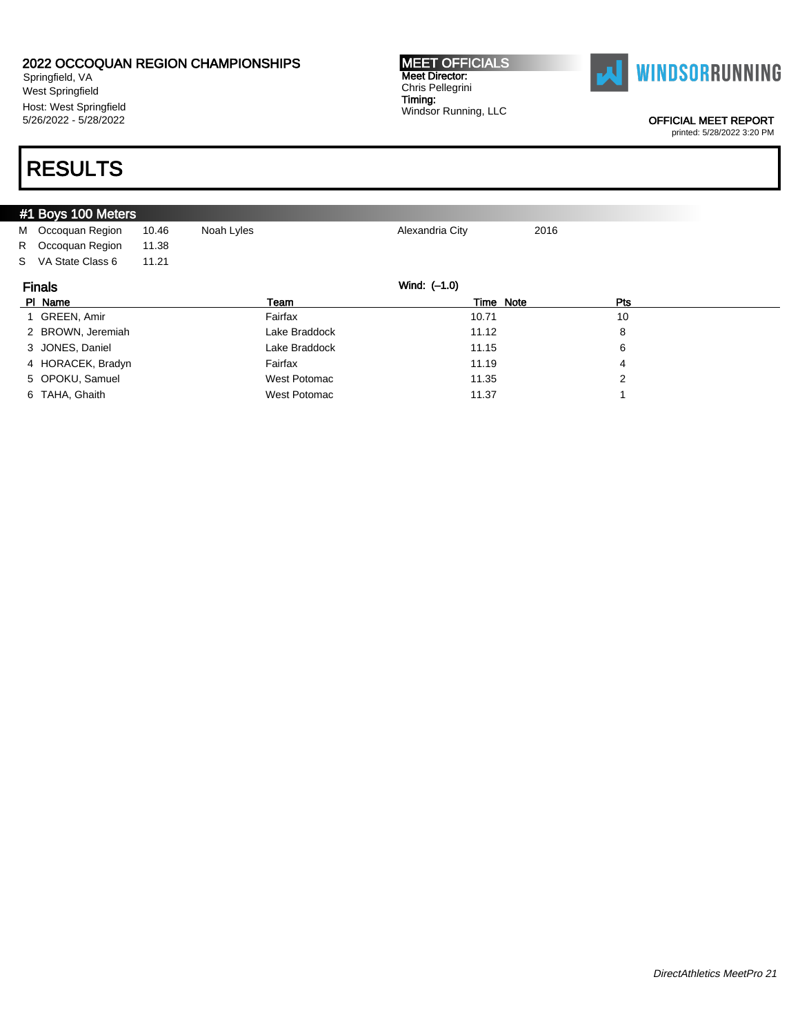2022 OCCOQUAN REGION CHAMPIONSHIPS
Springfield, VA
West Springfield
Host: West Springfield
5/26/2022 - 5/28/2022

**MEET OFFICIALS**
**Meet Director:**
Chris Pellegrini
**Timing:**
Windsor Running, LLC

WINDSORRUNNING

OFFICIAL MEET REPORT
printed: 5/28/2022 3:20 PM

# RESULTS

## #1 Boys 100 Meters

| | | | | | |
|---|---|---|---|---|---|
| M | Occoquan Region | 10.46 | Noah Lyles | Alexandria City | 2016 |
| R | Occoquan Region | 11.38 | | | |
| S | VA State Class 6 | 11.21 | | | |

### Finals

Wind: (–1.0)

| Pl | Name | Team | Time | Note | Pts |
|---|---|---|---|---|---|
| 1 | GREEN, Amir | Fairfax | 10.71 | | 10 |
| 2 | BROWN, Jeremiah | Lake Braddock | 11.12 | | 8 |
| 3 | JONES, Daniel | Lake Braddock | 11.15 | | 6 |
| 4 | HORACEK, Bradyn | Fairfax | 11.19 | | 4 |
| 5 | OPOKU, Samuel | West Potomac | 11.35 | | 2 |
| 6 | TAHA, Ghaith | West Potomac | 11.37 | | 1 |

*DirectAthletics MeetPro 21*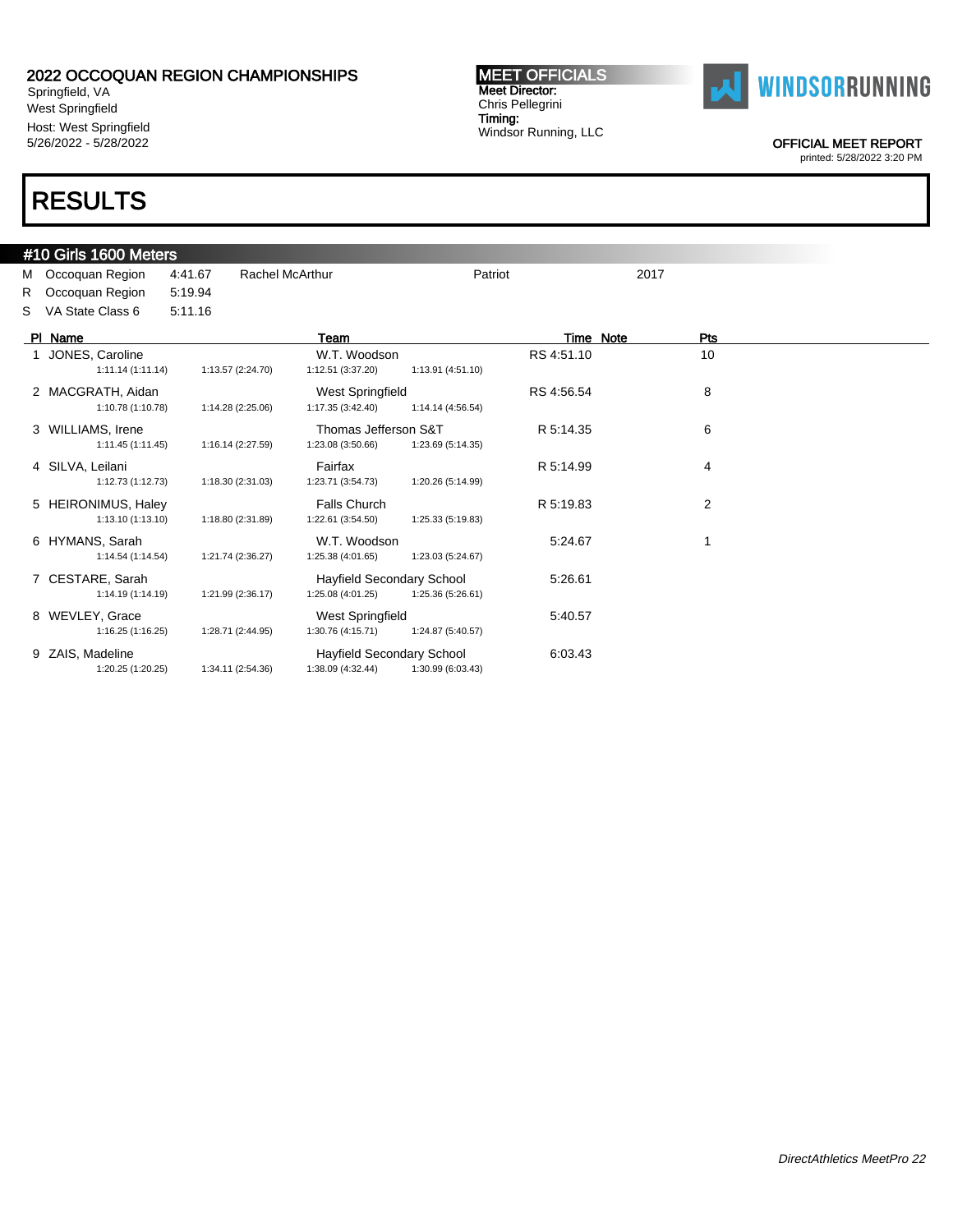# 2022 OCCOQUAN REGION CHAMPIONSHIPS

Springfield, VA
West Springfield
Host: West Springfield
5/26/2022 - 5/28/2022

**MEET OFFICIALS**
Meet Director:
Chris Pellegrini
Timing:
Windsor Running, LLC

OFFICIAL MEET REPORT
printed: 5/28/2022 3:20 PM

# RESULTS

## #10 Girls 1600 Meters

| | | | | | |
|---|---|---|---|---|---|
| M | Occoquan Region | 4:41.67 | Rachel McArthur | Patriot | 2017 |
| R | Occoquan Region | 5:19.94 | | | |
| S | VA State Class 6 | 5:11.16 | | | |

| Pl | Name | Team | Time | Note | Pts |
|---|---|---|---|---|---|
| 1 | JONES, Caroline | W.T. Woodson | RS 4:51.10 | | 10 |
| | 1:11.14 (1:11.14) 1:13.57 (2:24.70) 1:12.51 (3:37.20) 1:13.91 (4:51.10) | | | | |
| 2 | MACGRATH, Aidan | West Springfield | RS 4:56.54 | | 8 |
| | 1:10.78 (1:10.78) 1:14.28 (2:25.06) 1:17.35 (3:42.40) 1:14.14 (4:56.54) | | | | |
| 3 | WILLIAMS, Irene | Thomas Jefferson S&T | R 5:14.35 | | 6 |
| | 1:11.45 (1:11.45) 1:16.14 (2:27.59) 1:23.08 (3:50.66) 1:23.69 (5:14.35) | | | | |
| 4 | SILVA, Leilani | Fairfax | R 5:14.99 | | 4 |
| | 1:12.73 (1:12.73) 1:18.30 (2:31.03) 1:23.71 (3:54.73) 1:20.26 (5:14.99) | | | | |
| 5 | HEIRONIMUS, Haley | Falls Church | R 5:19.83 | | 2 |
| | 1:13.10 (1:13.10) 1:18.80 (2:31.89) 1:22.61 (3:54.50) 1:25.33 (5:19.83) | | | | |
| 6 | HYMANS, Sarah | W.T. Woodson | 5:24.67 | | 1 |
| | 1:14.54 (1:14.54) 1:21.74 (2:36.27) 1:25.38 (4:01.65) 1:23.03 (5:24.67) | | | | |
| 7 | CESTARE, Sarah | Hayfield Secondary School | 5:26.61 | | |
| | 1:14.19 (1:14.19) 1:21.99 (2:36.17) 1:25.08 (4:01.25) 1:25.36 (5:26.61) | | | | |
| 8 | WEVLEY, Grace | West Springfield | 5:40.57 | | |
| | 1:16.25 (1:16.25) 1:28.71 (2:44.95) 1:30.76 (4:15.71) 1:24.87 (5:40.57) | | | | |
| 9 | ZAIS, Madeline | Hayfield Secondary School | 6:03.43 | | |
| | 1:20.25 (1:20.25) 1:34.11 (2:54.36) 1:38.09 (4:32.44) 1:30.99 (6:03.43) | | | | |

*DirectAthletics MeetPro 22*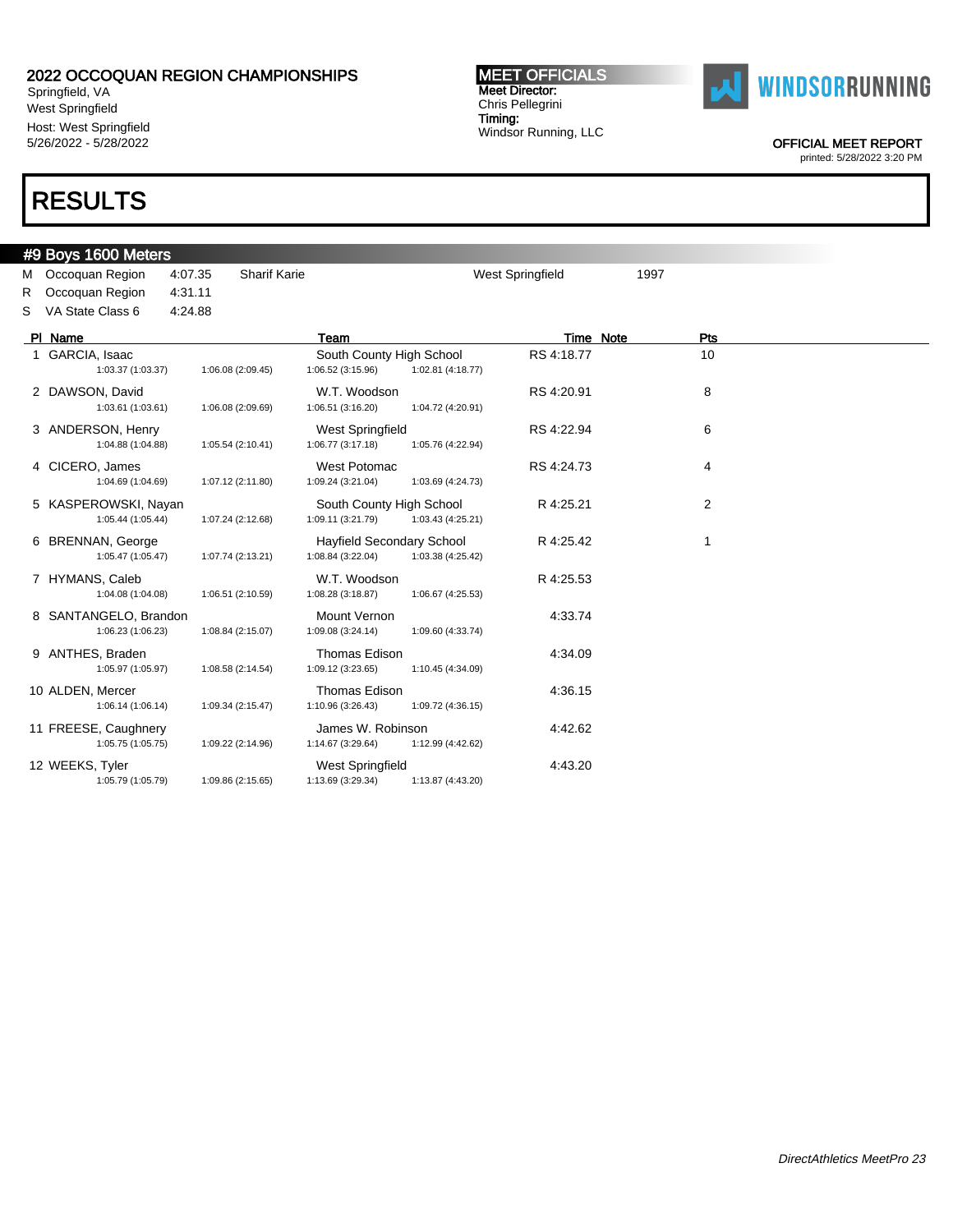2022 OCCOQUAN REGION CHAMPIONSHIPS
Springfield, VA
West Springfield
Host: West Springfield
5/26/2022 - 5/28/2022

**MEET OFFICIALS**
Meet Director:
Chris Pellegrini
Timing:
Windsor Running, LLC

OFFICIAL MEET REPORT
printed: 5/28/2022 3:20 PM

# RESULTS

## #9 Boys 1600 Meters

| | | | | | |
|---|---|---|---|---|---|
| M | Occoquan Region | 4:07.35 | Sharif Karie | West Springfield | 1997 |
| R | Occoquan Region | 4:31.11 | | | |
| S | VA State Class 6 | 4:24.88 | | | |

| Pl | Name | Team | Time | Note | Pts |
|---|---|---|---|---|---|
| 1 | GARCIA, Isaac | South County High School | RS 4:18.77 | | 10 |
| | 1:03.37 (1:03.37) 1:06.08 (2:09.45) | 1:06.52 (3:15.96) 1:02.81 (4:18.77) | | | |
| 2 | DAWSON, David | W.T. Woodson | RS 4:20.91 | | 8 |
| | 1:03.61 (1:03.61) 1:06.08 (2:09.69) | 1:06.51 (3:16.20) 1:04.72 (4:20.91) | | | |
| 3 | ANDERSON, Henry | West Springfield | RS 4:22.94 | | 6 |
| | 1:04.88 (1:04.88) 1:05.54 (2:10.41) | 1:06.77 (3:17.18) 1:05.76 (4:22.94) | | | |
| 4 | CICERO, James | West Potomac | RS 4:24.73 | | 4 |
| | 1:04.69 (1:04.69) 1:07.12 (2:11.80) | 1:09.24 (3:21.04) 1:03.69 (4:24.73) | | | |
| 5 | KASPEROWSKI, Nayan | South County High School | R 4:25.21 | | 2 |
| | 1:05.44 (1:05.44) 1:07.24 (2:12.68) | 1:09.11 (3:21.79) 1:03.43 (4:25.21) | | | |
| 6 | BRENNAN, George | Hayfield Secondary School | R 4:25.42 | | 1 |
| | 1:05.47 (1:05.47) 1:07.74 (2:13.21) | 1:08.84 (3:22.04) 1:03.38 (4:25.42) | | | |
| 7 | HYMANS, Caleb | W.T. Woodson | R 4:25.53 | | |
| | 1:04.08 (1:04.08) 1:06.51 (2:10.59) | 1:08.28 (3:18.87) 1:06.67 (4:25.53) | | | |
| 8 | SANTANGELO, Brandon | Mount Vernon | 4:33.74 | | |
| | 1:06.23 (1:06.23) 1:08.84 (2:15.07) | 1:09.08 (3:24.14) 1:09.60 (4:33.74) | | | |
| 9 | ANTHES, Braden | Thomas Edison | 4:34.09 | | |
| | 1:05.97 (1:05.97) 1:08.58 (2:14.54) | 1:09.12 (3:23.65) 1:10.45 (4:34.09) | | | |
| 10 | ALDEN, Mercer | Thomas Edison | 4:36.15 | | |
| | 1:06.14 (1:06.14) 1:09.34 (2:15.47) | 1:10.96 (3:26.43) 1:09.72 (4:36.15) | | | |
| 11 | FREESE, Caughnery | James W. Robinson | 4:42.62 | | |
| | 1:05.75 (1:05.75) 1:09.22 (2:14.96) | 1:14.67 (3:29.64) 1:12.99 (4:42.62) | | | |
| 12 | WEEKS, Tyler | West Springfield | 4:43.20 | | |
| | 1:05.79 (1:05.79) 1:09.86 (2:15.65) | 1:13.69 (3:29.34) 1:13.87 (4:43.20) | | | |

*DirectAthletics MeetPro 23*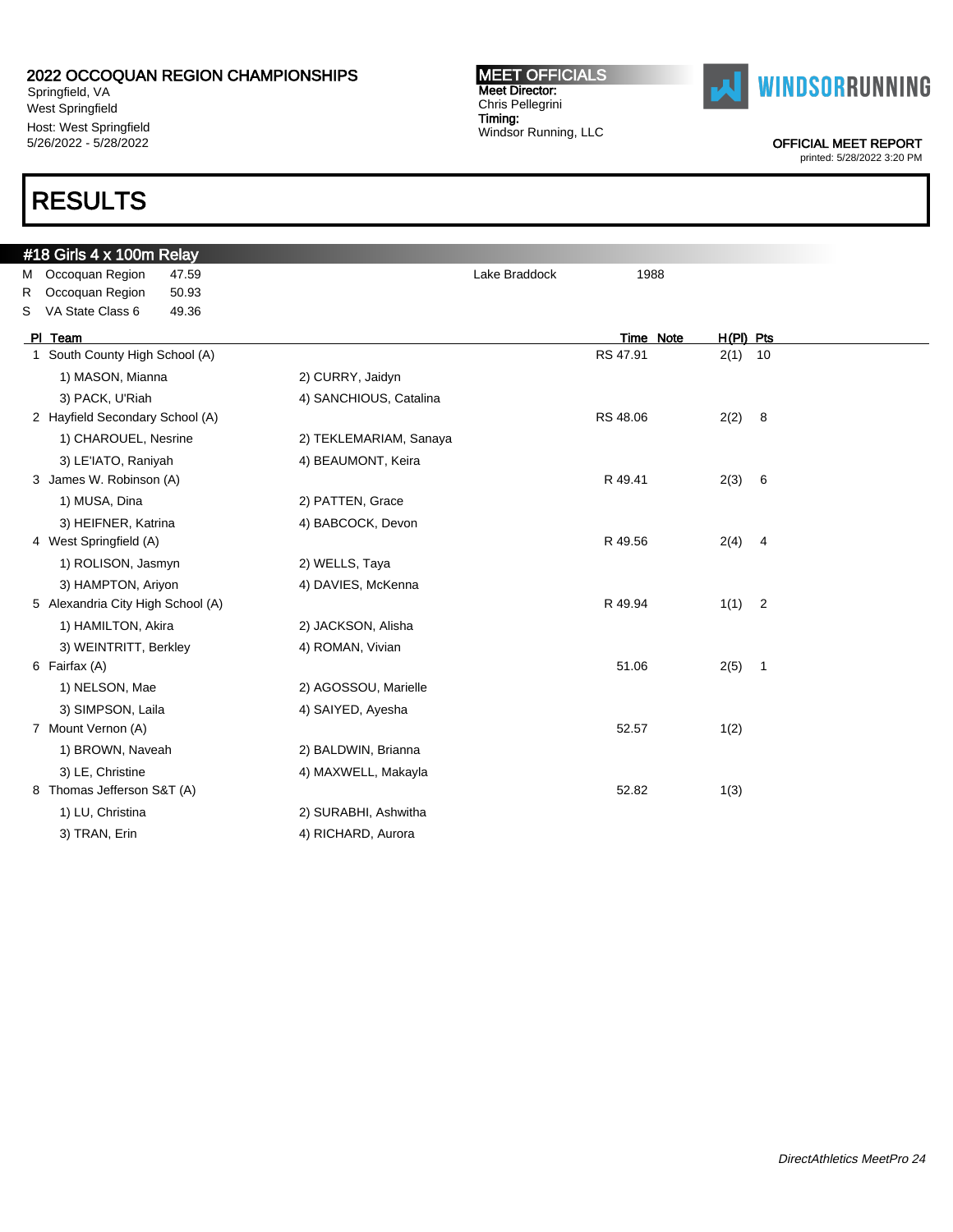2022 OCCOQUAN REGION CHAMPIONSHIPS
Springfield, VA
West Springfield
Host: West Springfield
5/26/2022 - 5/28/2022

**MEET OFFICIALS**
Meet Director:
Chris Pellegrini
Timing:
Windsor Running, LLC

WINDSORRUNNING

OFFICIAL MEET REPORT
printed: 5/28/2022 3:20 PM

# RESULTS

## #18 Girls 4 x 100m Relay

| | | | | |
|---|---|---|---|---|
| M | Occoquan Region | 47.59 | Lake Braddock | 1988 |
| R | Occoquan Region | 50.93 | | |
| S | VA State Class 6 | 49.36 | | |

| Pl | Team | | Time | Note | H(Pl) | Pts |
|---|---|---|---|---|---|---|
| 1 | South County High School (A) | | RS 47.91 | | 2(1) | 10 |
| | 1) MASON, Mianna | 2) CURRY, Jaidyn | | | | |
| | 3) PACK, U'Riah | 4) SANCHIOUS, Catalina | | | | |
| 2 | Hayfield Secondary School (A) | | RS 48.06 | | 2(2) | 8 |
| | 1) CHAROUEL, Nesrine | 2) TEKLEMARIAM, Sanaya | | | | |
| | 3) LE'IATO, Raniyah | 4) BEAUMONT, Keira | | | | |
| 3 | James W. Robinson (A) | | R 49.41 | | 2(3) | 6 |
| | 1) MUSA, Dina | 2) PATTEN, Grace | | | | |
| | 3) HEIFNER, Katrina | 4) BABCOCK, Devon | | | | |
| 4 | West Springfield (A) | | R 49.56 | | 2(4) | 4 |
| | 1) ROLISON, Jasmyn | 2) WELLS, Taya | | | | |
| | 3) HAMPTON, Ariyon | 4) DAVIES, McKenna | | | | |
| 5 | Alexandria City High School (A) | | R 49.94 | | 1(1) | 2 |
| | 1) HAMILTON, Akira | 2) JACKSON, Alisha | | | | |
| | 3) WEINTRITT, Berkley | 4) ROMAN, Vivian | | | | |
| 6 | Fairfax (A) | | 51.06 | | 2(5) | 1 |
| | 1) NELSON, Mae | 2) AGOSSOU, Marielle | | | | |
| | 3) SIMPSON, Laila | 4) SAIYED, Ayesha | | | | |
| 7 | Mount Vernon (A) | | 52.57 | | 1(2) | |
| | 1) BROWN, Naveah | 2) BALDWIN, Brianna | | | | |
| | 3) LE, Christine | 4) MAXWELL, Makayla | | | | |
| 8 | Thomas Jefferson S&T (A) | | 52.82 | | 1(3) | |
| | 1) LU, Christina | 2) SURABHI, Ashwitha | | | | |
| | 3) TRAN, Erin | 4) RICHARD, Aurora | | | | |

*DirectAthletics MeetPro 24*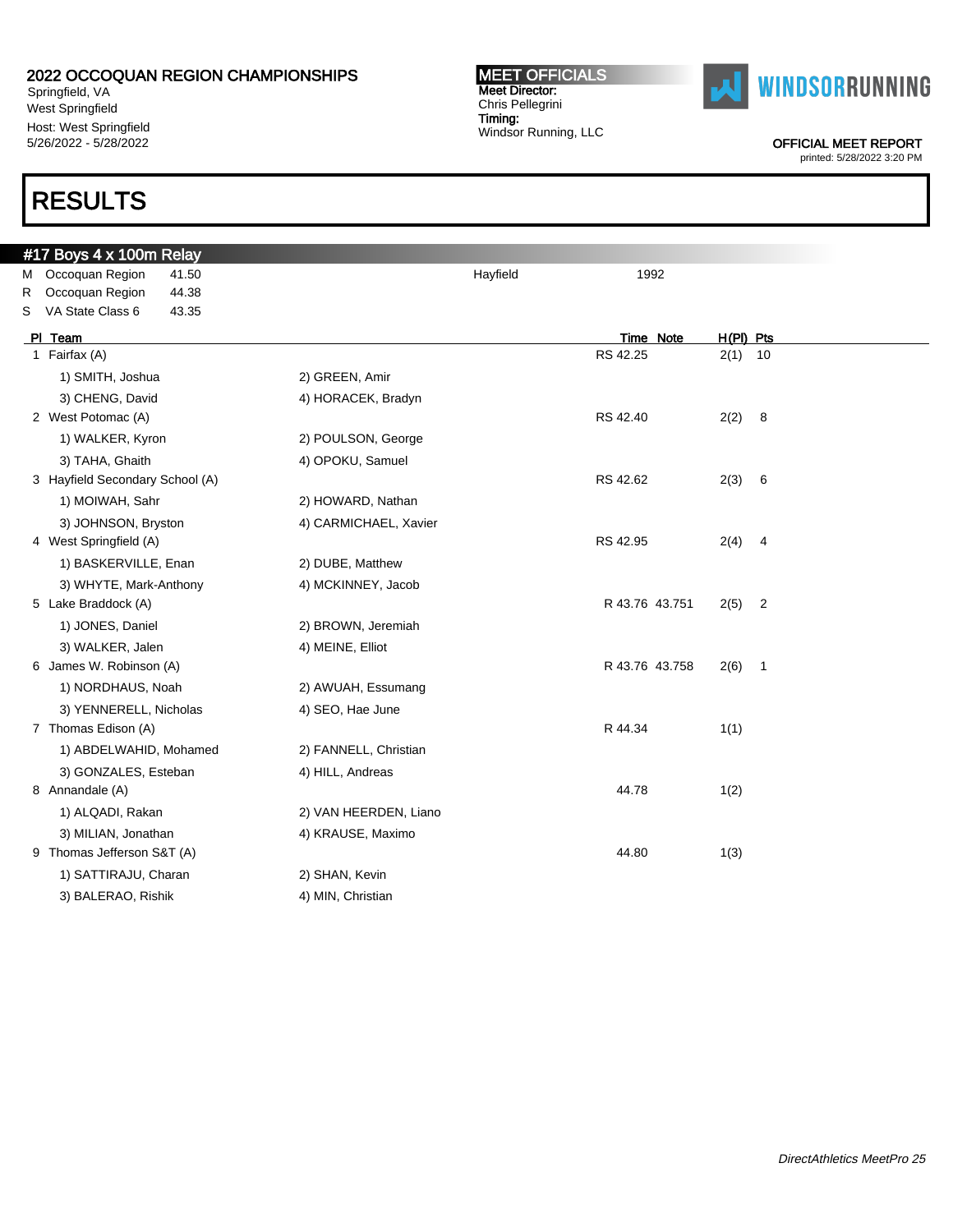2022 OCCOQUAN REGION CHAMPIONSHIPS
Springfield, VA
West Springfield
Host: West Springfield
5/26/2022 - 5/28/2022

**MEET OFFICIALS**
Meet Director:
Chris Pellegrini
Timing:
Windsor Running, LLC

WINDSORRUNNING

OFFICIAL MEET REPORT
printed: 5/28/2022 3:20 PM

# RESULTS

## #17 Boys 4 x 100m Relay

| | | | | |
|---|---|---|---|---|
| M | Occoquan Region | 41.50 | Hayfield | 1992 |
| R | Occoquan Region | 44.38 | | |
| S | VA State Class 6 | 43.35 | | |

| Pl | Team | | Time | Note | H(Pl) | Pts |
|---|---|---|---|---|---|---|
| 1 | Fairfax (A) | | RS 42.25 | | 2(1) | 10 |
| | 1) SMITH, Joshua | 2) GREEN, Amir | | | | |
| | 3) CHENG, David | 4) HORACEK, Bradyn | | | | |
| 2 | West Potomac (A) | | RS 42.40 | | 2(2) | 8 |
| | 1) WALKER, Kyron | 2) POULSON, George | | | | |
| | 3) TAHA, Ghaith | 4) OPOKU, Samuel | | | | |
| 3 | Hayfield Secondary School (A) | | RS 42.62 | | 2(3) | 6 |
| | 1) MOIWAH, Sahr | 2) HOWARD, Nathan | | | | |
| | 3) JOHNSON, Bryston | 4) CARMICHAEL, Xavier | | | | |
| 4 | West Springfield (A) | | RS 42.95 | | 2(4) | 4 |
| | 1) BASKERVILLE, Enan | 2) DUBE, Matthew | | | | |
| | 3) WHYTE, Mark-Anthony | 4) MCKINNEY, Jacob | | | | |
| 5 | Lake Braddock (A) | | R 43.76 | 43.751 | 2(5) | 2 |
| | 1) JONES, Daniel | 2) BROWN, Jeremiah | | | | |
| | 3) WALKER, Jalen | 4) MEINE, Elliot | | | | |
| 6 | James W. Robinson (A) | | R 43.76 | 43.758 | 2(6) | 1 |
| | 1) NORDHAUS, Noah | 2) AWUAH, Essumang | | | | |
| | 3) YENNERELL, Nicholas | 4) SEO, Hae June | | | | |
| 7 | Thomas Edison (A) | | R 44.34 | | 1(1) | |
| | 1) ABDELWAHID, Mohamed | 2) FANNELL, Christian | | | | |
| | 3) GONZALES, Esteban | 4) HILL, Andreas | | | | |
| 8 | Annandale (A) | | 44.78 | | 1(2) | |
| | 1) ALQADI, Rakan | 2) VAN HEERDEN, Liano | | | | |
| | 3) MILIAN, Jonathan | 4) KRAUSE, Maximo | | | | |
| 9 | Thomas Jefferson S&T (A) | | 44.80 | | 1(3) | |
| | 1) SATTIRAJU, Charan | 2) SHAN, Kevin | | | | |
| | 3) BALERAO, Rishik | 4) MIN, Christian | | | | |

*DirectAthletics MeetPro 25*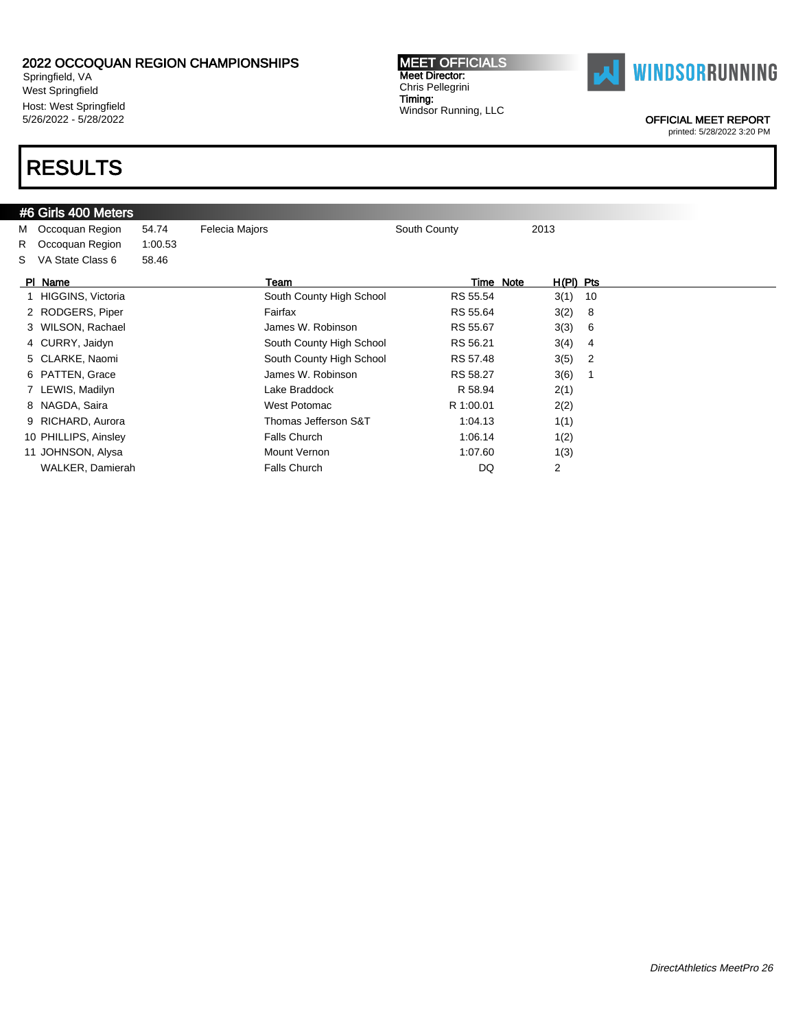# 2022 OCCOQUAN REGION CHAMPIONSHIPS

Springfield, VA
West Springfield
Host: West Springfield
5/26/2022 - 5/28/2022

**MEET OFFICIALS**
Meet Director:
Chris Pellegrini
Timing:
Windsor Running, LLC

WINDSORRUNNING

OFFICIAL MEET REPORT
printed: 5/28/2022 3:20 PM

# RESULTS

## #6 Girls 400 Meters

| | | | | | |
|---|---|---|---|---|---|
| M | Occoquan Region | 54.74 | Felecia Majors | South County | 2013 |
| R | Occoquan Region | 1:00.53 | | | |
| S | VA State Class 6 | 58.46 | | | |

| Pl | Name | Team | Time | Note | H(Pl) | Pts |
|---|---|---|---|---|---|---|
| 1 | HIGGINS, Victoria | South County High School | RS 55.54 | | 3(1) | 10 |
| 2 | RODGERS, Piper | Fairfax | RS 55.64 | | 3(2) | 8 |
| 3 | WILSON, Rachael | James W. Robinson | RS 55.67 | | 3(3) | 6 |
| 4 | CURRY, Jaidyn | South County High School | RS 56.21 | | 3(4) | 4 |
| 5 | CLARKE, Naomi | South County High School | RS 57.48 | | 3(5) | 2 |
| 6 | PATTEN, Grace | James W. Robinson | RS 58.27 | | 3(6) | 1 |
| 7 | LEWIS, Madilyn | Lake Braddock | R 58.94 | | 2(1) | |
| 8 | NAGDA, Saira | West Potomac | R 1:00.01 | | 2(2) | |
| 9 | RICHARD, Aurora | Thomas Jefferson S&T | 1:04.13 | | 1(1) | |
| 10 | PHILLIPS, Ainsley | Falls Church | 1:06.14 | | 1(2) | |
| 11 | JOHNSON, Alysa | Mount Vernon | 1:07.60 | | 1(3) | |
| | WALKER, Damierah | Falls Church | DQ | | 2 | |

*DirectAthletics MeetPro 26*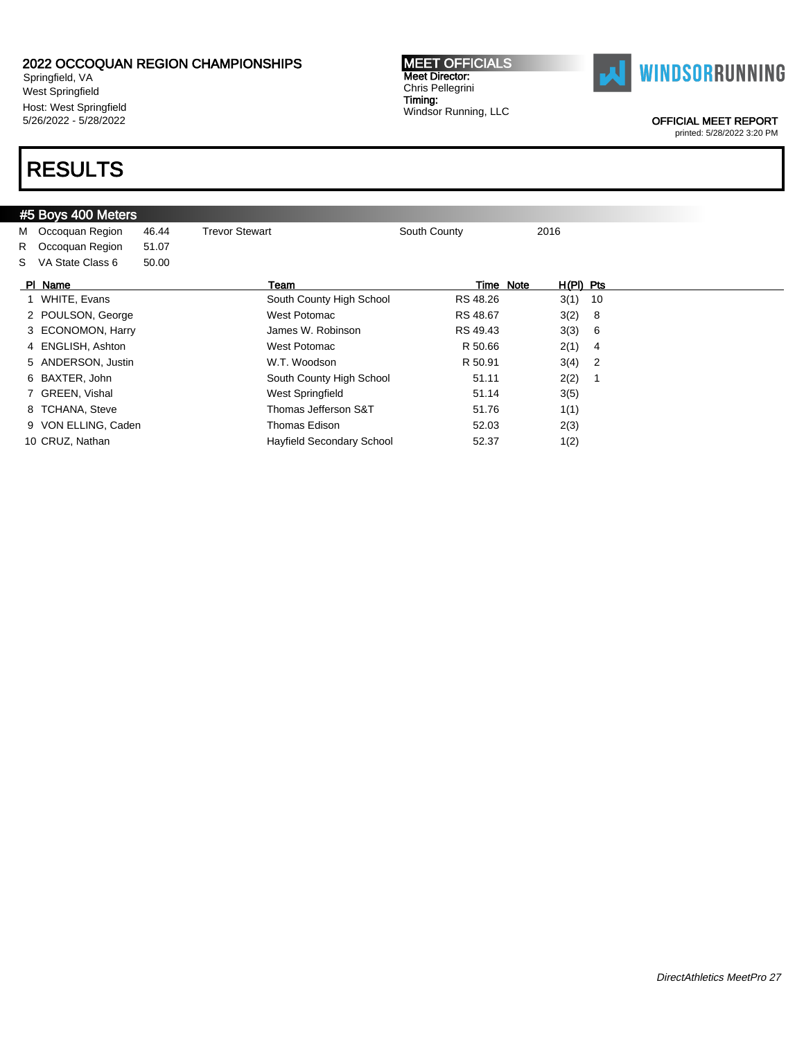2022 OCCOQUAN REGION CHAMPIONSHIPS
Springfield, VA
West Springfield
Host: West Springfield
5/26/2022 - 5/28/2022

**MEET OFFICIALS**
Meet Director:
Chris Pellegrini
Timing:
Windsor Running, LLC

WINDSORRUNNING

OFFICIAL MEET REPORT
printed: 5/28/2022 3:20 PM

# RESULTS

## #5 Boys 400 Meters

| | | | | | |
|---|---|---|---|---|---|
| M | Occoquan Region | 46.44 | Trevor Stewart | South County | 2016 |
| R | Occoquan Region | 51.07 | | | |
| S | VA State Class 6 | 50.00 | | | |

| Pl | Name | Team | Time | Note | H(Pl) | Pts |
|---|---|---|---|---|---|---|
| 1 | WHITE, Evans | South County High School | RS 48.26 | | 3(1) | 10 |
| 2 | POULSON, George | West Potomac | RS 48.67 | | 3(2) | 8 |
| 3 | ECONOMON, Harry | James W. Robinson | RS 49.43 | | 3(3) | 6 |
| 4 | ENGLISH, Ashton | West Potomac | R 50.66 | | 2(1) | 4 |
| 5 | ANDERSON, Justin | W.T. Woodson | R 50.91 | | 3(4) | 2 |
| 6 | BAXTER, John | South County High School | 51.11 | | 2(2) | 1 |
| 7 | GREEN, Vishal | West Springfield | 51.14 | | 3(5) | |
| 8 | TCHANA, Steve | Thomas Jefferson S&T | 51.76 | | 1(1) | |
| 9 | VON ELLING, Caden | Thomas Edison | 52.03 | | 2(3) | |
| 10 | CRUZ, Nathan | Hayfield Secondary School | 52.37 | | 1(2) | |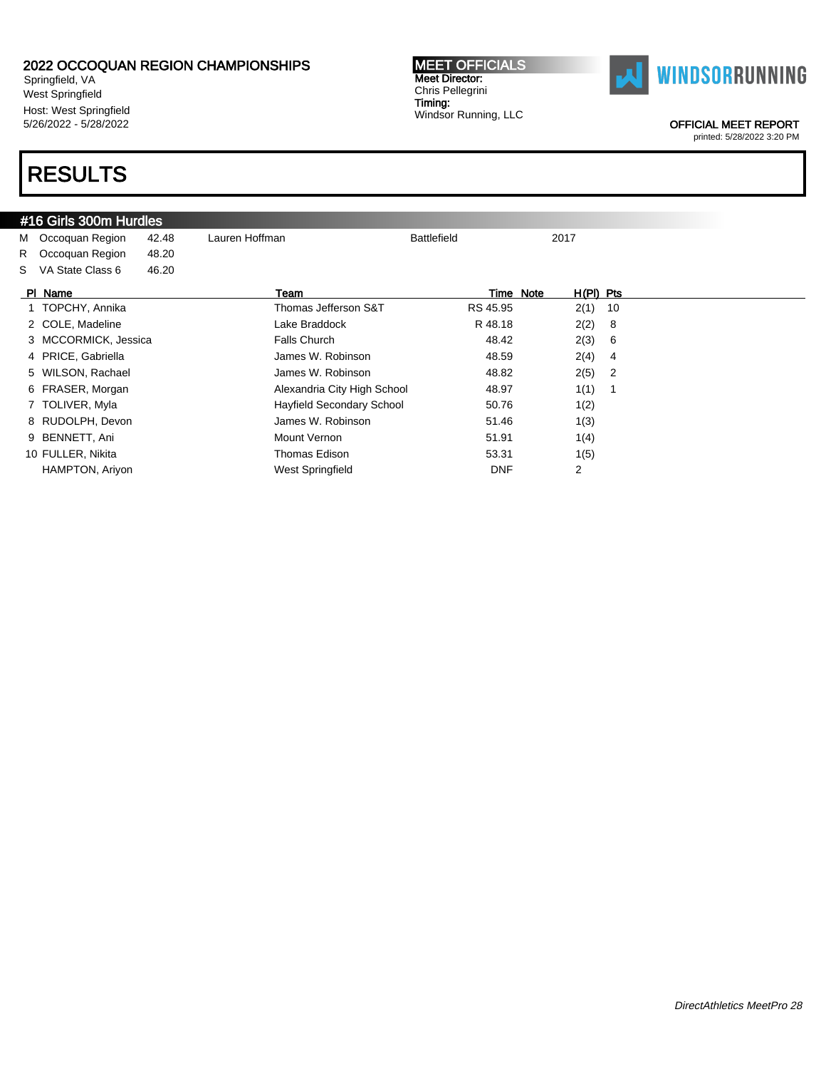2022 OCCOQUAN REGION CHAMPIONSHIPS
Springfield, VA
West Springfield
Host: West Springfield
5/26/2022 - 5/28/2022

**MEET OFFICIALS**
Meet Director:
Chris Pellegrini
Timing:
Windsor Running, LLC

WINDSORRUNNING

OFFICIAL MEET REPORT
printed: 5/28/2022 3:20 PM

# RESULTS

## #16 Girls 300m Hurdles

| | | | | | |
|---|---|---|---|---|---|
| M | Occoquan Region | 42.48 | Lauren Hoffman | Battlefield | 2017 |
| R | Occoquan Region | 48.20 | | | |
| S | VA State Class 6 | 46.20 | | | |

| Pl | Name | Team | Time | Note | H(Pl) | Pts |
|---|---|---|---|---|---|---|
| 1 | TOPCHY, Annika | Thomas Jefferson S&T | RS 45.95 | | 2(1) | 10 |
| 2 | COLE, Madeline | Lake Braddock | R 48.18 | | 2(2) | 8 |
| 3 | MCCORMICK, Jessica | Falls Church | 48.42 | | 2(3) | 6 |
| 4 | PRICE, Gabriella | James W. Robinson | 48.59 | | 2(4) | 4 |
| 5 | WILSON, Rachael | James W. Robinson | 48.82 | | 2(5) | 2 |
| 6 | FRASER, Morgan | Alexandria City High School | 48.97 | | 1(1) | 1 |
| 7 | TOLIVER, Myla | Hayfield Secondary School | 50.76 | | 1(2) | |
| 8 | RUDOLPH, Devon | James W. Robinson | 51.46 | | 1(3) | |
| 9 | BENNETT, Ani | Mount Vernon | 51.91 | | 1(4) | |
| 10 | FULLER, Nikita | Thomas Edison | 53.31 | | 1(5) | |
| | HAMPTON, Ariyon | West Springfield | DNF | | 2 | |

*DirectAthletics MeetPro 28*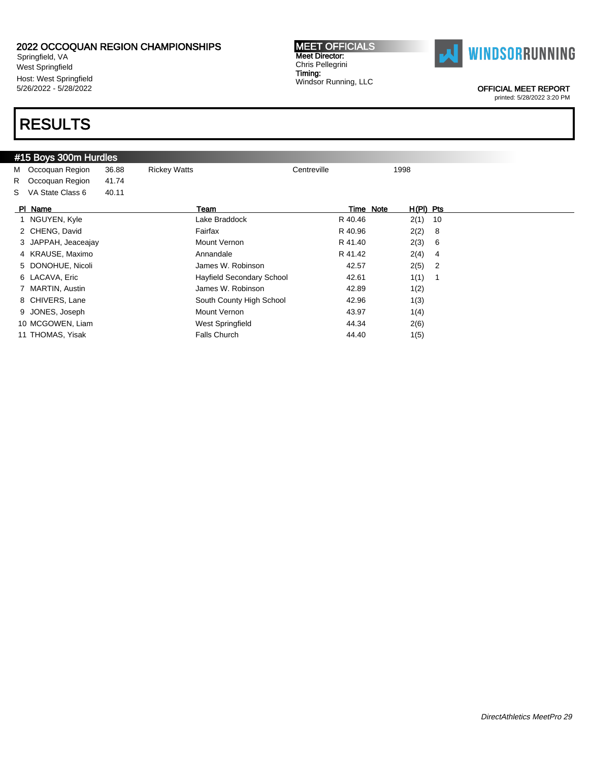2022 OCCOQUAN REGION CHAMPIONSHIPS
Springfield, VA
West Springfield
Host: West Springfield
5/26/2022 - 5/28/2022

**MEET OFFICIALS**
**Meet Director:**
Chris Pellegrini
**Timing:**
Windsor Running, LLC

OFFICIAL MEET REPORT
printed: 5/28/2022 3:20 PM

# RESULTS

## #15 Boys 300m Hurdles

| | | | | | |
|---|---|---|---|---|---|
| M | Occoquan Region | 36.88 | Rickey Watts | Centreville | 1998 |
| R | Occoquan Region | 41.74 | | | |
| S | VA State Class 6 | 40.11 | | | |

| Pl | Name | Team | Time | Note | H(Pl) | Pts |
|---|---|---|---|---|---|---|
| 1 | NGUYEN, Kyle | Lake Braddock | R 40.46 | | 2(1) | 10 |
| 2 | CHENG, David | Fairfax | R 40.96 | | 2(2) | 8 |
| 3 | JAPPAH, Jeaceajay | Mount Vernon | R 41.40 | | 2(3) | 6 |
| 4 | KRAUSE, Maximo | Annandale | R 41.42 | | 2(4) | 4 |
| 5 | DONOHUE, Nicoli | James W. Robinson | 42.57 | | 2(5) | 2 |
| 6 | LACAVA, Eric | Hayfield Secondary School | 42.61 | | 1(1) | 1 |
| 7 | MARTIN, Austin | James W. Robinson | 42.89 | | 1(2) | |
| 8 | CHIVERS, Lane | South County High School | 42.96 | | 1(3) | |
| 9 | JONES, Joseph | Mount Vernon | 43.97 | | 1(4) | |
| 10 | MCGOWEN, Liam | West Springfield | 44.34 | | 2(6) | |
| 11 | THOMAS, Yisak | Falls Church | 44.40 | | 1(5) | |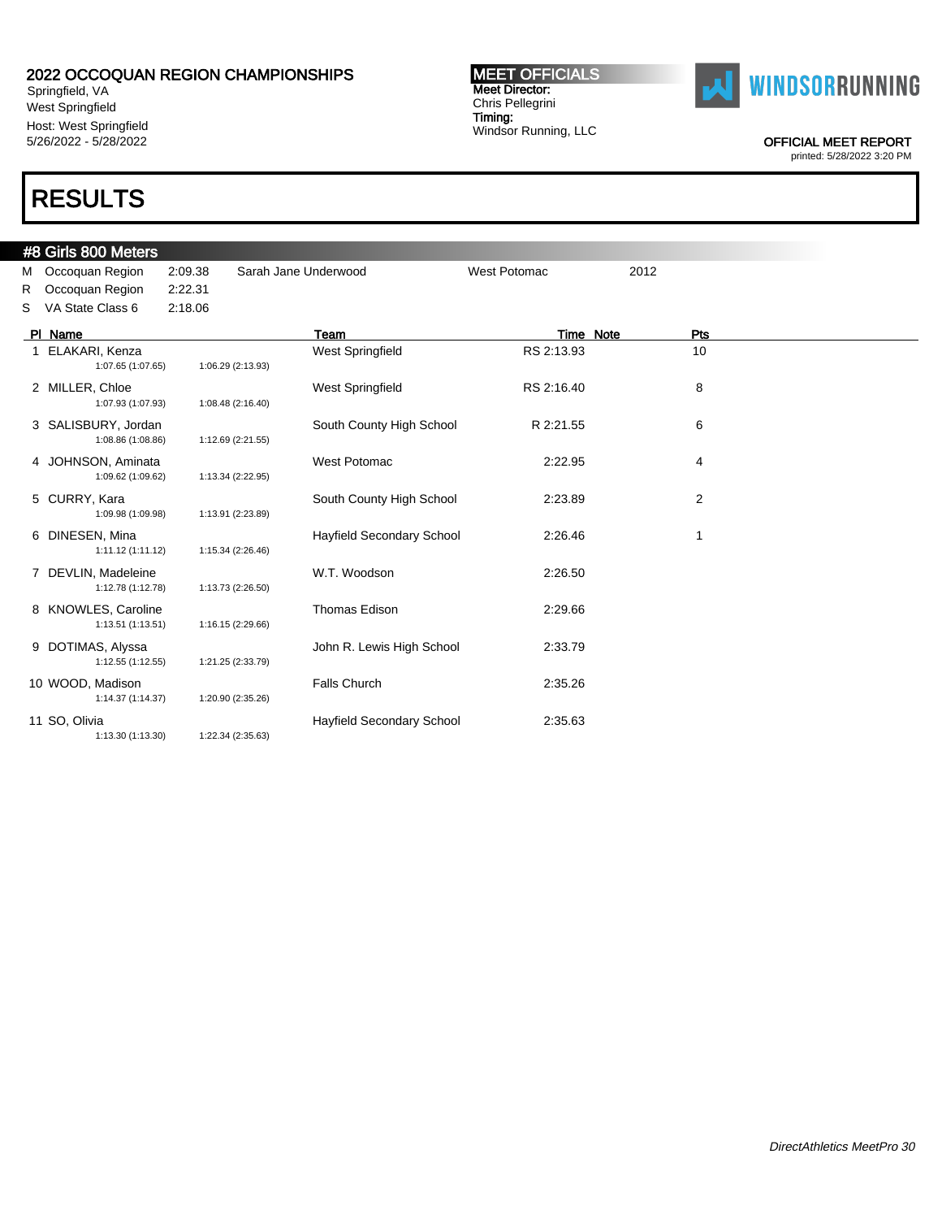2022 OCCOQUAN REGION CHAMPIONSHIPS
Springfield, VA
West Springfield
Host: West Springfield
5/26/2022 - 5/28/2022

**MEET OFFICIALS**
Meet Director:
Chris Pellegrini
Timing:
Windsor Running, LLC

OFFICIAL MEET REPORT
printed: 5/28/2022 3:20 PM

# RESULTS

## #8 Girls 800 Meters

| | | | | | |
|---|---|---|---|---|---|
| M | Occoquan Region | 2:09.38 | Sarah Jane Underwood | West Potomac | 2012 |
| R | Occoquan Region | 2:22.31 | | | |
| S | VA State Class 6 | 2:18.06 | | | |

| Pl | Name | Team | Time | Note | Pts |
|---|---|---|---|---|---|
| 1 | ELAKARI, Kenza<br>1:07.65 (1:07.65) 1:06.29 (2:13.93) | West Springfield | RS 2:13.93 | | 10 |
| 2 | MILLER, Chloe<br>1:07.93 (1:07.93) 1:08.48 (2:16.40) | West Springfield | RS 2:16.40 | | 8 |
| 3 | SALISBURY, Jordan<br>1:08.86 (1:08.86) 1:12.69 (2:21.55) | South County High School | R 2:21.55 | | 6 |
| 4 | JOHNSON, Aminata<br>1:09.62 (1:09.62) 1:13.34 (2:22.95) | West Potomac | 2:22.95 | | 4 |
| 5 | CURRY, Kara<br>1:09.98 (1:09.98) 1:13.91 (2:23.89) | South County High School | 2:23.89 | | 2 |
| 6 | DINESEN, Mina<br>1:11.12 (1:11.12) 1:15.34 (2:26.46) | Hayfield Secondary School | 2:26.46 | | 1 |
| 7 | DEVLIN, Madeleine<br>1:12.78 (1:12.78) 1:13.73 (2:26.50) | W.T. Woodson | 2:26.50 | | |
| 8 | KNOWLES, Caroline<br>1:13.51 (1:13.51) 1:16.15 (2:29.66) | Thomas Edison | 2:29.66 | | |
| 9 | DOTIMAS, Alyssa<br>1:12.55 (1:12.55) 1:21.25 (2:33.79) | John R. Lewis High School | 2:33.79 | | |
| 10 | WOOD, Madison<br>1:14.37 (1:14.37) 1:20.90 (2:35.26) | Falls Church | 2:35.26 | | |
| 11 | SO, Olivia<br>1:13.30 (1:13.30) 1:22.34 (2:35.63) | Hayfield Secondary School | 2:35.63 | | |

*DirectAthletics MeetPro 30*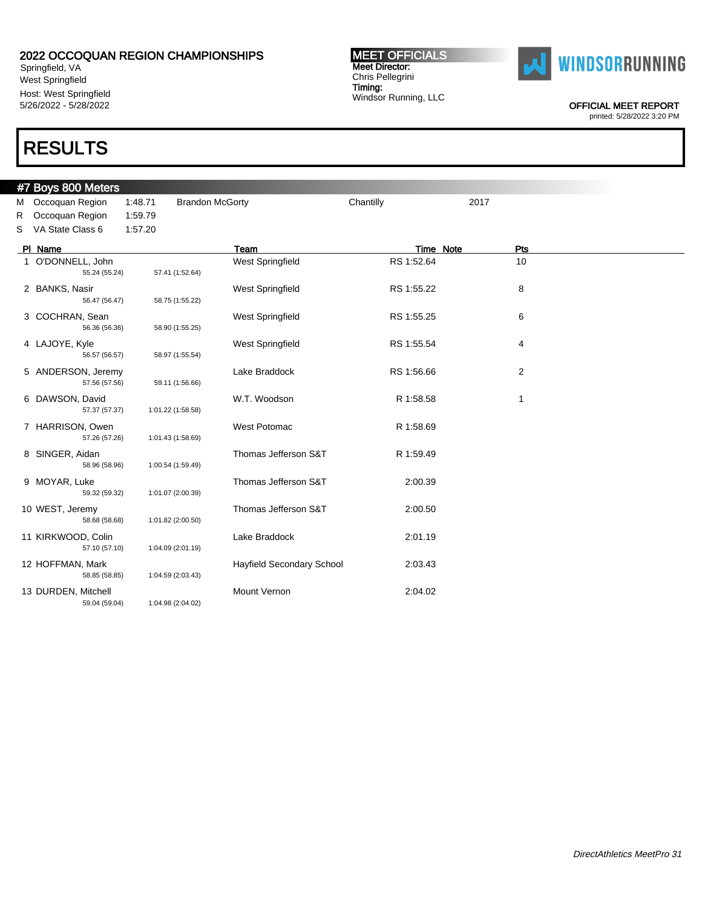2022 OCCOQUAN REGION CHAMPIONSHIPS
Springfield, VA
West Springfield
Host: West Springfield
5/26/2022 - 5/28/2022

**MEET OFFICIALS**
**Meet Director:**
Chris Pellegrini
**Timing:**
Windsor Running, LLC

WINDSORRUNNING

OFFICIAL MEET REPORT
printed: 5/28/2022 3:20 PM

# RESULTS

## #7 Boys 800 Meters

| | | | | | |
|---|---|---|---|---|---|
| M | Occoquan Region | 1:48.71 | Brandon McGorty | Chantilly | 2017 |
| R | Occoquan Region | 1:59.79 | | | |
| S | VA State Class 6 | 1:57.20 | | | |

| Pl | Name | Splits | | Team | Time | Note | Pts |
|---|---|---|---|---|---|---|---|
| 1 | O'DONNELL, John | 55.24 (55.24) | 57.41 (1:52.64) | West Springfield | RS 1:52.64 | | 10 |
| 2 | BANKS, Nasir | 56.47 (56.47) | 58.75 (1:55.22) | West Springfield | RS 1:55.22 | | 8 |
| 3 | COCHRAN, Sean | 56.36 (56.36) | 58.90 (1:55.25) | West Springfield | RS 1:55.25 | | 6 |
| 4 | LAJOYE, Kyle | 56.57 (56.57) | 58.97 (1:55.54) | West Springfield | RS 1:55.54 | | 4 |
| 5 | ANDERSON, Jeremy | 57.56 (57.56) | 59.11 (1:56.66) | Lake Braddock | RS 1:56.66 | | 2 |
| 6 | DAWSON, David | 57.37 (57.37) | 1:01.22 (1:58.58) | W.T. Woodson | R 1:58.58 | | 1 |
| 7 | HARRISON, Owen | 57.26 (57.26) | 1:01.43 (1:58.69) | West Potomac | R 1:58.69 | | |
| 8 | SINGER, Aidan | 58.96 (58.96) | 1:00.54 (1:59.49) | Thomas Jefferson S&T | R 1:59.49 | | |
| 9 | MOYAR, Luke | 59.32 (59.32) | 1:01.07 (2:00.39) | Thomas Jefferson S&T | 2:00.39 | | |
| 10 | WEST, Jeremy | 58.68 (58.68) | 1:01.82 (2:00.50) | Thomas Jefferson S&T | 2:00.50 | | |
| 11 | KIRKWOOD, Colin | 57.10 (57.10) | 1:04.09 (2:01.19) | Lake Braddock | 2:01.19 | | |
| 12 | HOFFMAN, Mark | 58.85 (58.85) | 1:04.59 (2:03.43) | Hayfield Secondary School | 2:03.43 | | |
| 13 | DURDEN, Mitchell | 59.04 (59.04) | 1:04.98 (2:04.02) | Mount Vernon | 2:04.02 | | |

*DirectAthletics MeetPro 31*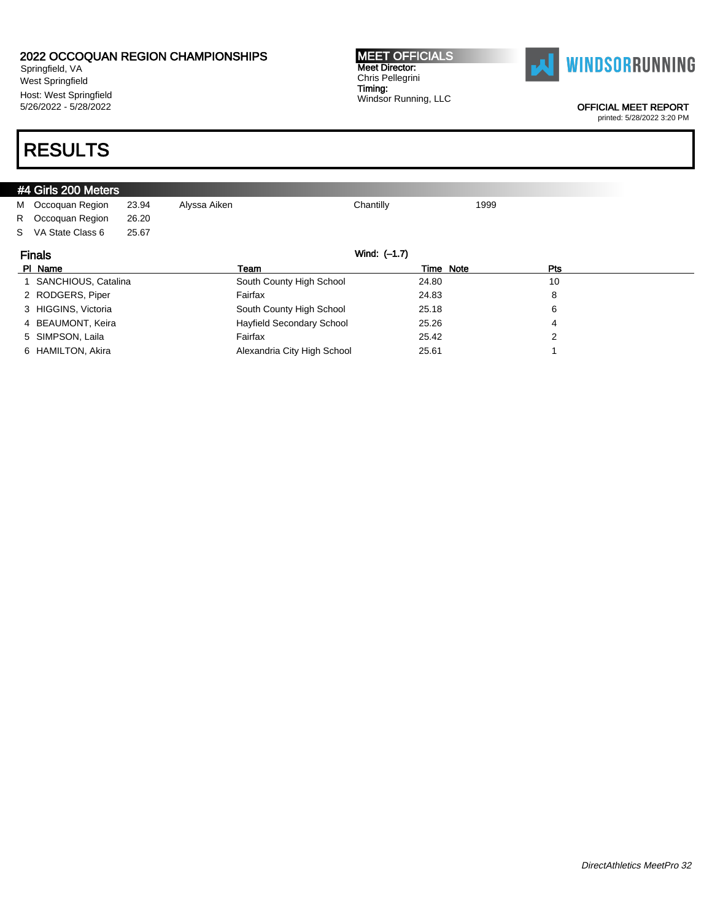2022 OCCOQUAN REGION CHAMPIONSHIPS
Springfield, VA
West Springfield
Host: West Springfield
5/26/2022 - 5/28/2022

**MEET OFFICIALS**
**Meet Director:**
Chris Pellegrini
**Timing:**
Windsor Running, LLC

OFFICIAL MEET REPORT
printed: 5/28/2022 3:20 PM

# RESULTS

## #4 Girls 200 Meters

| | | | | | |
|---|---|---|---|---|---|
| M | Occoquan Region | 23.94 | Alyssa Aiken | Chantilly | 1999 |
| R | Occoquan Region | 26.20 | | | |
| S | VA State Class 6 | 25.67 | | | |

### Finals

Wind: (–1.7)

| Pl | Name | Team | Time | Note | Pts |
|---|---|---|---|---|---|
| 1 | SANCHIOUS, Catalina | South County High School | 24.80 | | 10 |
| 2 | RODGERS, Piper | Fairfax | 24.83 | | 8 |
| 3 | HIGGINS, Victoria | South County High School | 25.18 | | 6 |
| 4 | BEAUMONT, Keira | Hayfield Secondary School | 25.26 | | 4 |
| 5 | SIMPSON, Laila | Fairfax | 25.42 | | 2 |
| 6 | HAMILTON, Akira | Alexandria City High School | 25.61 | | 1 |

*DirectAthletics MeetPro 32*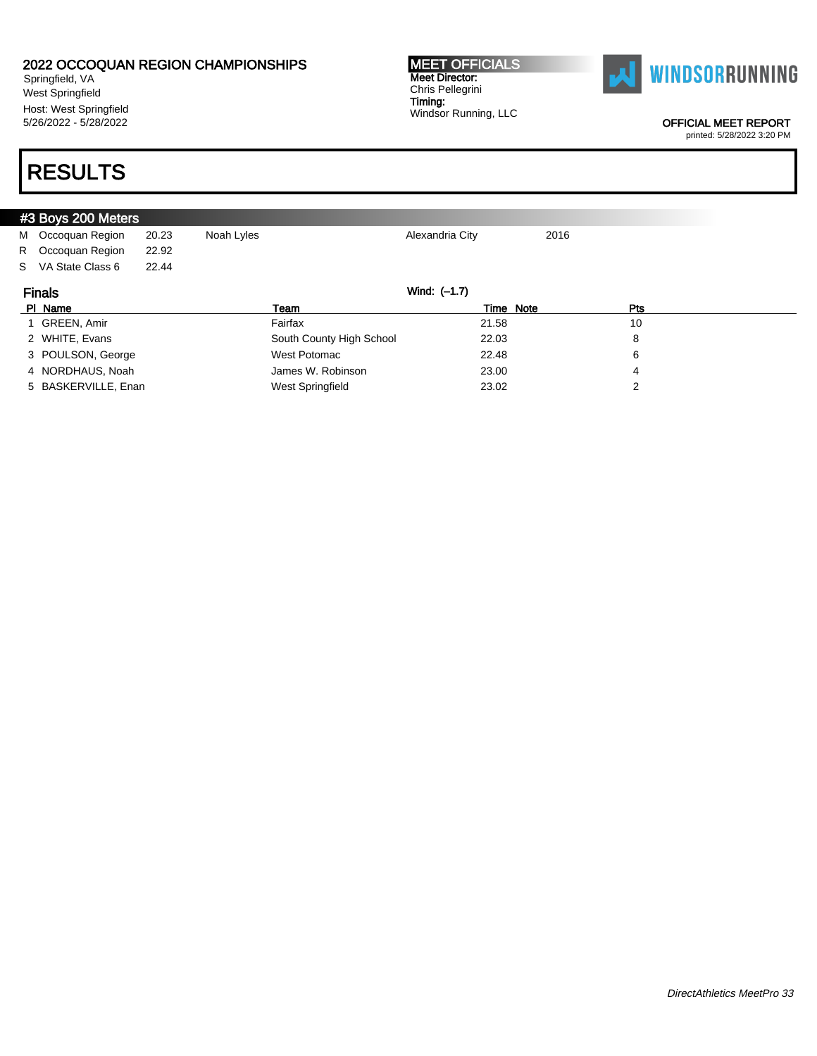2022 OCCOQUAN REGION CHAMPIONSHIPS
Springfield, VA
West Springfield
Host: West Springfield
5/26/2022 - 5/28/2022

**MEET OFFICIALS**
**Meet Director:**
Chris Pellegrini
**Timing:**
Windsor Running, LLC

OFFICIAL MEET REPORT
printed: 5/28/2022 3:20 PM

# RESULTS

## #3 Boys 200 Meters

| | | | | | |
|---|---|---|---|---|---|
| M | Occoquan Region | 20.23 | Noah Lyles | Alexandria City | 2016 |
| R | Occoquan Region | 22.92 | | | |
| S | VA State Class 6 | 22.44 | | | |

### Finals

Wind: (-1.7)

| Pl | Name | Team | Time | Note | Pts |
|---|---|---|---|---|---|
| 1 | GREEN, Amir | Fairfax | 21.58 | | 10 |
| 2 | WHITE, Evans | South County High School | 22.03 | | 8 |
| 3 | POULSON, George | West Potomac | 22.48 | | 6 |
| 4 | NORDHAUS, Noah | James W. Robinson | 23.00 | | 4 |
| 5 | BASKERVILLE, Enan | West Springfield | 23.02 | | 2 |

*DirectAthletics MeetPro 33*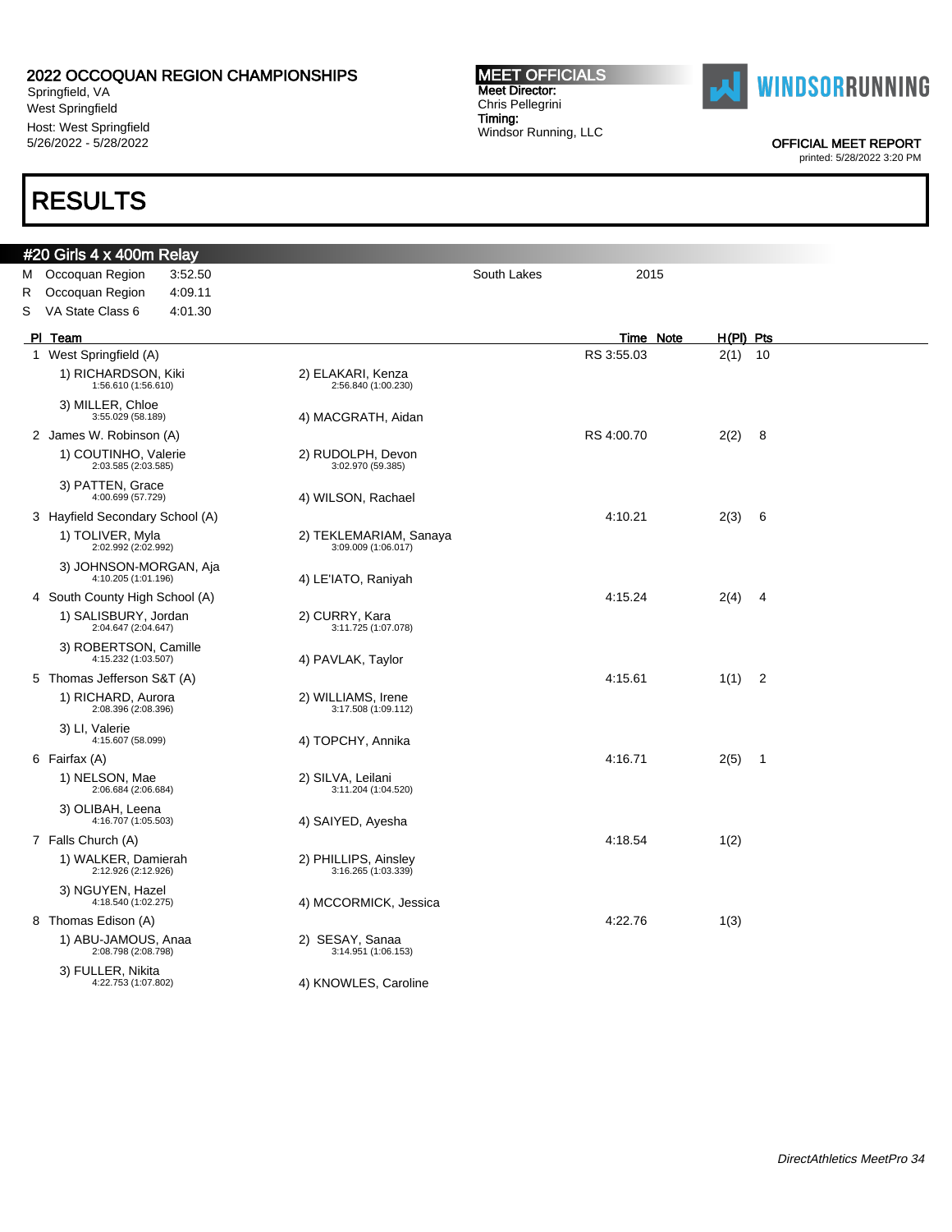2022 OCCOQUAN REGION CHAMPIONSHIPS
Springfield, VA
West Springfield
Host: West Springfield
5/26/2022 - 5/28/2022

**MEET OFFICIALS**
Meet Director:
Chris Pellegrini
Timing:
Windsor Running, LLC

OFFICIAL MEET REPORT
printed: 5/28/2022 3:20 PM

# RESULTS

## #20 Girls 4 x 400m Relay

| | | | | |
|---|---|---|---|---|
| M | Occoquan Region | 3:52.50 | South Lakes | 2015 |
| R | Occoquan Region | 4:09.11 | | |
| S | VA State Class 6 | 4:01.30 | | |

| Pl | Team | | Time | Note | H(Pl) | Pts |
|---|---|---|---|---|---|---|
| 1 | West Springfield (A) | | 3:55.03 | RS | 2(1) | 10 |
| | 1) RICHARDSON, Kiki 1:56.610 (1:56.610) | 2) ELAKARI, Kenza 2:56.840 (1:00.230) | | | | |
| | 3) MILLER, Chloe 3:55.029 (58.189) | 4) MACGRATH, Aidan | | | | |
| 2 | James W. Robinson (A) | | 4:00.70 | RS | 2(2) | 8 |
| | 1) COUTINHO, Valerie 2:03.585 (2:03.585) | 2) RUDOLPH, Devon 3:02.970 (59.385) | | | | |
| | 3) PATTEN, Grace 4:00.699 (57.729) | 4) WILSON, Rachael | | | | |
| 3 | Hayfield Secondary School (A) | | 4:10.21 | | 2(3) | 6 |
| | 1) TOLIVER, Myla 2:02.992 (2:02.992) | 2) TEKLEMARIAM, Sanaya 3:09.009 (1:06.017) | | | | |
| | 3) JOHNSON-MORGAN, Aja 4:10.205 (1:01.196) | 4) LE'IATO, Raniyah | | | | |
| 4 | South County High School (A) | | 4:15.24 | | 2(4) | 4 |
| | 1) SALISBURY, Jordan 2:04.647 (2:04.647) | 2) CURRY, Kara 3:11.725 (1:07.078) | | | | |
| | 3) ROBERTSON, Camille 4:15.232 (1:03.507) | 4) PAVLAK, Taylor | | | | |
| 5 | Thomas Jefferson S&T (A) | | 4:15.61 | | 1(1) | 2 |
| | 1) RICHARD, Aurora 2:08.396 (2:08.396) | 2) WILLIAMS, Irene 3:17.508 (1:09.112) | | | | |
| | 3) LI, Valerie 4:15.607 (58.099) | 4) TOPCHY, Annika | | | | |
| 6 | Fairfax (A) | | 4:16.71 | | 2(5) | 1 |
| | 1) NELSON, Mae 2:06.684 (2:06.684) | 2) SILVA, Leilani 3:11.204 (1:04.520) | | | | |
| | 3) OLIBAH, Leena 4:16.707 (1:05.503) | 4) SAIYED, Ayesha | | | | |
| 7 | Falls Church (A) | | 4:18.54 | | 1(2) | |
| | 1) WALKER, Damierah 2:12.926 (2:12.926) | 2) PHILLIPS, Ainsley 3:16.265 (1:03.339) | | | | |
| | 3) NGUYEN, Hazel 4:18.540 (1:02.275) | 4) MCCORMICK, Jessica | | | | |
| 8 | Thomas Edison (A) | | 4:22.76 | | 1(3) | |
| | 1) ABU-JAMOUS, Anaa 2:08.798 (2:08.798) | 2) SESAY, Sanaa 3:14.951 (1:06.153) | | | | |
| | 3) FULLER, Nikita 4:22.753 (1:07.802) | 4) KNOWLES, Caroline | | | | |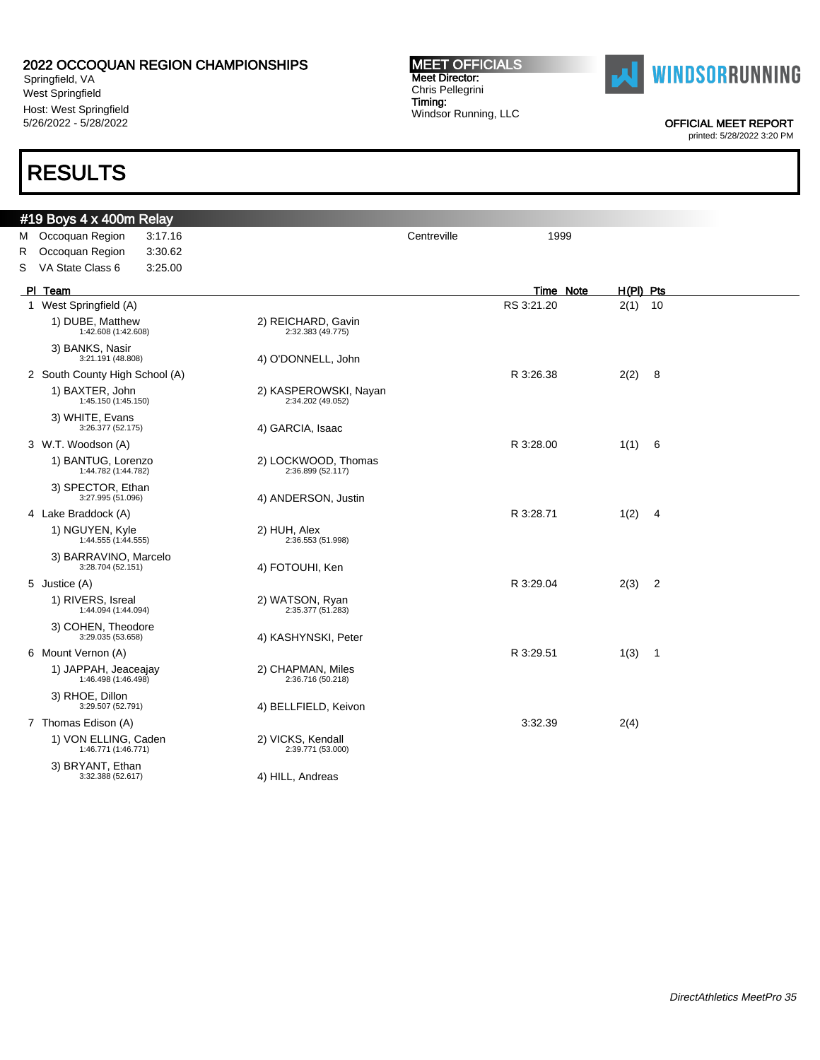# 2022 OCCOQUAN REGION CHAMPIONSHIPS

Springfield, VA
West Springfield
Host: West Springfield
5/26/2022 - 5/28/2022

**MEET OFFICIALS**
**Meet Director:**
Chris Pellegrini
**Timing:**
Windsor Running, LLC

WINDSORRUNNING

OFFICIAL MEET REPORT
printed: 5/28/2022 3:20 PM

# RESULTS

## #19 Boys 4 x 400m Relay

| | | | | |
|---|---|---|---|---|
| M | Occoquan Region | 3:17.16 | Centreville | 1999 |
| R | Occoquan Region | 3:30.62 | | |
| S | VA State Class 6 | 3:25.00 | | |

| Pl | Team | | Time | Note | H(Pl) | Pts |
|---|---|---|---|---|---|---|
| 1 | West Springfield (A) | | 3:21.20 | RS | 2(1) | 10 |
| | 1) DUBE, Matthew 1:42.608 (1:42.608) | 2) REICHARD, Gavin 2:32.383 (49.775) | | | | |
| | 3) BANKS, Nasir 3:21.191 (48.808) | 4) O'DONNELL, John | | | | |
| 2 | South County High School (A) | | 3:26.38 | R | 2(2) | 8 |
| | 1) BAXTER, John 1:45.150 (1:45.150) | 2) KASPEROWSKI, Nayan 2:34.202 (49.052) | | | | |
| | 3) WHITE, Evans 3:26.377 (52.175) | 4) GARCIA, Isaac | | | | |
| 3 | W.T. Woodson (A) | | 3:28.00 | R | 1(1) | 6 |
| | 1) BANTUG, Lorenzo 1:44.782 (1:44.782) | 2) LOCKWOOD, Thomas 2:36.899 (52.117) | | | | |
| | 3) SPECTOR, Ethan 3:27.995 (51.096) | 4) ANDERSON, Justin | | | | |
| 4 | Lake Braddock (A) | | 3:28.71 | R | 1(2) | 4 |
| | 1) NGUYEN, Kyle 1:44.555 (1:44.555) | 2) HUH, Alex 2:36.553 (51.998) | | | | |
| | 3) BARRAVINO, Marcelo 3:28.704 (52.151) | 4) FOTOUHI, Ken | | | | |
| 5 | Justice (A) | | 3:29.04 | R | 2(3) | 2 |
| | 1) RIVERS, Isreal 1:44.094 (1:44.094) | 2) WATSON, Ryan 2:35.377 (51.283) | | | | |
| | 3) COHEN, Theodore 3:29.035 (53.658) | 4) KASHYNSKI, Peter | | | | |
| 6 | Mount Vernon (A) | | 3:29.51 | R | 1(3) | 1 |
| | 1) JAPPAH, Jeaceajay 1:46.498 (1:46.498) | 2) CHAPMAN, Miles 2:36.716 (50.218) | | | | |
| | 3) RHOE, Dillon 3:29.507 (52.791) | 4) BELLFIELD, Keivon | | | | |
| 7 | Thomas Edison (A) | | 3:32.39 | | 2(4) | |
| | 1) VON ELLING, Caden 1:46.771 (1:46.771) | 2) VICKS, Kendall 2:39.771 (53.000) | | | | |
| | 3) BRYANT, Ethan 3:32.388 (52.617) | 4) HILL, Andreas | | | | |

*DirectAthletics MeetPro 35*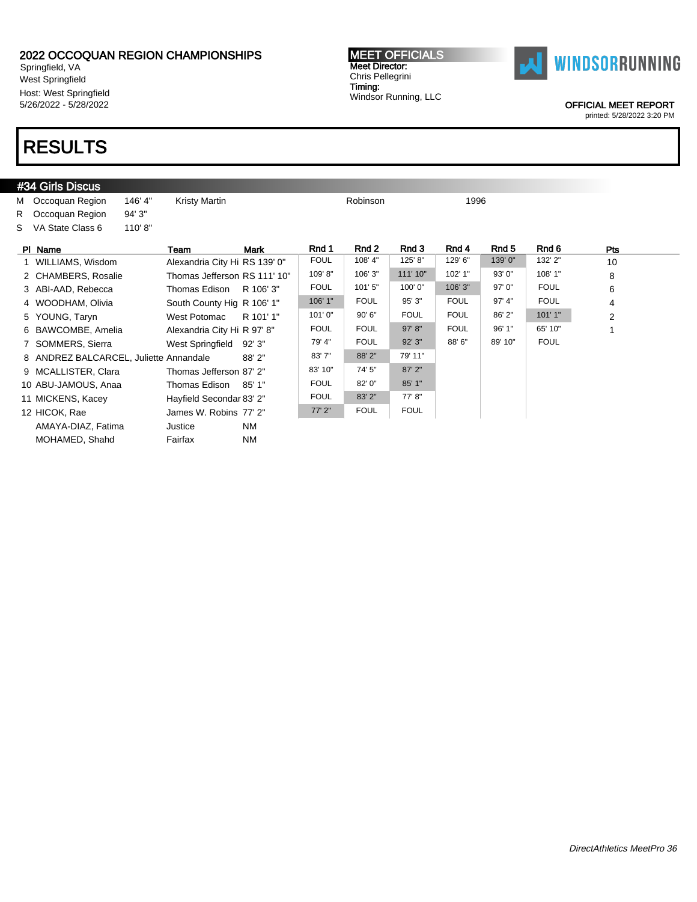# 2022 OCCOQUAN REGION CHAMPIONSHIPS

Springfield, VA
West Springfield
Host: West Springfield
5/26/2022 - 5/28/2022

**MEET OFFICIALS**
**Meet Director:**
Chris Pellegrini
**Timing:**
Windsor Running, LLC

OFFICIAL MEET REPORT
printed: 5/28/2022 3:20 PM

# RESULTS

## #34 Girls Discus

| | | | | | |
|---|---|---|---|---|---|
| M | Occoquan Region | 146' 4" | Kristy Martin | Robinson | 1996 |
| R | Occoquan Region | 94' 3" | | | |
| S | VA State Class 6 | 110' 8" | | | |

| Pl | Name | Team | Mark | Rnd 1 | Rnd 2 | Rnd 3 | Rnd 4 | Rnd 5 | Rnd 6 | Pts |
|---|---|---|---|---|---|---|---|---|---|---|
| 1 | WILLIAMS, Wisdom | Alexandria City Hi | RS 139' 0" | FOUL | 108' 4" | 125' 8" | 129' 6" | 139' 0" | 132' 2" | 10 |
| 2 | CHAMBERS, Rosalie | Thomas Jefferson | RS 111' 10" | 109' 8" | 106' 3" | 111' 10" | 102' 1" | 93' 0" | 108' 1" | 8 |
| 3 | ABI-AAD, Rebecca | Thomas Edison | R 106' 3" | FOUL | 101' 5" | 100' 0" | 106' 3" | 97' 0" | FOUL | 6 |
| 4 | WOODHAM, Olivia | South County Hig | R 106' 1" | 106' 1" | FOUL | 95' 3" | FOUL | 97' 4" | FOUL | 4 |
| 5 | YOUNG, Taryn | West Potomac | R 101' 1" | 101' 0" | 90' 6" | FOUL | FOUL | 86' 2" | 101' 1" | 2 |
| 6 | BAWCOMBE, Amelia | Alexandria City Hi | R 97' 8" | FOUL | FOUL | 97' 8" | FOUL | 96' 1" | 65' 10" | 1 |
| 7 | SOMMERS, Sierra | West Springfield | 92' 3" | 79' 4" | FOUL | 92' 3" | 88' 6" | 89' 10" | FOUL | |
| 8 | ANDREZ BALCARCEL, Juliette | Annandale | 88' 2" | 83' 7" | 88' 2" | 79' 11" | | | | |
| 9 | MCALLISTER, Clara | Thomas Jefferson | 87' 2" | 83' 10" | 74' 5" | 87' 2" | | | | |
| 10 | ABU-JAMOUS, Anaa | Thomas Edison | 85' 1" | FOUL | 82' 0" | 85' 1" | | | | |
| 11 | MICKENS, Kacey | Hayfield Secondar | 83' 2" | FOUL | 83' 2" | 77' 8" | | | | |
| 12 | HICOK, Rae | James W. Robins | 77' 2" | 77' 2" | FOUL | FOUL | | | | |
| | AMAYA-DIAZ, Fatima | Justice | NM | | | | | | | |
| | MOHAMED, Shahd | Fairfax | NM | | | | | | | |

*DirectAthletics MeetPro 36*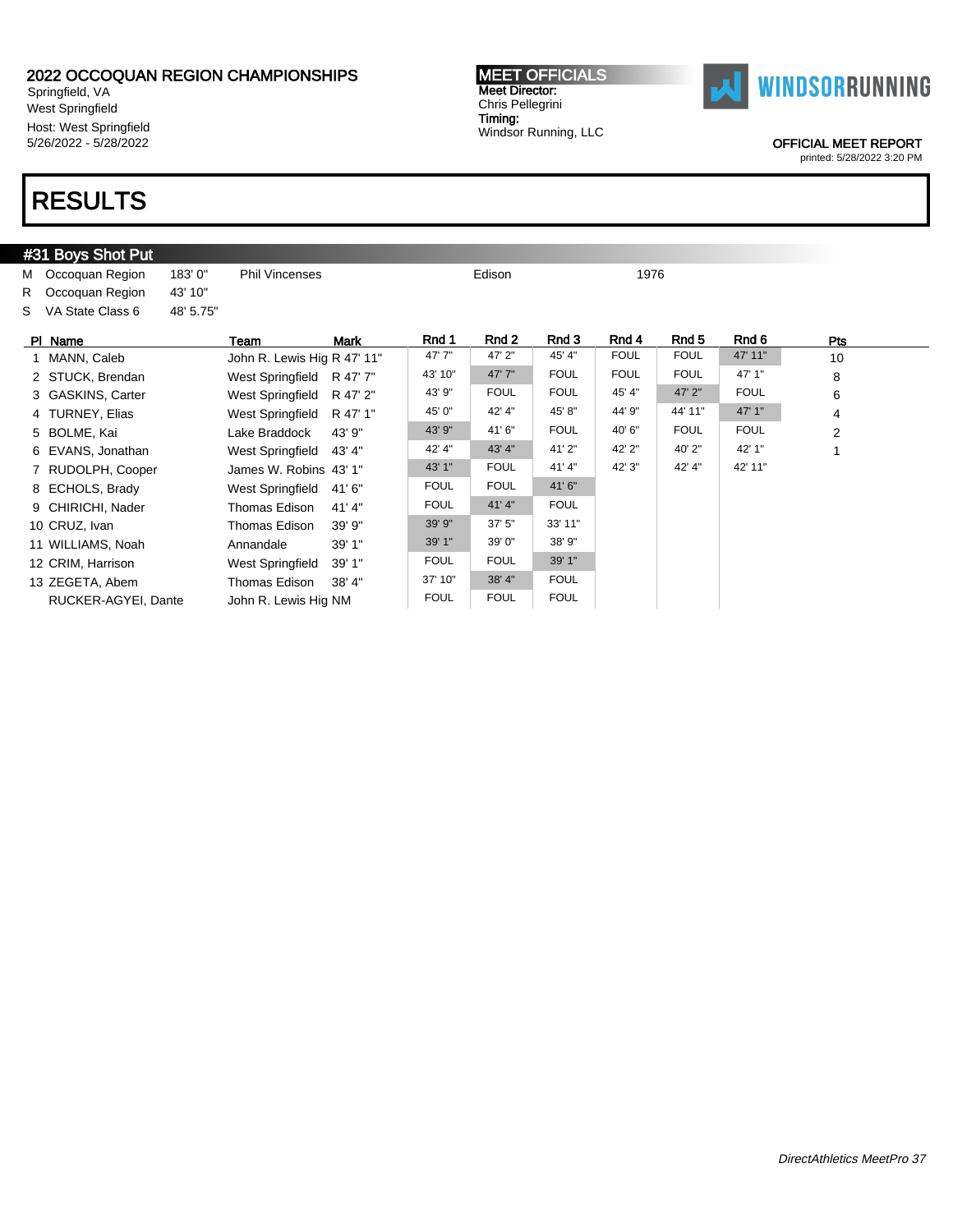# 2022 OCCOQUAN REGION CHAMPIONSHIPS

Springfield, VA
West Springfield
Host: West Springfield
5/26/2022 - 5/28/2022

**MEET OFFICIALS**
**Meet Director:**
Chris Pellegrini
**Timing:**
Windsor Running, LLC

WINDSORRUNNING

OFFICIAL MEET REPORT
printed: 5/28/2022 3:20 PM

# RESULTS

## #31 Boys Shot Put

| | | | | | |
|---|---|---|---|---|---|
| M | Occoquan Region | 183' 0" | Phil Vincenses | Edison | 1976 |
| R | Occoquan Region | 43' 10" | | | |
| S | VA State Class 6 | 48' 5.75" | | | |

| Pl | Name | Team | Mark | Rnd 1 | Rnd 2 | Rnd 3 | Rnd 4 | Rnd 5 | Rnd 6 | Pts |
|---|---|---|---|---|---|---|---|---|---|---|
| 1 | MANN, Caleb | John R. Lewis Hig | R 47' 11" | 47' 7" | 47' 2" | 45' 4" | FOUL | FOUL | 47' 11" | 10 |
| 2 | STUCK, Brendan | West Springfield | R 47' 7" | 43' 10" | 47' 7" | FOUL | FOUL | FOUL | 47' 1" | 8 |
| 3 | GASKINS, Carter | West Springfield | R 47' 2" | 43' 9" | FOUL | FOUL | 45' 4" | 47' 2" | FOUL | 6 |
| 4 | TURNEY, Elias | West Springfield | R 47' 1" | 45' 0" | 42' 4" | 45' 8" | 44' 9" | 44' 11" | 47' 1" | 4 |
| 5 | BOLME, Kai | Lake Braddock | 43' 9" | 43' 9" | 41' 6" | FOUL | 40' 6" | FOUL | FOUL | 2 |
| 6 | EVANS, Jonathan | West Springfield | 43' 4" | 42' 4" | 43' 4" | 41' 2" | 42' 2" | 40' 2" | 42' 1" | 1 |
| 7 | RUDOLPH, Cooper | James W. Robins | 43' 1" | 43' 1" | FOUL | 41' 4" | 42' 3" | 42' 4" | 42' 11" | |
| 8 | ECHOLS, Brady | West Springfield | 41' 6" | FOUL | FOUL | 41' 6" | | | | |
| 9 | CHIRICHI, Nader | Thomas Edison | 41' 4" | FOUL | 41' 4" | FOUL | | | | |
| 10 | CRUZ, Ivan | Thomas Edison | 39' 9" | 39' 9" | 37' 5" | 33' 11" | | | | |
| 11 | WILLIAMS, Noah | Annandale | 39' 1" | 39' 1" | 39' 0" | 38' 9" | | | | |
| 12 | CRIM, Harrison | West Springfield | 39' 1" | FOUL | FOUL | 39' 1" | | | | |
| 13 | ZEGETA, Abem | Thomas Edison | 38' 4" | 37' 10" | 38' 4" | FOUL | | | | |
| | RUCKER-AGYEI, Dante | John R. Lewis Hig | NM | FOUL | FOUL | FOUL | | | | |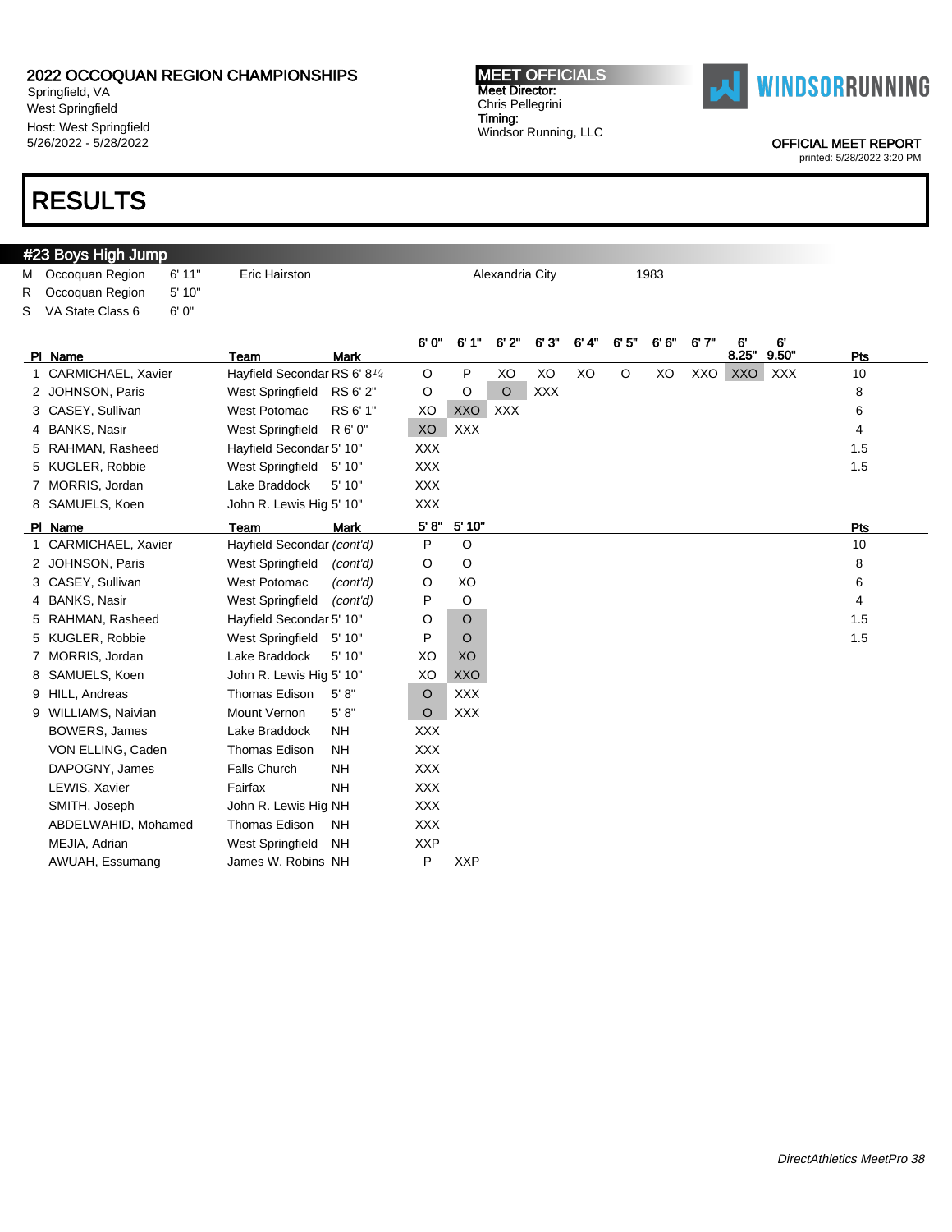# 2022 OCCOQUAN REGION CHAMPIONSHIPS

Springfield, VA
West Springfield
Host: West Springfield
5/26/2022 - 5/28/2022

**MEET OFFICIALS**
Meet Director:
Chris Pellegrini
Timing:
Windsor Running, LLC

WINDSORRUNNING

OFFICIAL MEET REPORT
printed: 5/28/2022 3:20 PM

# RESULTS

## #23 Boys High Jump

| | | | | | |
|---|---|---|---|---|---|
| M | Occoquan Region | 6' 11" | Eric Hairston | Alexandria City | 1983 |
| R | Occoquan Region | 5' 10" | | | |
| S | VA State Class 6 | 6' 0" | | | |

| Pl | Name | Team | Mark | 6' 0" | 6' 1" | 6' 2" | 6' 3" | 6' 4" | 6' 5" | 6' 6" | 6' 7" | 6' 8.25" | 6' 9.50" | Pts |
|---|---|---|---|---|---|---|---|---|---|---|---|---|---|---|
| 1 | CARMICHAEL, Xavier | Hayfield Secondar | RS 6' 8¼ | O | P | XO | XO | XO | O | XO | XXO | XXO | XXX | 10 |
| 2 | JOHNSON, Paris | West Springfield | RS 6' 2" | O | O | O | XXX | | | | | | | 8 |
| 3 | CASEY, Sullivan | West Potomac | RS 6' 1" | XO | XXO | XXX | | | | | | | | 6 |
| 4 | BANKS, Nasir | West Springfield | R 6' 0" | XO | XXX | | | | | | | | | 4 |
| 5 | RAHMAN, Rasheed | Hayfield Secondar | 5' 10" | XXX | | | | | | | | | | 1.5 |
| 5 | KUGLER, Robbie | West Springfield | 5' 10" | XXX | | | | | | | | | | 1.5 |
| 7 | MORRIS, Jordan | Lake Braddock | 5' 10" | XXX | | | | | | | | | | |
| 8 | SAMUELS, Koen | John R. Lewis Hig | 5' 10" | XXX | | | | | | | | | | |

| Pl | Name | Team | Mark | 5' 8" | 5' 10" | Pts |
|---|---|---|---|---|---|---|
| 1 | CARMICHAEL, Xavier | Hayfield Secondar | *(cont'd)* | P | O | 10 |
| 2 | JOHNSON, Paris | West Springfield | *(cont'd)* | O | O | 8 |
| 3 | CASEY, Sullivan | West Potomac | *(cont'd)* | O | XO | 6 |
| 4 | BANKS, Nasir | West Springfield | *(cont'd)* | P | O | 4 |
| 5 | RAHMAN, Rasheed | Hayfield Secondar | 5' 10" | O | O | 1.5 |
| 5 | KUGLER, Robbie | West Springfield | 5' 10" | P | O | 1.5 |
| 7 | MORRIS, Jordan | Lake Braddock | 5' 10" | XO | XO | |
| 8 | SAMUELS, Koen | John R. Lewis Hig | 5' 10" | XO | XXO | |
| 9 | HILL, Andreas | Thomas Edison | 5' 8" | O | XXX | |
| 9 | WILLIAMS, Naivian | Mount Vernon | 5' 8" | O | XXX | |
| | BOWERS, James | Lake Braddock | NH | XXX | | |
| | VON ELLING, Caden | Thomas Edison | NH | XXX | | |
| | DAPOGNY, James | Falls Church | NH | XXX | | |
| | LEWIS, Xavier | Fairfax | NH | XXX | | |
| | SMITH, Joseph | John R. Lewis Hig | NH | XXX | | |
| | ABDELWAHID, Mohamed | Thomas Edison | NH | XXX | | |
| | MEJIA, Adrian | West Springfield | NH | XXP | | |
| | AWUAH, Essumang | James W. Robins | NH | P | XXP | |

*DirectAthletics MeetPro 38*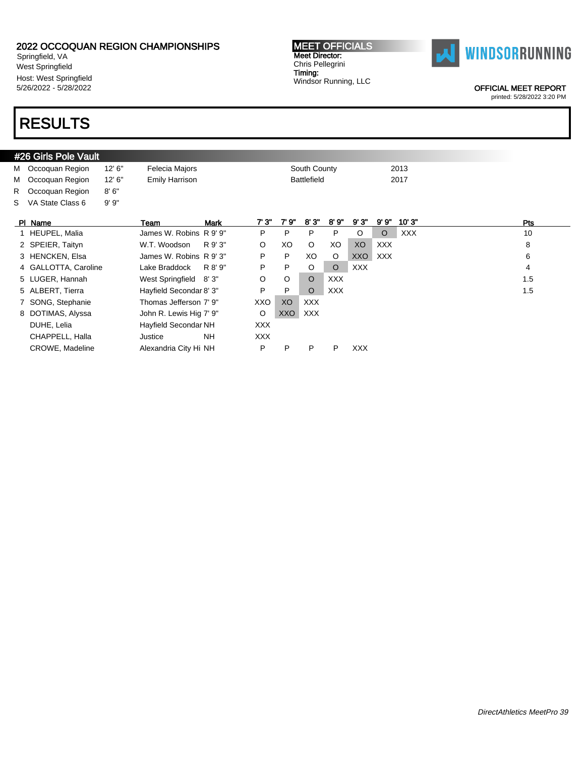## 2022 OCCOQUAN REGION CHAMPIONSHIPS

Springfield, VA
West Springfield
Host: West Springfield
5/26/2022 - 5/28/2022

**MEET OFFICIALS**
Meet Director:
Chris Pellegrini
Timing:
Windsor Running, LLC

WINDSORRUNNING

OFFICIAL MEET REPORT
printed: 5/28/2022 3:20 PM

# RESULTS

## #26 Girls Pole Vault

| | | | | | |
|---|---|---|---|---|---|
| M | Occoquan Region | 12' 6" | Felecia Majors | South County | 2013 |
| M | Occoquan Region | 12' 6" | Emily Harrison | Battlefield | 2017 |
| R | Occoquan Region | 8' 6" | | | |
| S | VA State Class 6 | 9' 9" | | | |

| Pl | Name | Team | Mark | 7' 3" | 7' 9" | 8' 3" | 8' 9" | 9' 3" | 9' 9" | 10' 3" | Pts |
|---|---|---|---|---|---|---|---|---|---|---|---|
| 1 | HEUPEL, Malia | James W. Robins | R 9' 9" | P | P | P | P | O | O | XXX | 10 |
| 2 | SPEIER, Taityn | W.T. Woodson | R 9' 3" | O | XO | O | XO | XO | XXX | | 8 |
| 3 | HENCKEN, Elsa | James W. Robins | R 9' 3" | P | P | XO | O | XXO | XXX | | 6 |
| 4 | GALLOTTA, Caroline | Lake Braddock | R 8' 9" | P | P | O | O | XXX | | | 4 |
| 5 | LUGER, Hannah | West Springfield | 8' 3" | O | O | O | XXX | | | | 1.5 |
| 5 | ALBERT, Tierra | Hayfield Secondar | 8' 3" | P | P | O | XXX | | | | 1.5 |
| 7 | SONG, Stephanie | Thomas Jefferson | 7' 9" | XXO | XO | XXX | | | | | |
| 8 | DOTIMAS, Alyssa | John R. Lewis Hig | 7' 9" | O | XXO | XXX | | | | | |
| | DUHE, Lelia | Hayfield Secondar | NH | XXX | | | | | | | |
| | CHAPPELL, Halla | Justice | NH | XXX | | | | | | | |
| | CROWE, Madeline | Alexandria City Hi | NH | P | P | P | P | XXX | | | |

*DirectAthletics MeetPro 39*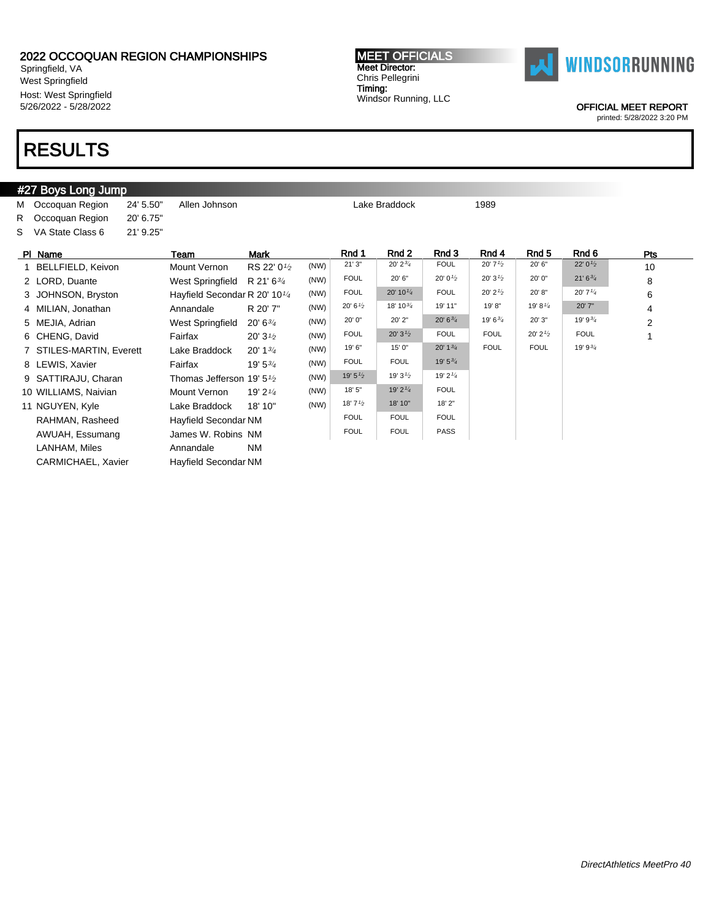# 2022 OCCOQUAN REGION CHAMPIONSHIPS

Springfield, VA
West Springfield
Host: West Springfield
5/26/2022 - 5/28/2022

**MEET OFFICIALS**
**Meet Director:**
Chris Pellegrini
**Timing:**
Windsor Running, LLC

WINDSORRUNNING

OFFICIAL MEET REPORT
printed: 5/28/2022 3:20 PM

# RESULTS

## #27 Boys Long Jump

| | | | | | |
|---|---|---|---|---|---|
| M | Occoquan Region | 24' 5.50" | Allen Johnson | Lake Braddock | 1989 |
| R | Occoquan Region | 20' 6.75" | | | |
| S | VA State Class 6 | 21' 9.25" | | | |

| Pl | Name | Team | Mark | | Rnd 1 | Rnd 2 | Rnd 3 | Rnd 4 | Rnd 5 | Rnd 6 | Pts |
|---|---|---|---|---|---|---|---|---|---|---|---|
| 1 | BELLFIELD, Keivon | Mount Vernon | RS 22' 0½ | (NW) | 21' 3" | 20' 2¾ | FOUL | 20' 7½ | 20' 6" | 22' 0½ | 10 |
| 2 | LORD, Duante | West Springfield | R 21' 6¾ | (NW) | FOUL | 20' 6" | 20' 0½ | 20' 3½ | 20' 0" | 21' 6¾ | 8 |
| 3 | JOHNSON, Bryston | Hayfield Secondar | R 20' 10¼ | (NW) | FOUL | 20' 10¼ | FOUL | 20' 2½ | 20' 8" | 20' 7¼ | 6 |
| 4 | MILIAN, Jonathan | Annandale | R 20' 7" | (NW) | 20' 6½ | 18' 10¾ | 19' 11" | 19' 8" | 19' 8¼ | 20' 7" | 4 |
| 5 | MEJIA, Adrian | West Springfield | 20' 6¾ | (NW) | 20' 0" | 20' 2" | 20' 6¾ | 19' 6¾ | 20' 3" | 19' 9¾ | 2 |
| 6 | CHENG, David | Fairfax | 20' 3½ | (NW) | FOUL | 20' 3½ | FOUL | FOUL | 20' 2½ | FOUL | 1 |
| 7 | STILES-MARTIN, Everett | Lake Braddock | 20' 1¾ | (NW) | 19' 6" | 15' 0" | 20' 1¾ | FOUL | FOUL | 19' 9¾ | |
| 8 | LEWIS, Xavier | Fairfax | 19' 5¾ | (NW) | FOUL | FOUL | 19' 5¾ | | | | |
| 9 | SATTIRAJU, Charan | Thomas Jefferson | 19' 5½ | (NW) | 19' 5½ | 19' 3½ | 19' 2¼ | | | | |
| 10 | WILLIAMS, Naivian | Mount Vernon | 19' 2¼ | (NW) | 18' 5" | 19' 2¼ | FOUL | | | | |
| 11 | NGUYEN, Kyle | Lake Braddock | 18' 10" | (NW) | 18' 7½ | 18' 10" | 18' 2" | | | | |
| | RAHMAN, Rasheed | Hayfield Secondar | NM | | FOUL | FOUL | FOUL | | | | |
| | AWUAH, Essumang | James W. Robins | NM | | FOUL | FOUL | PASS | | | | |
| | LANHAM, Miles | Annandale | NM | | | | | | | | |
| | CARMICHAEL, Xavier | Hayfield Secondar | NM | | | | | | | | |

*DirectAthletics MeetPro 40*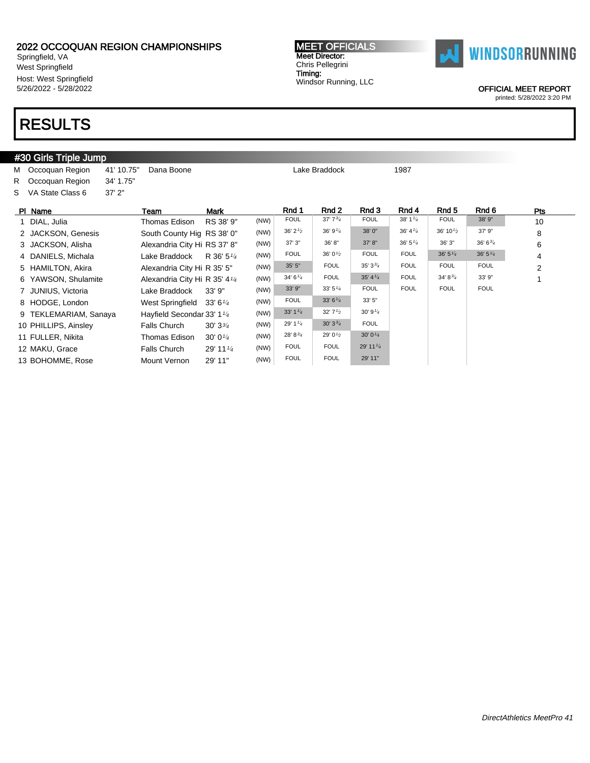# 2022 OCCOQUAN REGION CHAMPIONSHIPS

Springfield, VA
West Springfield
Host: West Springfield
5/26/2022 - 5/28/2022

**MEET OFFICIALS**
Meet Director:
Chris Pellegrini
Timing:
Windsor Running, LLC

WINDSORRUNNING

OFFICIAL MEET REPORT
printed: 5/28/2022 3:20 PM

# RESULTS

## #30 Girls Triple Jump

| | | | | | |
|---|---|---|---|---|---|
| M | Occoquan Region | 41' 10.75" | Dana Boone | Lake Braddock | 1987 |
| R | Occoquan Region | 34' 1.75" | | | |
| S | VA State Class 6 | 37' 2" | | | |

| Pl | Name | Team | Mark | | Rnd 1 | Rnd 2 | Rnd 3 | Rnd 4 | Rnd 5 | Rnd 6 | Pts |
|---|---|---|---|---|---|---|---|---|---|---|---|
| 1 | DIAL, Julia | Thomas Edison | RS 38' 9" | (NW) | FOUL | 37' 7¾ | FOUL | 38' 1¼ | FOUL | 38' 9" | 10 |
| 2 | JACKSON, Genesis | South County Hig | RS 38' 0" | (NW) | 36' 2½ | 36' 9¼ | 38' 0" | 36' 4¼ | 36' 10½ | 37' 9" | 8 |
| 3 | JACKSON, Alisha | Alexandria City Hi | RS 37' 8" | (NW) | 37' 3" | 36' 8" | 37' 8" | 36' 5¼ | 36' 3" | 36' 6¾ | 6 |
| 4 | DANIELS, Michala | Lake Braddock | R 36' 5¼ | (NW) | FOUL | 36' 0½ | FOUL | FOUL | 36' 5¼ | 36' 5¼ | 4 |
| 5 | HAMILTON, Akira | Alexandria City Hi | R 35' 5" | (NW) | 35' 5" | FOUL | 35' 3¾ | FOUL | FOUL | FOUL | 2 |
| 6 | YAWSON, Shulamite | Alexandria City Hi | R 35' 4¼ | (NW) | 34' 6¼ | FOUL | 35' 4¼ | FOUL | 34' 8¾ | 33' 9" | 1 |
| 7 | JUNIUS, Victoria | Lake Braddock | 33' 9" | (NW) | 33' 9" | 33' 5¼ | FOUL | FOUL | FOUL | FOUL | |
| 8 | HODGE, London | West Springfield | 33' 6¼ | (NW) | FOUL | 33' 6¼ | 33' 5" | | | | |
| 9 | TEKLEMARIAM, Sanaya | Hayfield Secondar | 33' 1¼ | (NW) | 33' 1¼ | 32' 7½ | 30' 9¼ | | | | |
| 10 | PHILLIPS, Ainsley | Falls Church | 30' 3¾ | (NW) | 29' 1¼ | 30' 3¾ | FOUL | | | | |
| 11 | FULLER, Nikita | Thomas Edison | 30' 0¼ | (NW) | 28' 8¾ | 29' 0½ | 30' 0¼ | | | | |
| 12 | MAKU, Grace | Falls Church | 29' 11¼ | (NW) | FOUL | FOUL | 29' 11¼ | | | | |
| 13 | BOHOMME, Rose | Mount Vernon | 29' 11" | (NW) | FOUL | FOUL | 29' 11" | | | | |

*DirectAthletics MeetPro 41*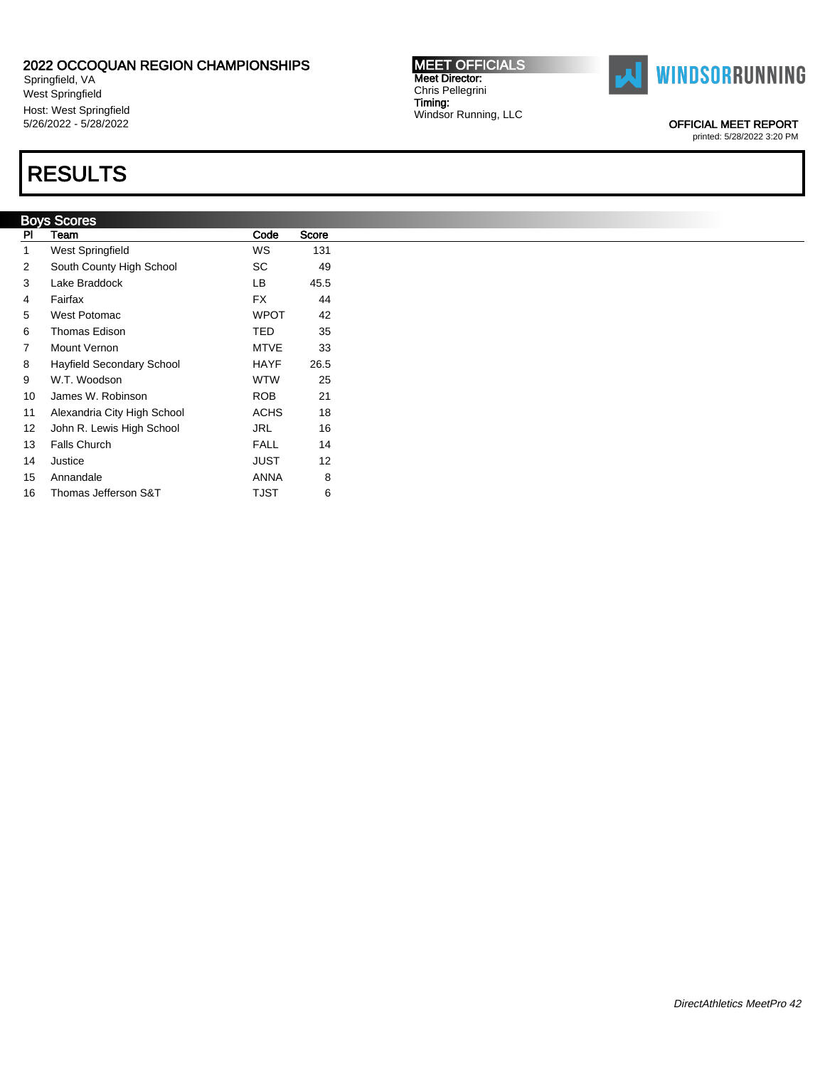2022 OCCOQUAN REGION CHAMPIONSHIPS
Springfield, VA
West Springfield
Host: West Springfield
5/26/2022 - 5/28/2022

**MEET OFFICIALS**
Meet Director:
Chris Pellegrini
Timing:
Windsor Running, LLC

WINDSORRUNNING

OFFICIAL MEET REPORT
printed: 5/28/2022 3:20 PM

# RESULTS

## Boys Scores

| Pl | Team | Code | Score |
|---|---|---|---|
| 1 | West Springfield | WS | 131 |
| 2 | South County High School | SC | 49 |
| 3 | Lake Braddock | LB | 45.5 |
| 4 | Fairfax | FX | 44 |
| 5 | West Potomac | WPOT | 42 |
| 6 | Thomas Edison | TED | 35 |
| 7 | Mount Vernon | MTVE | 33 |
| 8 | Hayfield Secondary School | HAYF | 26.5 |
| 9 | W.T. Woodson | WTW | 25 |
| 10 | James W. Robinson | ROB | 21 |
| 11 | Alexandria City High School | ACHS | 18 |
| 12 | John R. Lewis High School | JRL | 16 |
| 13 | Falls Church | FALL | 14 |
| 14 | Justice | JUST | 12 |
| 15 | Annandale | ANNA | 8 |
| 16 | Thomas Jefferson S&T | TJST | 6 |

*DirectAthletics MeetPro 42*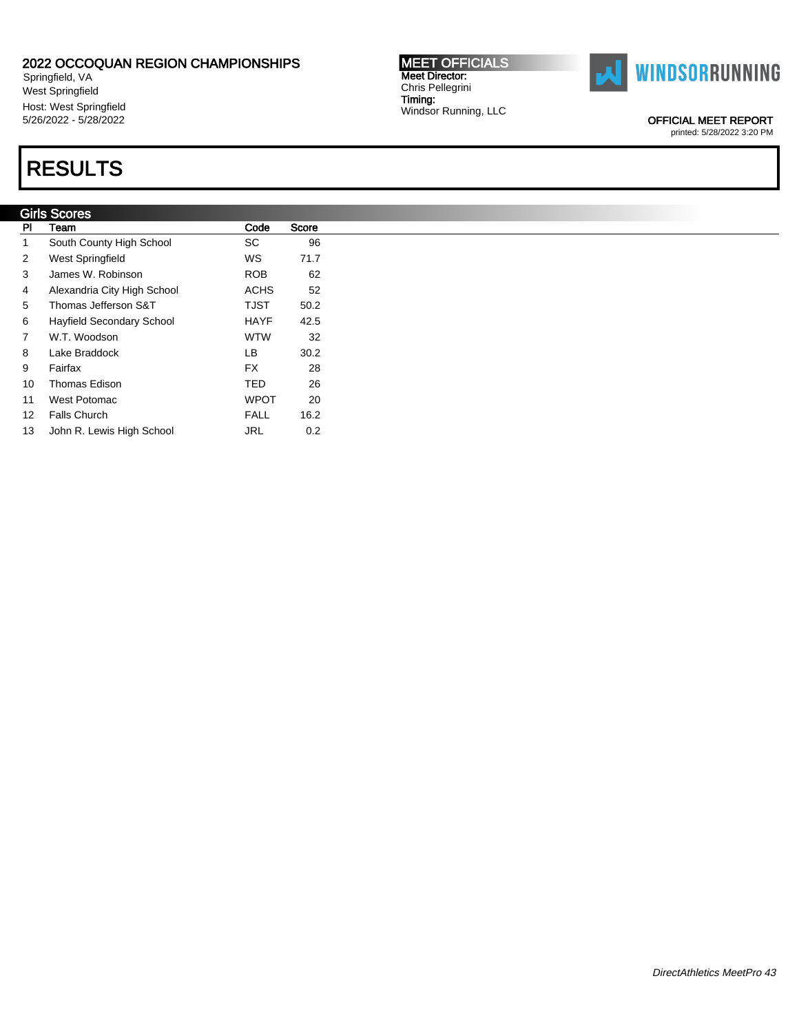2022 OCCOQUAN REGION CHAMPIONSHIPS
Springfield, VA
West Springfield
Host: West Springfield
5/26/2022 - 5/28/2022

**MEET OFFICIALS**
**Meet Director:**
Chris Pellegrini
**Timing:**
Windsor Running, LLC

WINDSORRUNNING

OFFICIAL MEET REPORT
printed: 5/28/2022 3:20 PM

# RESULTS

## Girls Scores

| Pl | Team | Code | Score |
|---|---|---|---|
| 1 | South County High School | SC | 96 |
| 2 | West Springfield | WS | 71.7 |
| 3 | James W. Robinson | ROB | 62 |
| 4 | Alexandria City High School | ACHS | 52 |
| 5 | Thomas Jefferson S&T | TJST | 50.2 |
| 6 | Hayfield Secondary School | HAYF | 42.5 |
| 7 | W.T. Woodson | WTW | 32 |
| 8 | Lake Braddock | LB | 30.2 |
| 9 | Fairfax | FX | 28 |
| 10 | Thomas Edison | TED | 26 |
| 11 | West Potomac | WPOT | 20 |
| 12 | Falls Church | FALL | 16.2 |
| 13 | John R. Lewis High School | JRL | 0.2 |